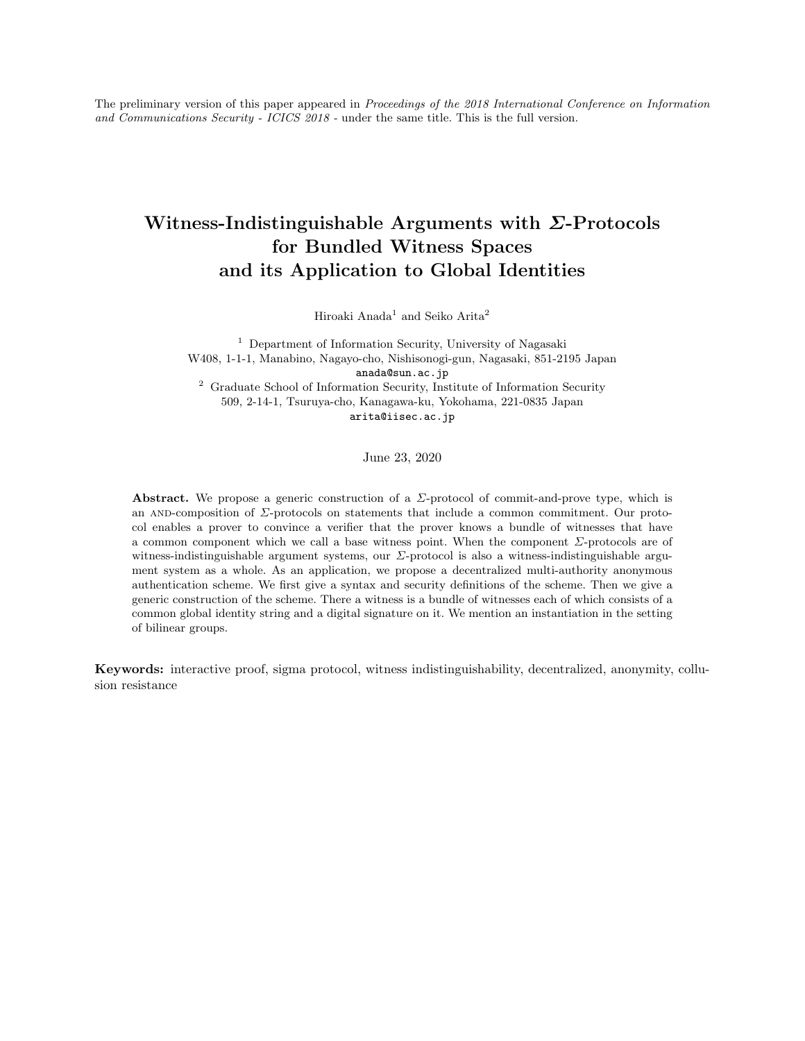The preliminary version of this paper appeared in *Proceedings of the 2018 International Conference on Information and Communications Security - ICICS 2018* - under the same title. This is the full version.

# Witness-Indistinguishable Arguments with $\Sigma$-Protocols for Bundled Witness Spaces and its Application to Global Identities

Hiroaki Anada[1] and Seiko Arita[2]

[1] Department of Information Security, University of Nagasaki
W408, 1-1-1, Manabino, Nagayo-cho, Nishisonogi-gun, Nagasaki, 851-2195 Japan
`anada@sun.ac.jp`

[2] Graduate School of Information Security, Institute of Information Security
509, 2-14-1, Tsuruya-cho, Kanagawa-ku, Yokohama, 221-0835 Japan
`arita@iisec.ac.jp`

June 23, 2020

**Abstract.** We propose a generic construction of a $\Sigma$-protocol of commit-and-prove type, which is an AND-composition of $\Sigma$-protocols on statements that include a common commitment. Our protocol enables a prover to convince a verifier that the prover knows a bundle of witnesses that have a common component which we call a base witness point. When the component $\Sigma$-protocols are of witness-indistinguishable argument systems, our $\Sigma$-protocol is also a witness-indistinguishable argument system as a whole. As an application, we propose a decentralized multi-authority anonymous authentication scheme. We first give a syntax and security definitions of the scheme. Then we give a generic construction of the scheme. There a witness is a bundle of witnesses each of which consists of a common global identity string and a digital signature on it. We mention an instantiation in the setting of bilinear groups.

**Keywords:** interactive proof, sigma protocol, witness indistinguishability, decentralized, anonymity, collusion resistance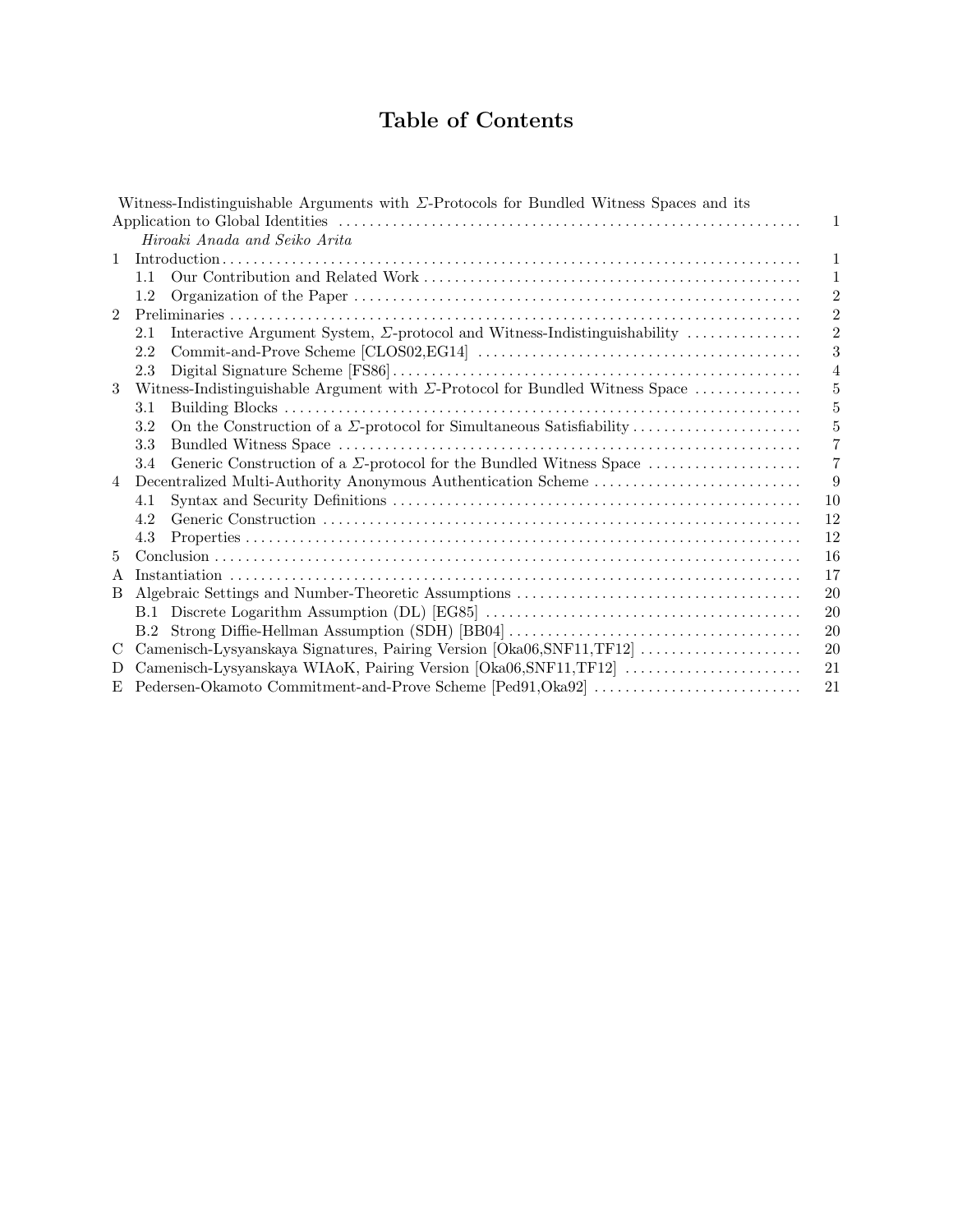# Table of Contents

| | | |
|---|---|---|
| | Witness-Indistinguishable Arguments with $\Sigma$-Protocols for Bundled Witness Spaces and its Application to Global Identities | 1 |
| | *Hiroaki Anada and Seiko Arita* | |
| 1 | Introduction | 1 |
| | 1.1 Our Contribution and Related Work | 1 |
| | 1.2 Organization of the Paper | 2 |
| 2 | Preliminaries | 2 |
| | 2.1 Interactive Argument System, $\Sigma$-protocol and Witness-Indistinguishability | 2 |
| | 2.2 Commit-and-Prove Scheme [CLOS02,EG14] | 3 |
| | 2.3 Digital Signature Scheme [FS86] | 4 |
| 3 | Witness-Indistinguishable Argument with $\Sigma$-Protocol for Bundled Witness Space | 5 |
| | 3.1 Building Blocks | 5 |
| | 3.2 On the Construction of a $\Sigma$-protocol for Simultaneous Satisfiability | 5 |
| | 3.3 Bundled Witness Space | 7 |
| | 3.4 Generic Construction of a $\Sigma$-protocol for the Bundled Witness Space | 7 |
| 4 | Decentralized Multi-Authority Anonymous Authentication Scheme | 9 |
| | 4.1 Syntax and Security Definitions | 10 |
| | 4.2 Generic Construction | 12 |
| | 4.3 Properties | 12 |
| 5 | Conclusion | 16 |
| A | Instantiation | 17 |
| B | Algebraic Settings and Number-Theoretic Assumptions | 20 |
| | B.1 Discrete Logarithm Assumption (DL) [EG85] | 20 |
| | B.2 Strong Diffie-Hellman Assumption (SDH) [BB04] | 20 |
| C | Camenisch-Lysyanskaya Signatures, Pairing Version [Oka06,SNF11,TF12] | 20 |
| D | Camenisch-Lysyanskaya WIAoK, Pairing Version [Oka06,SNF11,TF12] | 21 |
| E | Pedersen-Okamoto Commitment-and-Prove Scheme [Ped91,Oka92] | 21 |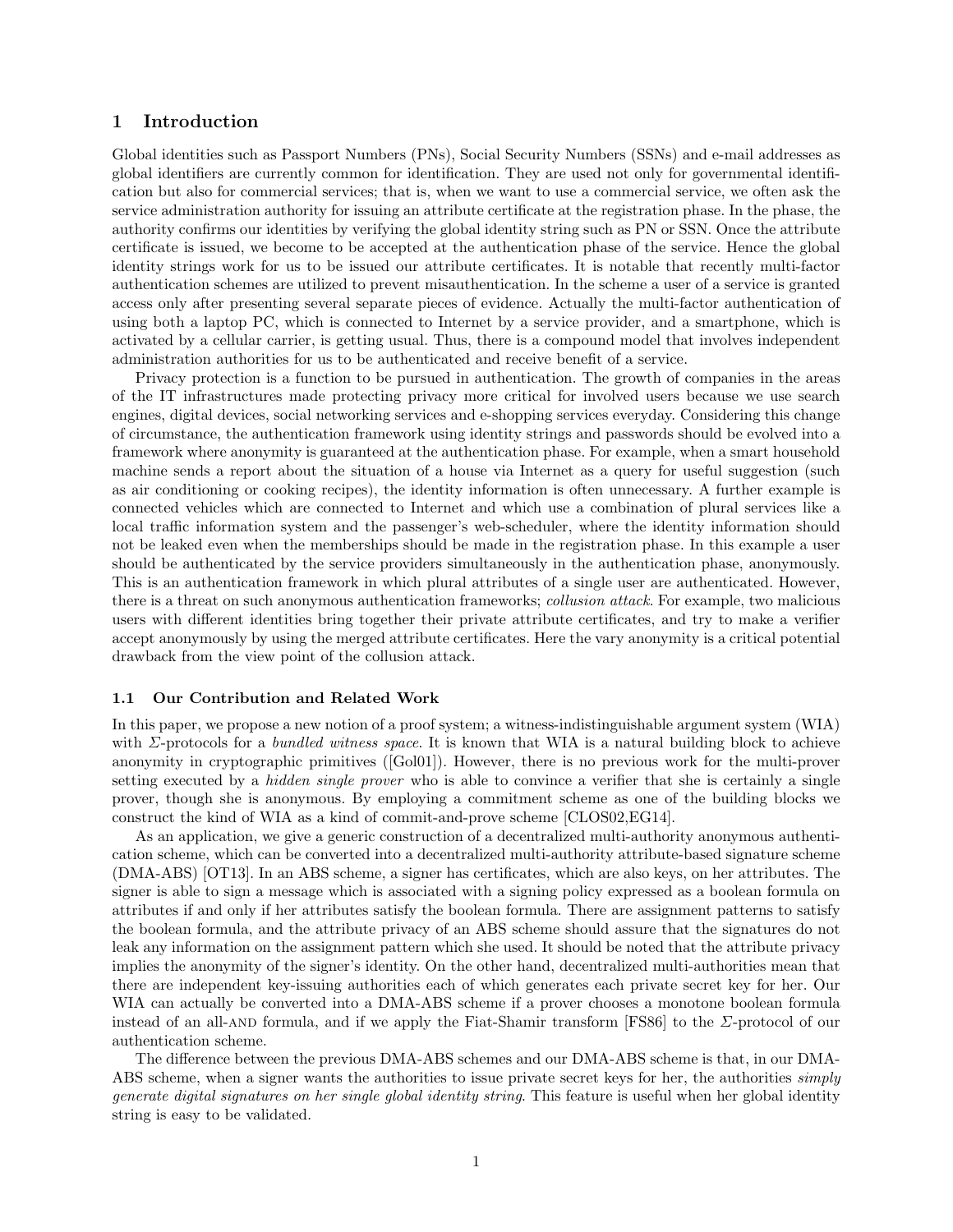## 1 Introduction

Global identities such as Passport Numbers (PNs), Social Security Numbers (SSNs) and e-mail addresses as global identifiers are currently common for identification. They are used not only for governmental identification but also for commercial services; that is, when we want to use a commercial service, we often ask the service administration authority for issuing an attribute certificate at the registration phase. In the phase, the authority confirms our identities by verifying the global identity string such as PN or SSN. Once the attribute certificate is issued, we become to be accepted at the authentication phase of the service. Hence the global identity strings work for us to be issued our attribute certificates. It is notable that recently multi-factor authentication schemes are utilized to prevent misauthentication. In the scheme a user of a service is granted access only after presenting several separate pieces of evidence. Actually the multi-factor authentication of using both a laptop PC, which is connected to Internet by a service provider, and a smartphone, which is activated by a cellular carrier, is getting usual. Thus, there is a compound model that involves independent administration authorities for us to be authenticated and receive benefit of a service.

Privacy protection is a function to be pursued in authentication. The growth of companies in the areas of the IT infrastructures made protecting privacy more critical for involved users because we use search engines, digital devices, social networking services and e-shopping services everyday. Considering this change of circumstance, the authentication framework using identity strings and passwords should be evolved into a framework where anonymity is guaranteed at the authentication phase. For example, when a smart household machine sends a report about the situation of a house via Internet as a query for useful suggestion (such as air conditioning or cooking recipes), the identity information is often unnecessary. A further example is connected vehicles which are connected to Internet and which use a combination of plural services like a local traffic information system and the passenger's web-scheduler, where the identity information should not be leaked even when the memberships should be made in the registration phase. In this example a user should be authenticated by the service providers simultaneously in the authentication phase, anonymously. This is an authentication framework in which plural attributes of a single user are authenticated. However, there is a threat on such anonymous authentication frameworks; *collusion attack*. For example, two malicious users with different identities bring together their private attribute certificates, and try to make a verifier accept anonymously by using the merged attribute certificates. Here the vary anonymity is a critical potential drawback from the view point of the collusion attack.

### 1.1 Our Contribution and Related Work

In this paper, we propose a new notion of a proof system; a witness-indistinguishable argument system (WIA) with $\Sigma$-protocols for a *bundled witness space*. It is known that WIA is a natural building block to achieve anonymity in cryptographic primitives ([Gol01]). However, there is no previous work for the multi-prover setting executed by a *hidden single prover* who is able to convince a verifier that she is certainly a single prover, though she is anonymous. By employing a commitment scheme as one of the building blocks we construct the kind of WIA as a kind of commit-and-prove scheme [CLOS02,EG14].

As an application, we give a generic construction of a decentralized multi-authority anonymous authentication scheme, which can be converted into a decentralized multi-authority attribute-based signature scheme (DMA-ABS) [OT13]. In an ABS scheme, a signer has certificates, which are also keys, on her attributes. The signer is able to sign a message which is associated with a signing policy expressed as a boolean formula on attributes if and only if her attributes satisfy the boolean formula. There are assignment patterns to satisfy the boolean formula, and the attribute privacy of an ABS scheme should assure that the signatures do not leak any information on the assignment pattern which she used. It should be noted that the attribute privacy implies the anonymity of the signer's identity. On the other hand, decentralized multi-authorities mean that there are independent key-issuing authorities each of which generates each private secret key for her. Our WIA can actually be converted into a DMA-ABS scheme if a prover chooses a monotone boolean formula instead of an all-AND formula, and if we apply the Fiat-Shamir transform [FS86] to the $\Sigma$-protocol of our authentication scheme.

The difference between the previous DMA-ABS schemes and our DMA-ABS scheme is that, in our DMA-ABS scheme, when a signer wants the authorities to issue private secret keys for her, the authorities *simply generate digital signatures on her single global identity string*. This feature is useful when her global identity string is easy to be validated.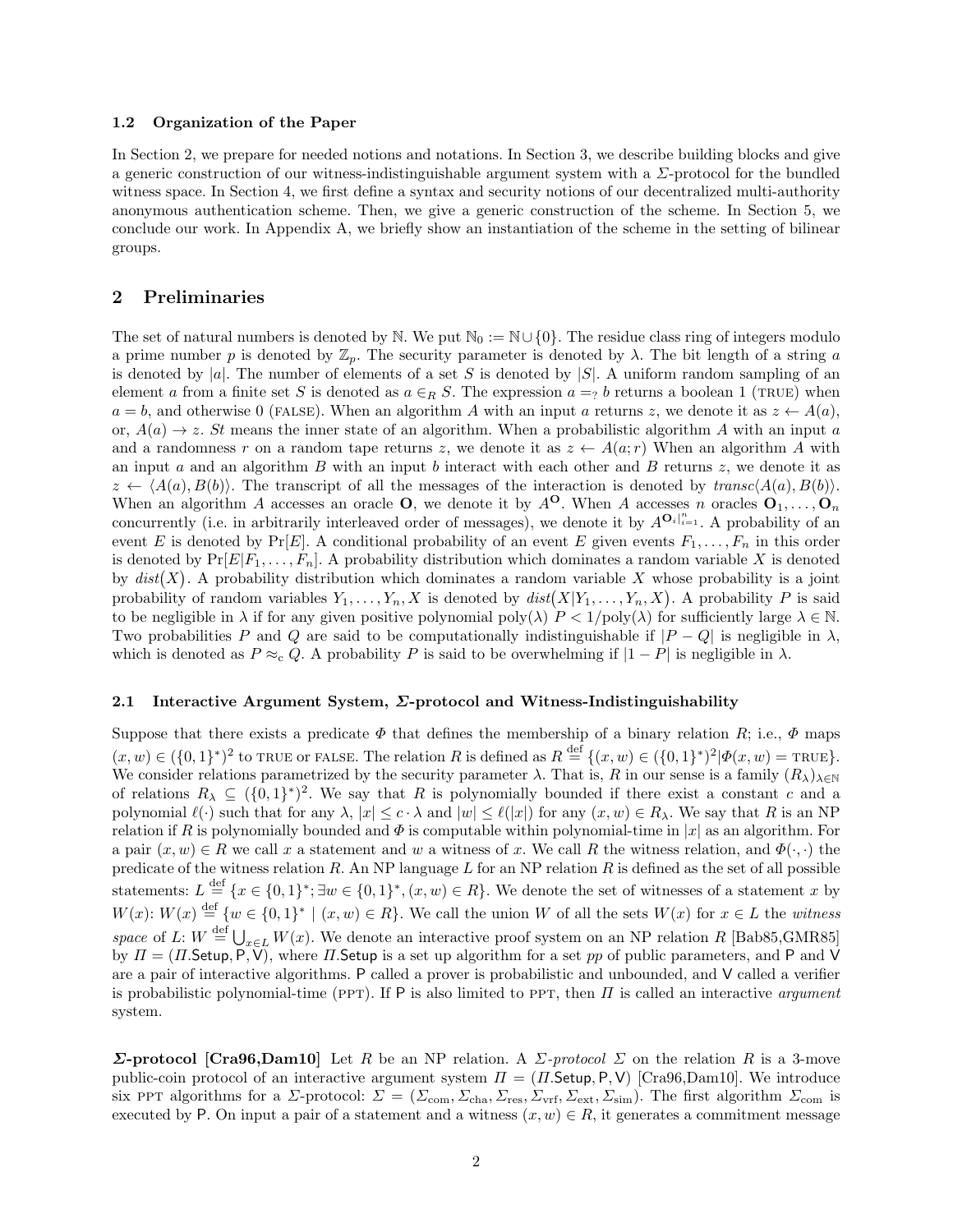### 1.2 Organization of the Paper

In Section 2, we prepare for needed notions and notations. In Section 3, we describe building blocks and give a generic construction of our witness-indistinguishable argument system with a $\Sigma$-protocol for the bundled witness space. In Section 4, we first define a syntax and security notions of our decentralized multi-authority anonymous authentication scheme. Then, we give a generic construction of the scheme. In Section 5, we conclude our work. In Appendix A, we briefly show an instantiation of the scheme in the setting of bilinear groups.

## 2 Preliminaries

The set of natural numbers is denoted by $\mathbb{N}$. We put $\mathbb{N}_0 := \mathbb{N} \cup \{0\}$. The residue class ring of integers modulo a prime number $p$ is denoted by $\mathbb{Z}_p$. The security parameter is denoted by $\lambda$. The bit length of a string $a$ is denoted by $|a|$. The number of elements of a set $S$ is denoted by $|S|$. A uniform random sampling of an element $a$ from a finite set $S$ is denoted as $a \in_R S$. The expression $a =_? b$ returns a boolean 1 (TRUE) when $a = b$, and otherwise 0 (FALSE). When an algorithm $A$ with an input $a$ returns $z$, we denote it as $z \leftarrow A(a)$, or, $A(a) \rightarrow z$. $St$ means the inner state of an algorithm. When a probabilistic algorithm $A$ with an input $a$ and a randomness $r$ on a random tape returns $z$, we denote it as $z \leftarrow A(a;r)$ When an algorithm $A$ with an input $a$ and an algorithm $B$ with an input $b$ interact with each other and $B$ returns $z$, we denote it as $z \leftarrow \langle A(a), B(b) \rangle$. The transcript of all the messages of the interaction is denoted by $transc\langle A(a), B(b) \rangle$. When an algorithm $A$ accesses an oracle $\mathbf{O}$, we denote it by $A^{\mathbf{O}}$. When $A$ accesses $n$ oracles $\mathbf{O}_1, \dots, \mathbf{O}_n$ concurrently (i.e. in arbitrarily interleaved order of messages), we denote it by $A^{\mathbf{O}_i|_{i=1}^n}$. A probability of an event $E$ is denoted by $\Pr[E]$. A conditional probability of an event $E$ given events $F_1, \dots, F_n$ in this order is denoted by $\Pr[E|F_1, \dots, F_n]$. A probability distribution which dominates a random variable $X$ is denoted by $dist(X)$. A probability distribution which dominates a random variable $X$ whose probability is a joint probability of random variables $Y_1, \dots, Y_n, X$ is denoted by $dist(X|Y_1, \dots, Y_n, X)$. A probability $P$ is said to be negligible in $\lambda$ if for any given positive polynomial $\mathrm{poly}(\lambda)$ $P < 1/\mathrm{poly}(\lambda)$ for sufficiently large $\lambda \in \mathbb{N}$. Two probabilities $P$ and $Q$ are said to be computationally indistinguishable if $|P - Q|$ is negligible in $\lambda$, which is denoted as $P \approx_{\mathrm{c}} Q$. A probability $P$ is said to be overwhelming if $|1 - P|$ is negligible in $\lambda$.

### 2.1 Interactive Argument System, $\Sigma$-protocol and Witness-Indistinguishability

Suppose that there exists a predicate $\Phi$ that defines the membership of a binary relation $R$; i.e., $\Phi$ maps $(x, w) \in (\{0,1\}^*)^2$ to TRUE or FALSE. The relation $R$ is defined as $R \stackrel{\text{def}}{=} \{(x, w) \in (\{0,1\}^*)^2 | \Phi(x, w) = \text{TRUE}\}$. We consider relations parametrized by the security parameter $\lambda$. That is, $R$ in our sense is a family $(R_\lambda)_{\lambda \in \mathbb{N}}$ of relations $R_\lambda \subseteq (\{0,1\}^*)^2$. We say that $R$ is polynomially bounded if there exist a constant $c$ and a polynomial $\ell(\cdot)$ such that for any $\lambda$, $|x| \leq c \cdot \lambda$ and $|w| \leq \ell(|x|)$ for any $(x, w) \in R_\lambda$. We say that $R$ is an NP relation if $R$ is polynomially bounded and $\Phi$ is computable within polynomial-time in $|x|$ as an algorithm. For a pair $(x, w) \in R$ we call $x$ a statement and $w$ a witness of $x$. We call $R$ the witness relation, and $\Phi(\cdot, \cdot)$ the predicate of the witness relation $R$. An NP language $L$ for an NP relation $R$ is defined as the set of all possible statements: $L \stackrel{\text{def}}{=} \{x \in \{0,1\}^*; \exists w \in \{0,1\}^*, (x, w) \in R\}$. We denote the set of witnesses of a statement $x$ by $W(x)$: $W(x) \stackrel{\text{def}}{=} \{w \in \{0,1\}^* \mid (x, w) \in R\}$. We call the union $W$ of all the sets $W(x)$ for $x \in L$ the *witness space* of $L$: $W \stackrel{\text{def}}{=} \bigcup_{x \in L} W(x)$. We denote an interactive proof system on an NP relation $R$ [Bab85,GMR85] by $\Pi = (\Pi.\mathsf{Setup}, \mathsf{P}, \mathsf{V})$, where $\Pi.\mathsf{Setup}$ is a set up algorithm for a set $pp$ of public parameters, and $\mathsf{P}$ and $\mathsf{V}$ are a pair of interactive algorithms. $\mathsf{P}$ called a prover is probabilistic and unbounded, and $\mathsf{V}$ called a verifier is probabilistic polynomial-time (PPT). If $\mathsf{P}$ is also limited to PPT, then $\Pi$ is called an interactive *argument* system.

***$\Sigma$*-protocol [Cra96,Dam10]** Let $R$ be an NP relation. A *$\Sigma$-protocol* $\Sigma$ on the relation $R$ is a 3-move public-coin protocol of an interactive argument system $\Pi = (\Pi.\mathsf{Setup}, \mathsf{P}, \mathsf{V})$ [Cra96,Dam10]. We introduce six PPT algorithms for a $\Sigma$-protocol: $\Sigma = (\Sigma_{\mathrm{com}}, \Sigma_{\mathrm{cha}}, \Sigma_{\mathrm{res}}, \Sigma_{\mathrm{vrf}}, \Sigma_{\mathrm{ext}}, \Sigma_{\mathrm{sim}})$. The first algorithm $\Sigma_{\mathrm{com}}$ is executed by $\mathsf{P}$. On input a pair of a statement and a witness $(x, w) \in R$, it generates a commitment message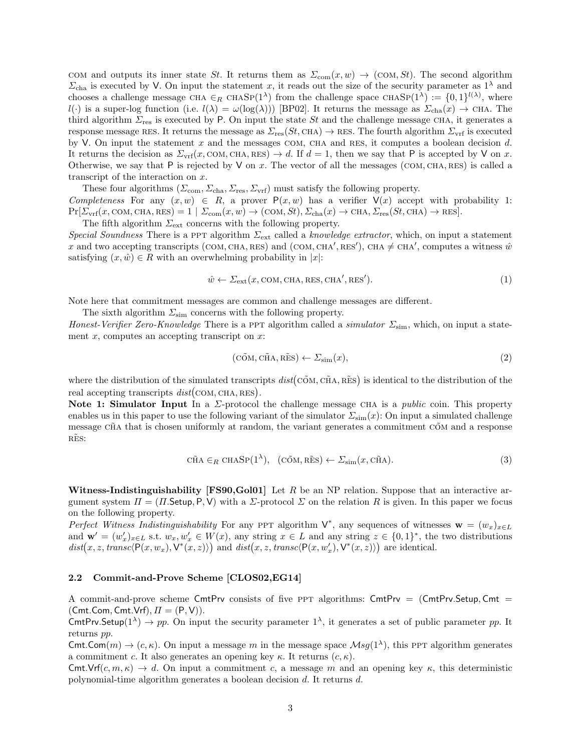COM and outputs its inner state $St$. It returns them as $\Sigma_{\mathrm{com}}(x, w) \to (\mathrm{COM}, St)$. The second algorithm $\Sigma_{\mathrm{cha}}$ is executed by V. On input the statement $x$, it reads out the size of the security parameter as $1^\lambda$ and chooses a challenge message $\mathrm{CHA} \in_R \mathrm{CHASP}(1^\lambda)$ from the challenge space $\mathrm{CHASP}(1^\lambda) := \{0,1\}^{l(\lambda)}$, where $l(\cdot)$ is a super-log function (i.e. $l(\lambda) = \omega(\log(\lambda))$) [BP02]. It returns the message as $\Sigma_{\mathrm{cha}}(x) \to \mathrm{CHA}$. The third algorithm $\Sigma_{\mathrm{res}}$ is executed by P. On input the state $St$ and the challenge message CHA, it generates a response message RES. It returns the message as $\Sigma_{\mathrm{res}}(St, \mathrm{CHA}) \to \mathrm{RES}$. The fourth algorithm $\Sigma_{\mathrm{vrf}}$ is executed by V. On input the statement $x$ and the messages COM, CHA and RES, it computes a boolean decision $d$. It returns the decision as $\Sigma_{\mathrm{vrf}}(x, \mathrm{COM}, \mathrm{CHA}, \mathrm{RES}) \to d$. If $d = 1$, then we say that P is accepted by V on $x$. Otherwise, we say that P is rejected by V on $x$. The vector of all the messages (COM, CHA, RES) is called a transcript of the interaction on $x$.

These four algorithms $(\Sigma_{\mathrm{com}}, \Sigma_{\mathrm{cha}}, \Sigma_{\mathrm{res}}, \Sigma_{\mathrm{vrf}})$ must satisfy the following property.

*Completeness* For any $(x, w) \in R$, a prover $\mathsf{P}(x, w)$ has a verifier $\mathsf{V}(x)$ accept with probability 1: $\Pr[\Sigma_{\mathrm{vrf}}(x, \mathrm{COM}, \mathrm{CHA}, \mathrm{RES}) = 1 \mid \Sigma_{\mathrm{com}}(x, w) \to (\mathrm{COM}, St), \Sigma_{\mathrm{cha}}(x) \to \mathrm{CHA}, \Sigma_{\mathrm{res}}(St, \mathrm{CHA}) \to \mathrm{RES}]$.

The fifth algorithm $\Sigma_{\mathrm{ext}}$ concerns with the following property.

*Special Soundness* There is a PPT algorithm $\Sigma_{\mathrm{ext}}$ called a *knowledge extractor*, which, on input a statement $x$ and two accepting transcripts (COM, CHA, RES) and (COM, CHA$'$, RES$'$), CHA $\neq$ CHA$'$, computes a witness $\hat{w}$ satisfying $(x, \hat{w}) \in R$ with an overwhelming probability in $|x|$:

$$\hat{w} \leftarrow \Sigma_{\mathrm{ext}}(x, \mathrm{COM}, \mathrm{CHA}, \mathrm{RES}, \mathrm{CHA}', \mathrm{RES}'). \tag{1}$$

Note here that commitment messages are common and challenge messages are different.

The sixth algorithm $\Sigma_{\mathrm{sim}}$ concerns with the following property.

*Honest-Verifier Zero-Knowledge* There is a PPT algorithm called a *simulator* $\Sigma_{\mathrm{sim}}$, which, on input a statement $x$, computes an accepting transcript on $x$:

$$(\tilde{\mathrm{COM}}, \tilde{\mathrm{CHA}}, \tilde{\mathrm{RES}}) \leftarrow \Sigma_{\mathrm{sim}}(x), \tag{2}$$

where the distribution of the simulated transcripts $\mathit{dist}(\tilde{\mathrm{COM}}, \tilde{\mathrm{CHA}}, \tilde{\mathrm{RES}})$ is identical to the distribution of the real accepting transcripts $\mathit{dist}(\mathrm{COM}, \mathrm{CHA}, \mathrm{RES})$.

**Note 1: Simulator Input** In a $\Sigma$-protocol the challenge message CHA is a *public* coin. This property enables us in this paper to use the following variant of the simulator $\Sigma_{\mathrm{sim}}(x)$: On input a simulated challenge message $\tilde{\mathrm{CHA}}$ that is chosen uniformly at random, the variant generates a commitment $\tilde{\mathrm{COM}}$ and a response $\tilde{\mathrm{RES}}$:

$$\tilde{\mathrm{CHA}} \in_R \mathrm{CHASP}(1^\lambda), \quad (\tilde{\mathrm{COM}}, \tilde{\mathrm{RES}}) \leftarrow \Sigma_{\mathrm{sim}}(x, \tilde{\mathrm{CHA}}). \tag{3}$$

**Witness-Indistinguishability [FS90,Gol01]** Let $R$ be an NP relation. Suppose that an interactive argument system $\Pi = (\Pi.\mathsf{Setup}, \mathsf{P}, \mathsf{V})$ with a $\Sigma$-protocol $\Sigma$ on the relation $R$ is given. In this paper we focus on the following property.

*Perfect Witness Indistinguishability* For any PPT algorithm $\mathsf{V}^*$, any sequences of witnesses $\mathbf{w} = (w_x)_{x \in L}$ and $\mathbf{w}' = (w'_x)_{x \in L}$ s.t. $w_x, w'_x \in W(x)$, any string $x \in L$ and any string $z \in \{0,1\}^*$, the two distributions $\mathit{dist}(x, z, \mathit{transc}\langle \mathsf{P}(x, w_x), \mathsf{V}^*(x, z)\rangle)$ and $\mathit{dist}(x, z, \mathit{transc}\langle \mathsf{P}(x, w'_x), \mathsf{V}^*(x, z)\rangle)$ are identical.

### 2.2 Commit-and-Prove Scheme [CLOS02,EG14]

A commit-and-prove scheme CmtPrv consists of five PPT algorithms: $\mathsf{CmtPrv} = (\mathsf{CmtPrv.Setup}, \mathsf{Cmt} = (\mathsf{Cmt.Com}, \mathsf{Cmt.Vrf}), \Pi = (\mathsf{P}, \mathsf{V}))$.

$\mathsf{CmtPrv.Setup}(1^\lambda) \to pp$. On input the security parameter $1^\lambda$, it generates a set of public parameter $pp$. It returns $pp$.

$\mathsf{Cmt.Com}(m) \to (c, \kappa)$. On input a message $m$ in the message space $\mathcal{M}sg(1^\lambda)$, this PPT algorithm generates a commitment $c$. It also generates an opening key $\kappa$. It returns $(c, \kappa)$.

$\mathsf{Cmt.Vrf}(c, m, \kappa) \to d$. On input a commitment $c$, a message $m$ and an opening key $\kappa$, this deterministic polynomial-time algorithm generates a boolean decision $d$. It returns $d$.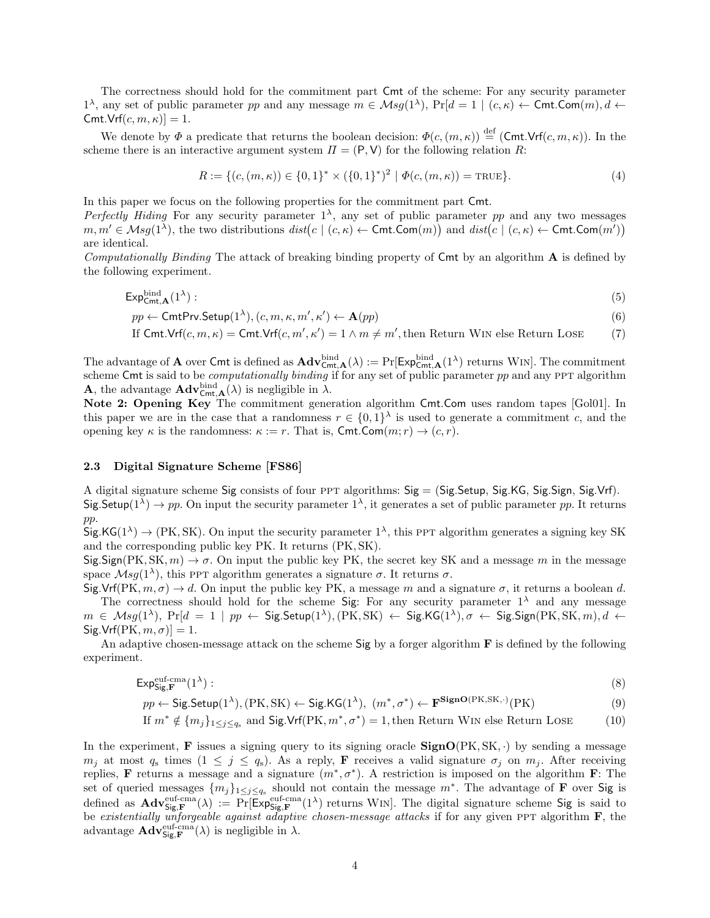The correctness should hold for the commitment part $\mathsf{Cmt}$ of the scheme: For any security parameter $1^\lambda$, any set of public parameter $pp$ and any message $m \in \mathcal{M}sg(1^\lambda)$, $\Pr[d = 1 \mid (c, \kappa) \leftarrow \mathsf{Cmt.Com}(m), d \leftarrow \mathsf{Cmt.Vrf}(c, m, \kappa)] = 1$.

We denote by $\Phi$ a predicate that returns the boolean decision: $\Phi(c, (m, \kappa)) \stackrel{\text{def}}{=} (\mathsf{Cmt.Vrf}(c, m, \kappa))$. In the scheme there is an interactive argument system $\Pi = (\mathsf{P}, \mathsf{V})$ for the following relation $R$:

$$R := \{(c, (m, \kappa)) \in \{0,1\}^* \times (\{0,1\}^*)^2 \mid \Phi(c, (m, \kappa)) = \text{TRUE}\}. \tag{4}$$

In this paper we focus on the following properties for the commitment part $\mathsf{Cmt}$.

*Perfectly Hiding* For any security parameter $1^\lambda$, any set of public parameter $pp$ and any two messages $m, m' \in \mathcal{M}sg(1^\lambda)$, the two distributions $dist\big(c \mid (c, \kappa) \leftarrow \mathsf{Cmt.Com}(m)\big)$ and $dist\big(c \mid (c, \kappa) \leftarrow \mathsf{Cmt.Com}(m')\big)$ are identical.

*Computationally Binding* The attack of breaking binding property of $\mathsf{Cmt}$ by an algorithm $\mathbf{A}$ is defined by the following experiment.

$$\mathsf{Exp}^{\text{bind}}_{\mathsf{Cmt},\mathbf{A}}(1^\lambda): \tag{5}$$

$$pp \leftarrow \mathsf{CmtPrv.Setup}(1^\lambda), (c, m, \kappa, m', \kappa') \leftarrow \mathbf{A}(pp) \tag{6}$$

$$\text{If } \mathsf{Cmt.Vrf}(c, m, \kappa) = \mathsf{Cmt.Vrf}(c, m', \kappa') = 1 \wedge m \neq m', \text{then Return Win else Return Lose} \tag{7}$$

The advantage of $\mathbf{A}$ over $\mathsf{Cmt}$ is defined as $\mathbf{Adv}^{\text{bind}}_{\mathsf{Cmt},\mathbf{A}}(\lambda) := \Pr[\mathsf{Exp}^{\text{bind}}_{\mathsf{Cmt},\mathbf{A}}(1^\lambda) \text{ returns Win}]$. The commitment scheme $\mathsf{Cmt}$ is said to be *computationally binding* if for any set of public parameter $pp$ and any PPT algorithm $\mathbf{A}$, the advantage $\mathbf{Adv}^{\text{bind}}_{\mathsf{Cmt},\mathbf{A}}(\lambda)$ is negligible in $\lambda$.

**Note 2: Opening Key** The commitment generation algorithm $\mathsf{Cmt.Com}$ uses random tapes [Gol01]. In this paper we are in the case that a randomness $r \in \{0,1\}^\lambda$ is used to generate a commitment $c$, and the opening key $\kappa$ is the randomness: $\kappa := r$. That is, $\mathsf{Cmt.Com}(m; r) \rightarrow (c, r)$.

### 2.3 Digital Signature Scheme [FS86]

A digital signature scheme $\mathsf{Sig}$ consists of four PPT algorithms: $\mathsf{Sig} = (\mathsf{Sig.Setup}, \mathsf{Sig.KG}, \mathsf{Sig.Sign}, \mathsf{Sig.Vrf})$.

$\mathsf{Sig.Setup}(1^\lambda) \rightarrow pp$. On input the security parameter $1^\lambda$, it generates a set of public parameter $pp$. It returns $pp$.

$\mathsf{Sig.KG}(1^\lambda) \rightarrow (\mathrm{PK}, \mathrm{SK})$. On input the security parameter $1^\lambda$, this PPT algorithm generates a signing key SK and the corresponding public key PK. It returns $(\mathrm{PK}, \mathrm{SK})$.

$\mathsf{Sig.Sign}(\mathrm{PK}, \mathrm{SK}, m) \rightarrow \sigma$. On input the public key PK, the secret key SK and a message $m$ in the message space $\mathcal{M}sg(1^\lambda)$, this PPT algorithm generates a signature $\sigma$. It returns $\sigma$.

$\mathsf{Sig.Vrf}(\mathrm{PK}, m, \sigma) \rightarrow d$. On input the public key PK, a message $m$ and a signature $\sigma$, it returns a boolean $d$.

The correctness should hold for the scheme $\mathsf{Sig}$: For any security parameter $1^\lambda$ and any message $m \in \mathcal{M}sg(1^\lambda)$, $\Pr[d = 1 \mid pp \leftarrow \mathsf{Sig.Setup}(1^\lambda), (\mathrm{PK}, \mathrm{SK}) \leftarrow \mathsf{Sig.KG}(1^\lambda), \sigma \leftarrow \mathsf{Sig.Sign}(\mathrm{PK}, \mathrm{SK}, m), d \leftarrow \mathsf{Sig.Vrf}(\mathrm{PK}, m, \sigma)] = 1$.

An adaptive chosen-message attack on the scheme $\mathsf{Sig}$ by a forger algorithm $\mathbf{F}$ is defined by the following experiment.

$$\mathsf{Exp}^{\text{euf-cma}}_{\mathsf{Sig},\mathbf{F}}(1^\lambda): \tag{8}$$

$$pp \leftarrow \mathsf{Sig.Setup}(1^\lambda), (\mathrm{PK}, \mathrm{SK}) \leftarrow \mathsf{Sig.KG}(1^\lambda),\ (m^*, \sigma^*) \leftarrow \mathbf{F}^{\mathbf{SignO}(\mathrm{PK}, \mathrm{SK}, \cdot)}(\mathrm{PK}) \tag{9}$$

$$\text{If } m^* \notin \{m_j\}_{1 \leq j \leq q_\mathrm{s}} \text{ and } \mathsf{Sig.Vrf}(\mathrm{PK}, m^*, \sigma^*) = 1, \text{then Return Win else Return Lose} \tag{10}$$

In the experiment, $\mathbf{F}$ issues a signing query to its signing oracle $\mathbf{SignO}(\mathrm{PK}, \mathrm{SK}, \cdot)$ by sending a message $m_j$ at most $q_\mathrm{s}$ times ($1 \leq j \leq q_\mathrm{s}$). As a reply, $\mathbf{F}$ receives a valid signature $\sigma_j$ on $m_j$. After receiving replies, $\mathbf{F}$ returns a message and a signature $(m^*, \sigma^*)$. A restriction is imposed on the algorithm $\mathbf{F}$: The set of queried messages $\{m_j\}_{1 \leq j \leq q_\mathrm{s}}$ should not contain the message $m^*$. The advantage of $\mathbf{F}$ over $\mathsf{Sig}$ is defined as $\mathbf{Adv}^{\text{euf-cma}}_{\mathsf{Sig},\mathbf{F}}(\lambda) := \Pr[\mathsf{Exp}^{\text{euf-cma}}_{\mathsf{Sig},\mathbf{F}}(1^\lambda) \text{ returns Win}]$. The digital signature scheme $\mathsf{Sig}$ is said to be *existentially unforgeable against adaptive chosen-message attacks* if for any given PPT algorithm $\mathbf{F}$, the advantage $\mathbf{Adv}^{\text{euf-cma}}_{\mathsf{Sig},\mathbf{F}}(\lambda)$ is negligible in $\lambda$.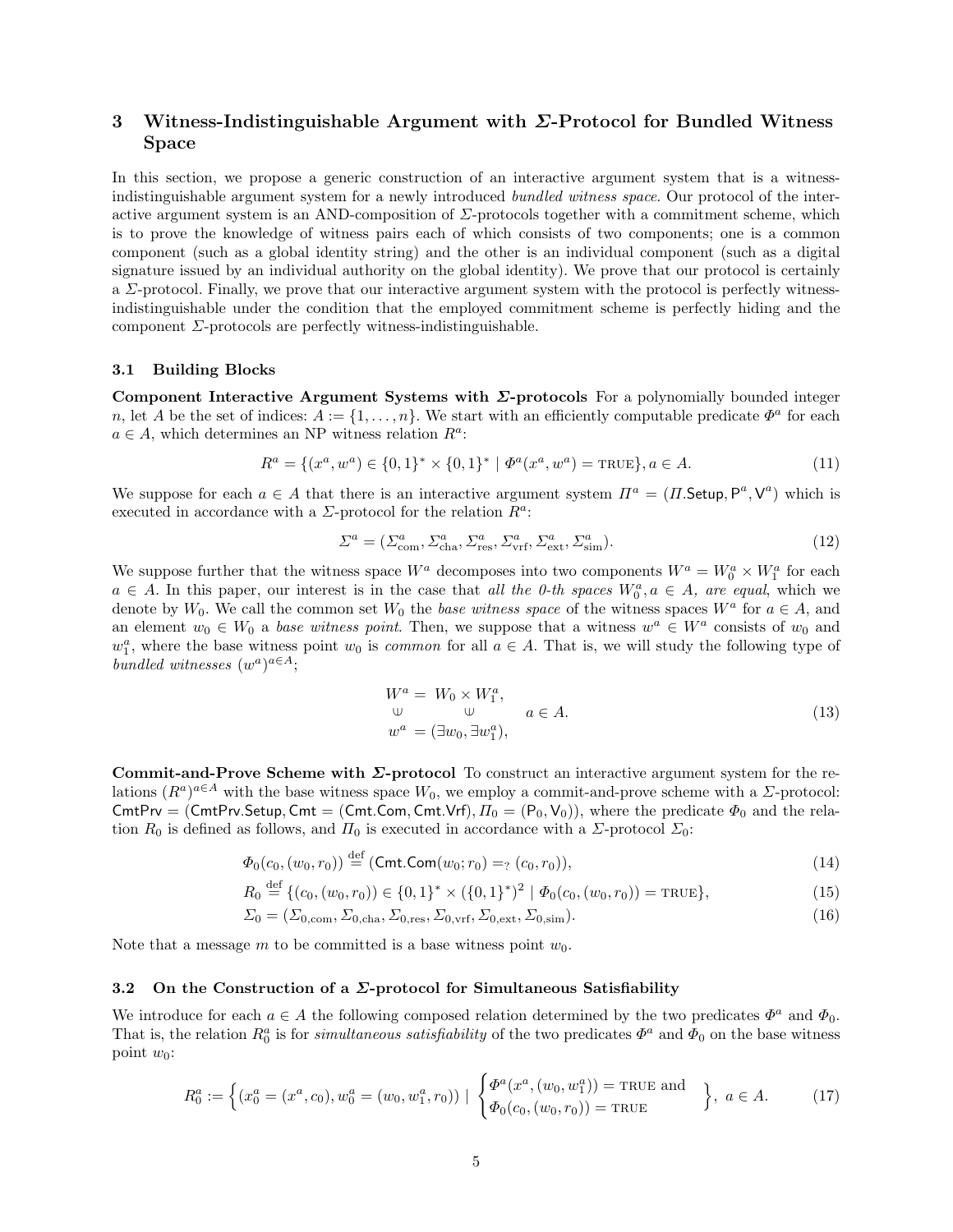## 3 Witness-Indistinguishable Argument with $\Sigma$-Protocol for Bundled Witness Space

In this section, we propose a generic construction of an interactive argument system that is a witness-indistinguishable argument system for a newly introduced *bundled witness space*. Our protocol of the interactive argument system is an AND-composition of $\Sigma$-protocols together with a commitment scheme, which is to prove the knowledge of witness pairs each of which consists of two components; one is a common component (such as a global identity string) and the other is an individual component (such as a digital signature issued by an individual authority on the global identity). We prove that our protocol is certainly a $\Sigma$-protocol. Finally, we prove that our interactive argument system with the protocol is perfectly witness-indistinguishable under the condition that the employed commitment scheme is perfectly hiding and the component $\Sigma$-protocols are perfectly witness-indistinguishable.

### 3.1 Building Blocks

**Component Interactive Argument Systems with $\Sigma$-protocols** For a polynomially bounded integer $n$, let $A$ be the set of indices: $A := \{1, \ldots, n\}$. We start with an efficiently computable predicate $\Phi^a$ for each $a \in A$, which determines an NP witness relation $R^a$:

$$R^a = \{(x^a, w^a) \in \{0,1\}^* \times \{0,1\}^* \mid \Phi^a(x^a, w^a) = \text{TRUE}\}, a \in A. \tag{11}$$

We suppose for each $a \in A$ that there is an interactive argument system $\Pi^a = (\Pi.\mathsf{Setup}, \mathsf{P}^a, \mathsf{V}^a)$ which is executed in accordance with a $\Sigma$-protocol for the relation $R^a$:

$$\Sigma^a = (\Sigma^a_{\text{com}}, \Sigma^a_{\text{cha}}, \Sigma^a_{\text{res}}, \Sigma^a_{\text{vrf}}, \Sigma^a_{\text{ext}}, \Sigma^a_{\text{sim}}). \tag{12}$$

We suppose further that the witness space $W^a$ decomposes into two components $W^a = W^a_0 \times W^a_1$ for each $a \in A$. In this paper, our interest is in the case that *all the 0-th spaces $W^a_0, a \in A$, are equal*, which we denote by $W_0$. We call the common set $W_0$ the *base witness space* of the witness spaces $W^a$ for $a \in A$, and an element $w_0 \in W_0$ a *base witness point*. Then, we suppose that a witness $w^a \in W^a$ consists of $w_0$ and $w^a_1$, where the base witness point $w_0$ is *common* for all $a \in A$. That is, we will study the following type of *bundled witnesses* $(w^a)^{a \in A}$;

$$\begin{array}{rl} W^a = & W_0 \times W^a_1, \\ \cup & \quad\;\; \cup \\ w^a = & (\exists w_0, \exists w^a_1), \end{array} \quad a \in A. \tag{13}$$

**Commit-and-Prove Scheme with $\Sigma$-protocol** To construct an interactive argument system for the relations $(R^a)^{a \in A}$ with the base witness space $W_0$, we employ a commit-and-prove scheme with a $\Sigma$-protocol: $\mathsf{CmtPrv} = (\mathsf{CmtPrv.Setup}, \mathsf{Cmt} = (\mathsf{Cmt.Com}, \mathsf{Cmt.Vrf}), \Pi_0 = (\mathsf{P}_0, \mathsf{V}_0))$, where the predicate $\Phi_0$ and the relation $R_0$ is defined as follows, and $\Pi_0$ is executed in accordance with a $\Sigma$-protocol $\Sigma_0$:

$$\Phi_0(c_0, (w_0, r_0)) \stackrel{\text{def}}{=} (\mathsf{Cmt.Com}(w_0; r_0) =_? (c_0, r_0)), \tag{14}$$

$$R_0 \stackrel{\text{def}}{=} \{(c_0, (w_0, r_0)) \in \{0,1\}^* \times (\{0,1\}^*)^2 \mid \Phi_0(c_0, (w_0, r_0)) = \text{TRUE}\}, \tag{15}$$

$$\Sigma_0 = (\Sigma_{0,\text{com}}, \Sigma_{0,\text{cha}}, \Sigma_{0,\text{res}}, \Sigma_{0,\text{vrf}}, \Sigma_{0,\text{ext}}, \Sigma_{0,\text{sim}}). \tag{16}$$

Note that a message $m$ to be committed is a base witness point $w_0$.

### 3.2 On the Construction of a $\Sigma$-protocol for Simultaneous Satisfiability

We introduce for each $a \in A$ the following composed relation determined by the two predicates $\Phi^a$ and $\Phi_0$. That is, the relation $R^a_0$ is for *simultaneous satisfiability* of the two predicates $\Phi^a$ and $\Phi_0$ on the base witness point $w_0$:

$$R^a_0 := \left\{ (x^a_0 = (x^a, c_0), w^a_0 = (w_0, w^a_1, r_0)) \mid \begin{cases} \Phi^a(x^a, (w_0, w^a_1)) = \text{TRUE and} \\ \Phi_0(c_0, (w_0, r_0)) = \text{TRUE} \end{cases} \right\}, \; a \in A. \tag{17}$$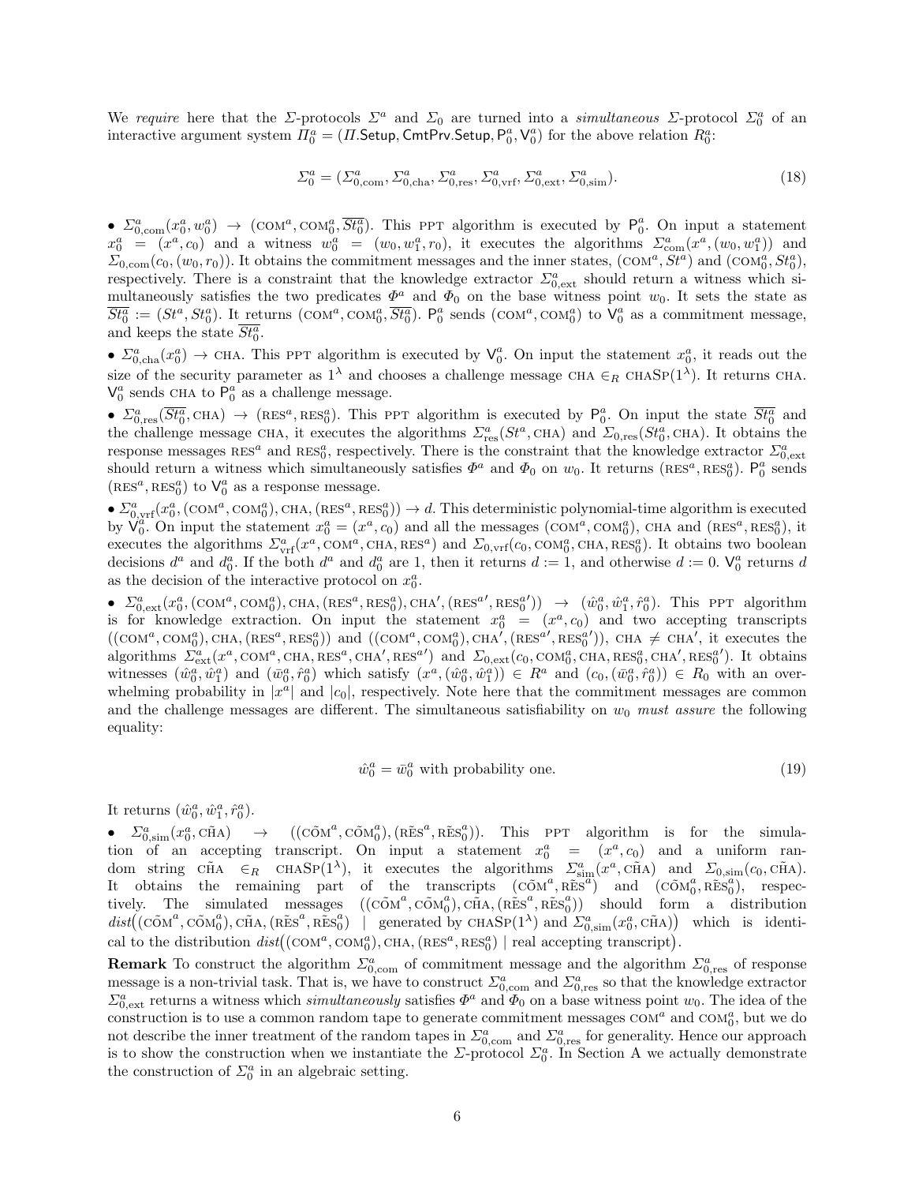We *require* here that the $\Sigma$-protocols $\Sigma^a$ and $\Sigma_0$ are turned into a *simultaneous* $\Sigma$-protocol $\Sigma^a_0$ of an interactive argument system $\Pi^a_0 = (\Pi.\mathsf{Setup}, \mathsf{CmtPrv.Setup}, \mathsf{P}^a_0, \mathsf{V}^a_0)$ for the above relation $R^a_0$:

$$\Sigma^a_0 = (\Sigma^a_{0,\mathrm{com}}, \Sigma^a_{0,\mathrm{cha}}, \Sigma^a_{0,\mathrm{res}}, \Sigma^a_{0,\mathrm{vrf}}, \Sigma^a_{0,\mathrm{ext}}, \Sigma^a_{0,\mathrm{sim}}). \tag{18}$$

- $\Sigma^a_{0,\mathrm{com}}(x^a_0, w^a_0) \to (\mathrm{COM}^a, \mathrm{COM}^a_0, \overline{St^a_0})$. This PPT algorithm is executed by $\mathsf{P}^a_0$. On input a statement $x^a_0 = (x^a, c_0)$ and a witness $w^a_0 = (w_0, w^a_1, r_0)$, it executes the algorithms $\Sigma^a_{\mathrm{com}}(x^a, (w_0, w^a_1))$ and $\Sigma_{0,\mathrm{com}}(c_0, (w_0, r_0))$. It obtains the commitment messages and the inner states, $(\mathrm{COM}^a, St^a)$ and $(\mathrm{COM}^a_0, St^a_0)$, respectively. There is a constraint that the knowledge extractor $\Sigma^a_{0,\mathrm{ext}}$ should return a witness which simultaneously satisfies the two predicates $\Phi^a$ and $\Phi_0$ on the base witness point $w_0$. It sets the state as $\overline{St^a_0} := (St^a, St^a_0)$. It returns $(\mathrm{COM}^a, \mathrm{COM}^a_0, \overline{St^a_0})$. $\mathsf{P}^a_0$ sends $(\mathrm{COM}^a, \mathrm{COM}^a_0)$ to $\mathsf{V}^a_0$ as a commitment message, and keeps the state $\overline{St^a_0}$.
- $\Sigma^a_{0,\mathrm{cha}}(x^a_0) \to \mathrm{CHA}$. This PPT algorithm is executed by $\mathsf{V}^a_0$. On input the statement $x^a_0$, it reads out the size of the security parameter as $1^\lambda$ and chooses a challenge message $\mathrm{CHA} \in_R \mathrm{CHASP}(1^\lambda)$. It returns CHA. $\mathsf{V}^a_0$ sends CHA to $\mathsf{P}^a_0$ as a challenge message.
- $\Sigma^a_{0,\mathrm{res}}(\overline{St^a_0}, \mathrm{CHA}) \to (\mathrm{RES}^a, \mathrm{RES}^a_0)$. This PPT algorithm is executed by $\mathsf{P}^a_0$. On input the state $\overline{St^a_0}$ and the challenge message CHA, it executes the algorithms $\Sigma^a_{\mathrm{res}}(St^a, \mathrm{CHA})$ and $\Sigma_{0,\mathrm{res}}(St^a_0, \mathrm{CHA})$. It obtains the response messages $\mathrm{RES}^a$ and $\mathrm{RES}^a_0$, respectively. There is the constraint that the knowledge extractor $\Sigma^a_{0,\mathrm{ext}}$ should return a witness which simultaneously satisfies $\Phi^a$ and $\Phi_0$ on $w_0$. It returns $(\mathrm{RES}^a, \mathrm{RES}^a_0)$. $\mathsf{P}^a_0$ sends $(\mathrm{RES}^a, \mathrm{RES}^a_0)$ to $\mathsf{V}^a_0$ as a response message.
- $\Sigma^a_{0,\mathrm{vrf}}(x^a_0, (\mathrm{COM}^a, \mathrm{COM}^a_0), \mathrm{CHA}, (\mathrm{RES}^a, \mathrm{RES}^a_0)) \to d$. This deterministic polynomial-time algorithm is executed by $\mathsf{V}^a_0$. On input the statement $x^a_0 = (x^a, c_0)$ and all the messages $(\mathrm{COM}^a, \mathrm{COM}^a_0)$, CHA and $(\mathrm{RES}^a, \mathrm{RES}^a_0)$, it executes the algorithms $\Sigma^a_{\mathrm{vrf}}(x^a, \mathrm{COM}^a, \mathrm{CHA}, \mathrm{RES}^a)$ and $\Sigma_{0,\mathrm{vrf}}(c_0, \mathrm{COM}^a_0, \mathrm{CHA}, \mathrm{RES}^a_0)$. It obtains two boolean decisions $d^a$ and $d^a_0$. If the both $d^a$ and $d^a_0$ are 1, then it returns $d := 1$, and otherwise $d := 0$. $\mathsf{V}^a_0$ returns $d$ as the decision of the interactive protocol on $x^a_0$.
- $\Sigma^a_{0,\mathrm{ext}}(x^a_0, (\mathrm{COM}^a, \mathrm{COM}^a_0), \mathrm{CHA}, (\mathrm{RES}^a, \mathrm{RES}^a_0), \mathrm{CHA}', (\mathrm{RES}^{a\prime}, \mathrm{RES}^{a\prime}_0)) \to (\hat{w}^a_0, \hat{w}^a_1, \hat{r}^a_0)$. This PPT algorithm is for knowledge extraction. On input the statement $x^a_0 = (x^a, c_0)$ and two accepting transcripts $((\mathrm{COM}^a, \mathrm{COM}^a_0), \mathrm{CHA}, (\mathrm{RES}^a, \mathrm{RES}^a_0))$ and $((\mathrm{COM}^a, \mathrm{COM}^a_0), \mathrm{CHA}', (\mathrm{RES}^{a\prime}, \mathrm{RES}^{a\prime}_0))$, $\mathrm{CHA} \neq \mathrm{CHA}'$, it executes the algorithms $\Sigma^a_{\mathrm{ext}}(x^a, \mathrm{COM}^a, \mathrm{CHA}, \mathrm{RES}^a, \mathrm{CHA}', \mathrm{RES}^{a\prime})$ and $\Sigma_{0,\mathrm{ext}}(c_0, \mathrm{COM}^a_0, \mathrm{CHA}, \mathrm{RES}^a_0, \mathrm{CHA}', \mathrm{RES}^{a\prime}_0)$. It obtains witnesses $(\hat{w}^a_0, \hat{w}^a_1)$ and $(\bar{w}^a_0, \hat{r}^a_0)$ which satisfy $(x^a, (\hat{w}^a_0, \hat{w}^a_1)) \in R^a$ and $(c_0, (\bar{w}^a_0, \hat{r}^a_0)) \in R_0$ with an overwhelming probability in $|x^a|$ and $|c_0|$, respectively. Note here that the commitment messages are common and the challenge messages are different. The simultaneous satisfiability on $w_0$ *must assure* the following equality:

$$\hat{w}^a_0 = \bar{w}^a_0 \text{ with probability one.} \tag{19}$$

It returns $(\hat{w}^a_0, \hat{w}^a_1, \hat{r}^a_0)$.

- $\Sigma^a_{0,\mathrm{sim}}(x^a_0, \tilde{\mathrm{CHA}}) \to ((\tilde{\mathrm{COM}}^a, \tilde{\mathrm{COM}}^a_0), (\tilde{\mathrm{RES}}^a, \tilde{\mathrm{RES}}^a_0))$. This PPT algorithm is for the simulation of an accepting transcript. On input a statement $x^a_0 = (x^a, c_0)$ and a uniform random string $\tilde{\mathrm{CHA}} \in_R \mathrm{CHASP}(1^\lambda)$, it executes the algorithms $\Sigma^a_{\mathrm{sim}}(x^a, \tilde{\mathrm{CHA}})$ and $\Sigma_{0,\mathrm{sim}}(c_0, \tilde{\mathrm{CHA}})$. It obtains the remaining part of the transcripts $(\tilde{\mathrm{COM}}^a, \tilde{\mathrm{RES}}^a)$ and $(\tilde{\mathrm{COM}}^a_0, \tilde{\mathrm{RES}}^a_0)$, respectively. The simulated messages $((\tilde{\mathrm{COM}}^a, \tilde{\mathrm{COM}}^a_0), \tilde{\mathrm{CHA}}, (\tilde{\mathrm{RES}}^a, \tilde{\mathrm{RES}}^a_0))$ should form a distribution $dist\big((\tilde{\mathrm{COM}}^a, \tilde{\mathrm{COM}}^a_0), \tilde{\mathrm{CHA}}, (\tilde{\mathrm{RES}}^a, \tilde{\mathrm{RES}}^a_0) \mid \text{generated by } \mathrm{CHASP}(1^\lambda) \text{ and } \Sigma^a_{0,\mathrm{sim}}(x^a_0, \tilde{\mathrm{CHA}})\big)$ which is identical to the distribution $dist\big((\mathrm{COM}^a, \mathrm{COM}^a_0), \mathrm{CHA}, (\mathrm{RES}^a, \mathrm{RES}^a_0) \mid \text{real accepting transcript}\big)$.

**Remark** To construct the algorithm $\Sigma^a_{0,\mathrm{com}}$ of commitment message and the algorithm $\Sigma^a_{0,\mathrm{res}}$ of response message is a non-trivial task. That is, we have to construct $\Sigma^a_{0,\mathrm{com}}$ and $\Sigma^a_{0,\mathrm{res}}$ so that the knowledge extractor $\Sigma^a_{0,\mathrm{ext}}$ returns a witness which *simultaneously* satisfies $\Phi^a$ and $\Phi_0$ on a base witness point $w_0$. The idea of the construction is to use a common random tape to generate commitment messages $\mathrm{COM}^a$ and $\mathrm{COM}^a_0$, but we do not describe the inner treatment of the random tapes in $\Sigma^a_{0,\mathrm{com}}$ and $\Sigma^a_{0,\mathrm{res}}$ for generality. Hence our approach is to show the construction when we instantiate the $\Sigma$-protocol $\Sigma^a_0$. In Section A we actually demonstrate the construction of $\Sigma^a_0$ in an algebraic setting.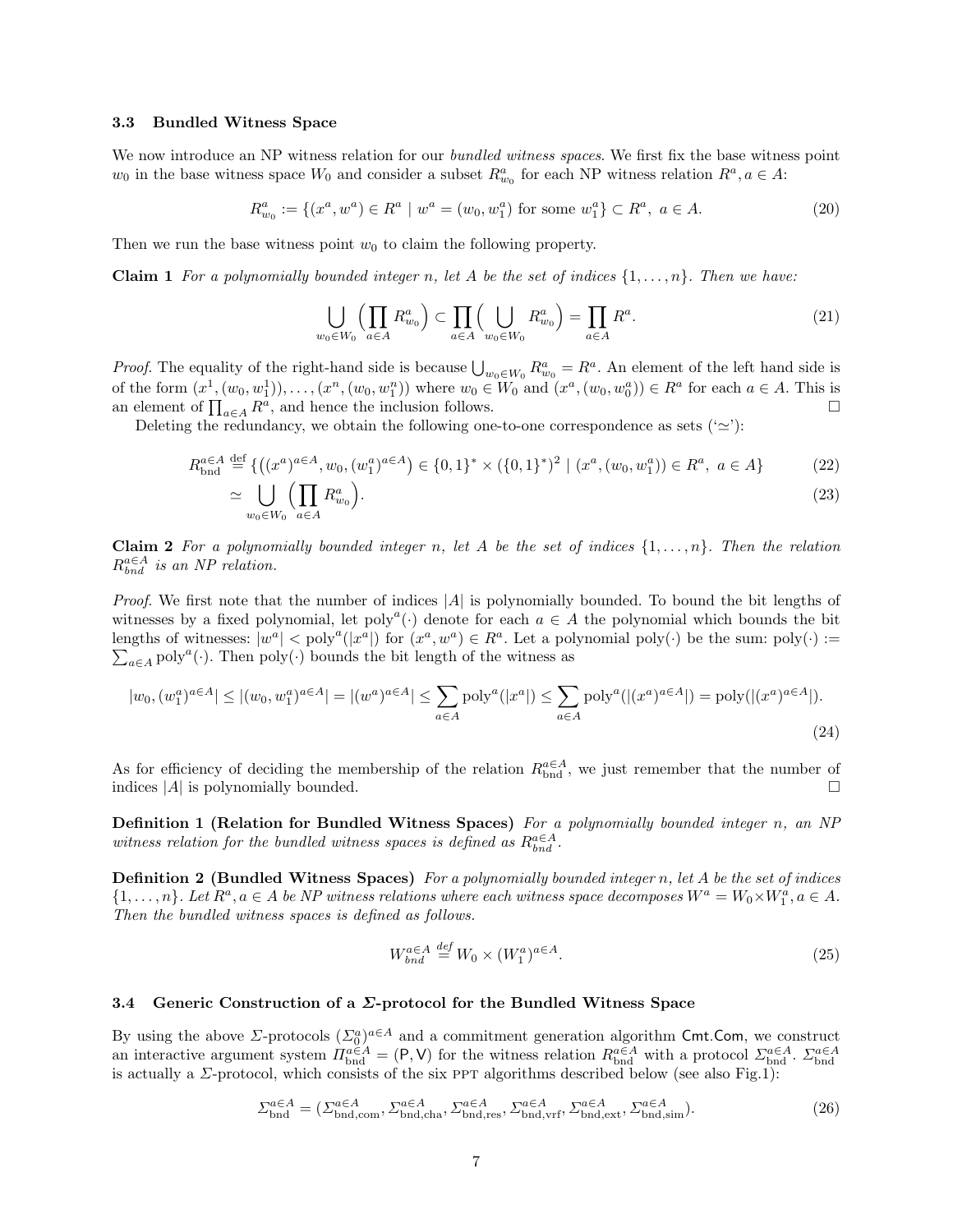### 3.3 Bundled Witness Space

We now introduce an NP witness relation for our *bundled witness spaces*. We first fix the base witness point $w_0$ in the base witness space $W_0$ and consider a subset $R^a_{w_0}$ for each NP witness relation $R^a, a \in A$:

$$R^a_{w_0} := \{(x^a, w^a) \in R^a \mid w^a = (w_0, w^a_1) \text{ for some } w^a_1\} \subset R^a,\ a \in A. \tag{20}$$

Then we run the base witness point $w_0$ to claim the following property.

**Claim 1** *For a polynomially bounded integer $n$, let $A$ be the set of indices $\{1, \ldots, n\}$. Then we have:*

$$\bigcup_{w_0 \in W_0} \Big( \prod_{a \in A} R^a_{w_0} \Big) \subset \prod_{a \in A} \Big( \bigcup_{w_0 \in W_0} R^a_{w_0} \Big) = \prod_{a \in A} R^a. \tag{21}$$

*Proof.* The equality of the right-hand side is because $\bigcup_{w_0 \in W_0} R^a_{w_0} = R^a$. An element of the left hand side is of the form $(x^1, (w_0, w^1_1)), \ldots, (x^n, (w_0, w^n_1))$ where $w_0 \in W_0$ and $(x^a, (w_0, w^a_0)) \in R^a$ for each $a \in A$. This is an element of $\prod_{a \in A} R^a$, and hence the inclusion follows. □

Deleting the redundancy, we obtain the following one-to-one correspondence as sets ('$\simeq$'):

$$R^{a \in A}_{\text{bnd}} \stackrel{\text{def}}{=} \{\big((x^a)^{a \in A}, w_0, (w^a_1)^{a \in A}\big) \in \{0,1\}^* \times (\{0,1\}^*)^2 \mid (x^a, (w_0, w^a_1)) \in R^a,\ a \in A\} \tag{22}$$

$$\simeq \bigcup_{w_0 \in W_0} \Big( \prod_{a \in A} R^a_{w_0} \Big). \tag{23}$$

**Claim 2** *For a polynomially bounded integer $n$, let $A$ be the set of indices $\{1, \ldots, n\}$. Then the relation $R^{a \in A}_{bnd}$ is an NP relation.*

*Proof.* We first note that the number of indices $|A|$ is polynomially bounded. To bound the bit lengths of witnesses by a fixed polynomial, let $\text{poly}^a(\cdot)$ denote for each $a \in A$ the polynomial which bounds the bit lengths of witnesses: $|w^a| < \text{poly}^a(|x^a|)$ for $(x^a, w^a) \in R^a$. Let a polynomial $\text{poly}(\cdot)$ be the sum: $\text{poly}(\cdot) := \sum_{a \in A} \text{poly}^a(\cdot)$. Then $\text{poly}(\cdot)$ bounds the bit length of the witness as

$$|w_0, (w^a_1)^{a \in A}| \le |(w_0, w^a_1)^{a \in A}| = |(w^a)^{a \in A}| \le \sum_{a \in A} \text{poly}^a(|x^a|) \le \sum_{a \in A} \text{poly}^a(|(x^a)^{a \in A}|) = \text{poly}(|(x^a)^{a \in A}|). \tag{24}$$

As for efficiency of deciding the membership of the relation $R^{a \in A}_{\text{bnd}}$, we just remember that the number of indices $|A|$ is polynomially bounded. □

**Definition 1 (Relation for Bundled Witness Spaces)** *For a polynomially bounded integer $n$, an NP witness relation for the bundled witness spaces is defined as $R^{a \in A}_{bnd}$.*

**Definition 2 (Bundled Witness Spaces)** *For a polynomially bounded integer $n$, let $A$ be the set of indices $\{1, \ldots, n\}$. Let $R^a, a \in A$ be NP witness relations where each witness space decomposes $W^a = W_0 \times W^a_1, a \in A$. Then the bundled witness spaces is defined as follows.*

$$W^{a \in A}_{bnd} \stackrel{def}{=} W_0 \times (W^a_1)^{a \in A}. \tag{25}$$

### 3.4 Generic Construction of a $\Sigma$-protocol for the Bundled Witness Space

By using the above $\Sigma$-protocols $(\Sigma^a_0)^{a \in A}$ and a commitment generation algorithm $\mathsf{Cmt.Com}$, we construct an interactive argument system $\Pi^{a \in A}_{\text{bnd}} = (\mathsf{P}, \mathsf{V})$ for the witness relation $R^{a \in A}_{\text{bnd}}$ with a protocol $\Sigma^{a \in A}_{\text{bnd}}$. $\Sigma^{a \in A}_{\text{bnd}}$ is actually a $\Sigma$-protocol, which consists of the six PPT algorithms described below (see also Fig.1):

$$\Sigma^{a \in A}_{\text{bnd}} = (\Sigma^{a \in A}_{\text{bnd,com}}, \Sigma^{a \in A}_{\text{bnd,cha}}, \Sigma^{a \in A}_{\text{bnd,res}}, \Sigma^{a \in A}_{\text{bnd,vrf}}, \Sigma^{a \in A}_{\text{bnd,ext}}, \Sigma^{a \in A}_{\text{bnd,sim}}). \tag{26}$$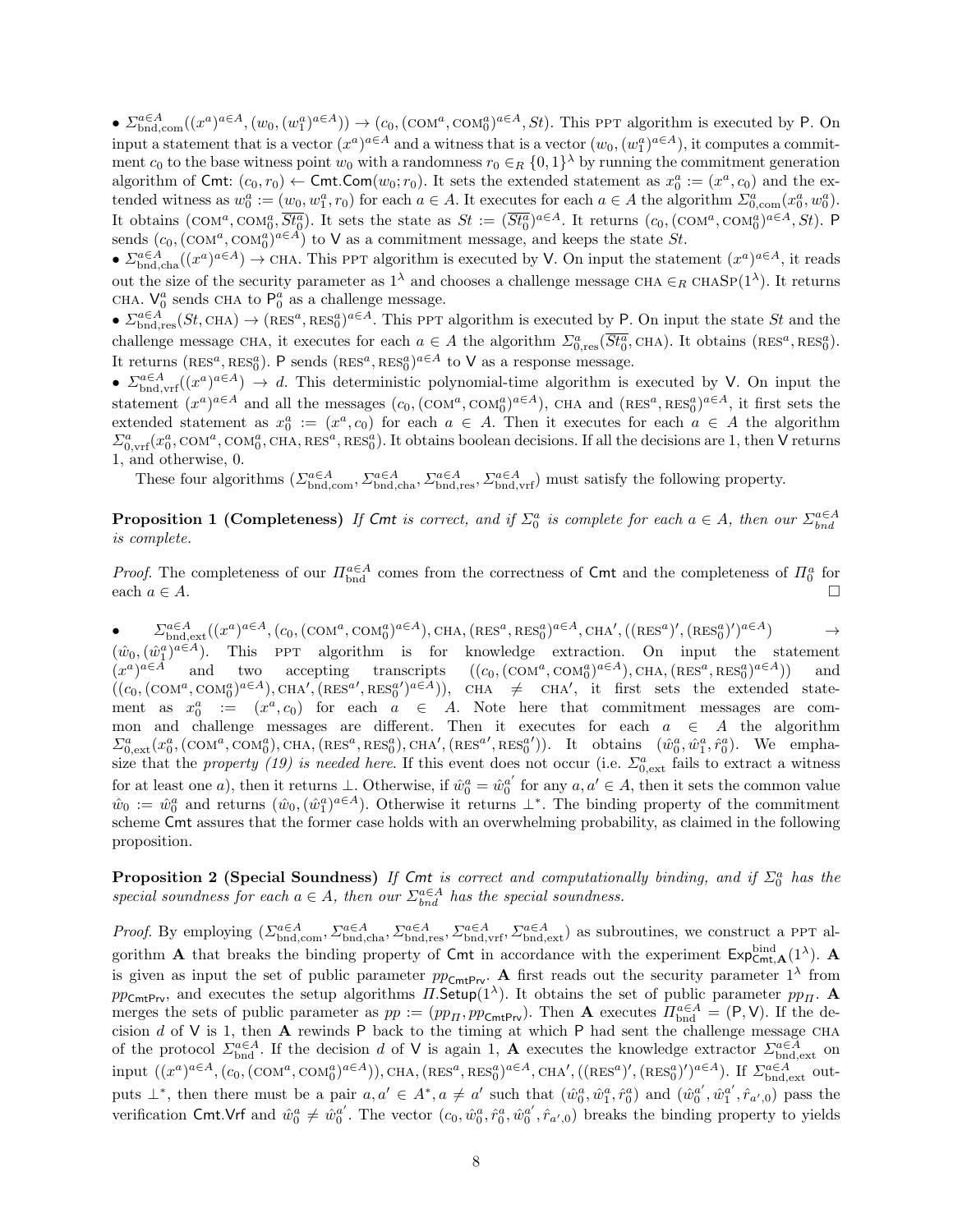• $\Sigma^{a\in A}_{\text{bnd,com}}((x^a)^{a\in A}, (w_0, (w_1^a)^{a\in A})) \to (c_0, (\text{COM}^a, \text{COM}_0^a)^{a\in A}, St)$. This PPT algorithm is executed by P. On input a statement that is a vector $(x^a)^{a\in A}$ and a witness that is a vector $(w_0, (w_1^a)^{a\in A})$, it computes a commitment $c_0$ to the base witness point $w_0$ with a randomness $r_0 \in_R \{0,1\}^\lambda$ by running the commitment generation algorithm of Cmt: $(c_0, r_0) \leftarrow \mathsf{Cmt.Com}(w_0; r_0)$. It sets the extended statement as $x_0^a := (x^a, c_0)$ and the extended witness as $w_0^a := (w_0, w_1^a, r_0)$ for each $a \in A$. It executes for each $a \in A$ the algorithm $\Sigma^a_{0,\text{com}}(x_0^a, w_0^a)$. It obtains $(\text{COM}^a, \text{COM}_0^a, \overline{St_0^a})$. It sets the state as $St := (\overline{St_0^a})^{a\in A}$. It returns $(c_0, (\text{COM}^a, \text{COM}_0^a)^{a\in A}, St)$. P sends $(c_0, (\text{COM}^a, \text{COM}_0^a)^{a\in A})$ to V as a commitment message, and keeps the state $St$.

• $\Sigma^{a\in A}_{\text{bnd,cha}}((x^a)^{a\in A}) \to \text{CHA}$. This PPT algorithm is executed by V. On input the statement $(x^a)^{a\in A}$, it reads out the size of the security parameter as $1^\lambda$ and chooses a challenge message $\text{CHA} \in_R \text{CHASP}(1^\lambda)$. It returns CHA. $\mathsf{V}_0^a$ sends CHA to $\mathsf{P}_0^a$ as a challenge message.

• $\Sigma^{a\in A}_{\text{bnd,res}}(St, \text{CHA}) \to (\text{RES}^a, \text{RES}_0^a)^{a\in A}$. This PPT algorithm is executed by P. On input the state $St$ and the challenge message CHA, it executes for each $a \in A$ the algorithm $\Sigma^a_{0,\text{res}}(\overline{St_0^a}, \text{CHA})$. It obtains $(\text{RES}^a, \text{RES}_0^a)$. It returns $(\text{RES}^a, \text{RES}_0^a)$. P sends $(\text{RES}^a, \text{RES}_0^a)^{a\in A}$ to V as a response message.

• $\Sigma^{a\in A}_{\text{bnd,vrf}}((x^a)^{a\in A}) \to d$. This deterministic polynomial-time algorithm is executed by V. On input the statement $(x^a)^{a\in A}$ and all the messages $(c_0, (\text{COM}^a, \text{COM}_0^a)^{a\in A})$, CHA and $(\text{RES}^a, \text{RES}_0^a)^{a\in A}$, it first sets the extended statement as $x_0^a := (x^a, c_0)$ for each $a \in A$. Then it executes for each $a \in A$ the algorithm $\Sigma^a_{0,\text{vrf}}(x_0^a, \text{COM}^a, \text{COM}_0^a, \text{CHA}, \text{RES}^a, \text{RES}_0^a)$. It obtains boolean decisions. If all the decisions are 1, then V returns 1, and otherwise, 0.

These four algorithms $(\Sigma^{a\in A}_{\text{bnd,com}}, \Sigma^{a\in A}_{\text{bnd,cha}}, \Sigma^{a\in A}_{\text{bnd,res}}, \Sigma^{a\in A}_{\text{bnd,vrf}})$ must satisfy the following property.

**Proposition 1 (Completeness)** *If Cmt is correct, and if $\Sigma_0^a$ is complete for each $a \in A$, then our $\Sigma^{a\in A}_{bnd}$ is complete.*

*Proof.* The completeness of our $\Pi^{a\in A}_{\text{bnd}}$ comes from the correctness of Cmt and the completeness of $\Pi_0^a$ for each $a \in A$. □

• $\Sigma^{a\in A}_{\text{bnd,ext}}((x^a)^{a\in A}, (c_0, (\text{COM}^a, \text{COM}_0^a)^{a\in A}), \text{CHA}, (\text{RES}^a, \text{RES}_0^a)^{a\in A}, \text{CHA}', ((\text{RES}^a)', (\text{RES}_0^a)')^{a\in A}) \to (\hat{w}_0, (\hat{w}_1^a)^{a\in A})$. This PPT algorithm is for knowledge extraction. On input the statement $(x^a)^{a\in A}$ and two accepting transcripts $((c_0, (\text{COM}^a, \text{COM}_0^a)^{a\in A}), \text{CHA}, (\text{RES}^a, \text{RES}_0^a)^{a\in A}))$ and $((c_0, (\text{COM}^a, \text{COM}_0^a)^{a\in A}), \text{CHA}', (\text{RES}^{a\prime}, \text{RES}_0^{a\prime})^{a\in A}))$, $\text{CHA} \neq \text{CHA}'$, it first sets the extended statement as $x_0^a := (x^a, c_0)$ for each $a \in A$. Note here that commitment messages are common and challenge messages are different. Then it executes for each $a \in A$ the algorithm $\Sigma^a_{0,\text{ext}}(x_0^a, (\text{COM}^a, \text{COM}_0^a), \text{CHA}, (\text{RES}^a, \text{RES}_0^a), \text{CHA}', (\text{RES}^{a\prime}, \text{RES}_0^{a\prime}))$. It obtains $(\hat{w}_0^a, \hat{w}_1^a, \hat{r}_0^a)$. We emphasize that the *property (19) is needed here*. If this event does not occur (i.e. $\Sigma^a_{0,\text{ext}}$ fails to extract a witness for at least one $a$), then it returns ⊥. Otherwise, if $\hat{w}_0^a = \hat{w}_0^{a'}$ for any $a, a' \in A$, then it sets the common value $\hat{w}_0 := \hat{w}_0^a$ and returns $(\hat{w}_0, (\hat{w}_1^a)^{a\in A})$. Otherwise it returns $\perp^*$. The binding property of the commitment scheme Cmt assures that the former case holds with an overwhelming probability, as claimed in the following proposition.

**Proposition 2 (Special Soundness)** *If Cmt is correct and computationally binding, and if $\Sigma_0^a$ has the special soundness for each $a \in A$, then our $\Sigma^{a\in A}_{bnd}$ has the special soundness.*

*Proof.* By employing $(\Sigma^{a\in A}_{\text{bnd,com}}, \Sigma^{a\in A}_{\text{bnd,cha}}, \Sigma^{a\in A}_{\text{bnd,res}}, \Sigma^{a\in A}_{\text{bnd,vrf}}, \Sigma^{a\in A}_{\text{bnd,ext}})$ as subroutines, we construct a PPT algorithm **A** that breaks the binding property of Cmt in accordance with the experiment $\mathsf{Exp}^{\text{bind}}_{\mathsf{Cmt},\mathbf{A}}(1^\lambda)$. **A** is given as input the set of public parameter $pp_{\mathsf{CmtPrv}}$. **A** first reads out the security parameter $1^\lambda$ from $pp_{\mathsf{CmtPrv}}$, and executes the setup algorithms $\Pi.\mathsf{Setup}(1^\lambda)$. It obtains the set of public parameter $pp_\Pi$. **A** merges the sets of public parameter as $pp := (pp_\Pi, pp_{\mathsf{CmtPrv}})$. Then **A** executes $\Pi^{a\in A}_{\text{bnd}} = (\mathsf{P}, \mathsf{V})$. If the decision $d$ of V is 1, then **A** rewinds P back to the timing at which P had sent the challenge message CHA of the protocol $\Sigma^{a\in A}_{\text{bnd}}$. If the decision $d$ of V is again 1, **A** executes the knowledge extractor $\Sigma^{a\in A}_{\text{bnd,ext}}$ on input $((x^a)^{a\in A}, (c_0, (\text{COM}^a, \text{COM}_0^a)^{a\in A})), \text{CHA}, (\text{RES}^a, \text{RES}_0^a)^{a\in A}, \text{CHA}', ((\text{RES}^a)', (\text{RES}_0^a)')^{a\in A})$. If $\Sigma^{a\in A}_{\text{bnd,ext}}$ outputs $\perp^*$, then there must be a pair $a, a' \in A^*, a \neq a'$ such that $(\hat{w}_0^a, \hat{w}_1^a, \hat{r}_0^a)$ and $(\hat{w}_0^{a'}, \hat{w}_1^{a'}, \hat{r}_{a',0})$ pass the verification Cmt.Vrf and $\hat{w}_0^a \neq \hat{w}_0^{a'}$. The vector $(c_0, \hat{w}_0^a, \hat{r}_0^a, \hat{w}_0^{a'}, \hat{r}_{a',0})$ breaks the binding property to yields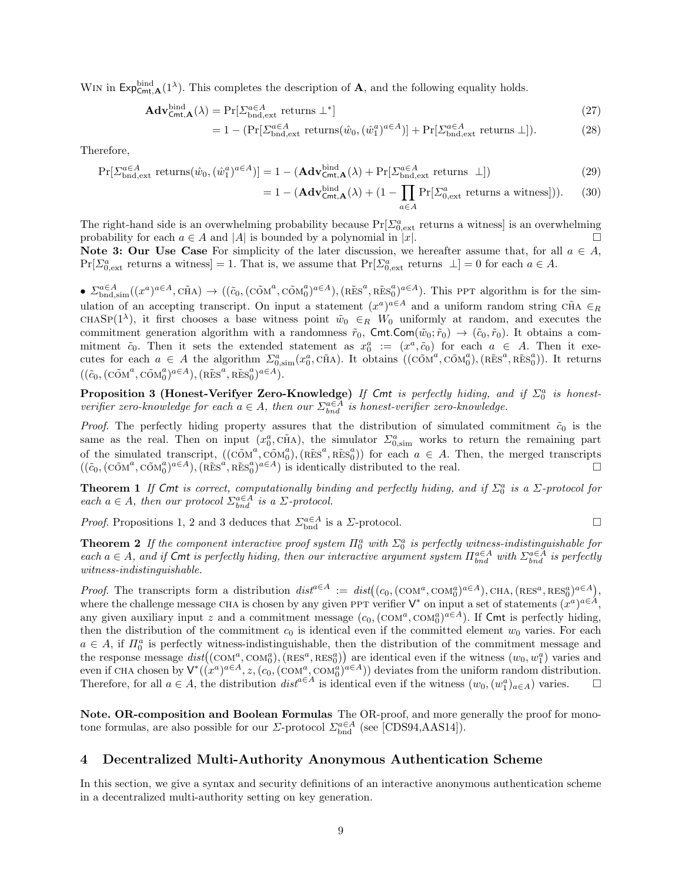WIN in $\mathsf{Exp}^{\mathrm{bind}}_{\mathsf{Cmt},\mathbf{A}}(1^\lambda)$. This completes the description of $\mathbf{A}$, and the following equality holds.

$$\mathbf{Adv}^{\mathrm{bind}}_{\mathsf{Cmt},\mathbf{A}}(\lambda) = \Pr[\Sigma^{a\in A}_{\mathrm{bnd,ext}} \text{ returns } \bot^*] \tag{27}$$

$$= 1 - (\Pr[\Sigma^{a\in A}_{\mathrm{bnd,ext}} \text{ returns}(\hat{w}_0, (\hat{w}^a_1)^{a\in A})] + \Pr[\Sigma^{a\in A}_{\mathrm{bnd,ext}} \text{ returns } \bot]). \tag{28}$$

Therefore,

$$\Pr[\Sigma^{a\in A}_{\mathrm{bnd,ext}} \text{ returns}(\hat{w}_0, (\hat{w}^a_1)^{a\in A})] = 1 - (\mathbf{Adv}^{\mathrm{bind}}_{\mathsf{Cmt},\mathbf{A}}(\lambda) + \Pr[\Sigma^{a\in A}_{\mathrm{bnd,ext}} \text{ returns } \bot]) \tag{29}$$

$$= 1 - (\mathbf{Adv}^{\mathrm{bind}}_{\mathsf{Cmt},\mathbf{A}}(\lambda) + (1 - \prod_{a\in A} \Pr[\Sigma^a_{0,\mathrm{ext}} \text{ returns a witness}])). \tag{30}$$

The right-hand side is an overwhelming probability because $\Pr[\Sigma^a_{0,\mathrm{ext}}$ returns a witness$]$ is an overwhelming probability for each $a \in A$ and $|A|$ is bounded by a polynomial in $|x|$. ☐

**Note 3: Our Use Case** For simplicity of the later discussion, we hereafter assume that, for all $a \in A$, $\Pr[\Sigma^a_{0,\mathrm{ext}}$ returns a witness$] = 1$. That is, we assume that $\Pr[\Sigma^a_{0,\mathrm{ext}}$ returns $\bot] = 0$ for each $a \in A$.

• $\Sigma^{a\in A}_{\mathrm{bnd,sim}}((x^a)^{a\in A}, \tilde{\mathrm{CHA}}) \to ((\tilde{c}_0, (\tilde{\mathrm{COM}}^a, \tilde{\mathrm{COM}}^a_0)^{a\in A}), (\tilde{\mathrm{RES}}^a, \tilde{\mathrm{RES}}^a_0)^{a\in A})$. This PPT algorithm is for the simulation of an accepting transcript. On input a statement $(x^a)^{a\in A}$ and a uniform random string $\tilde{\mathrm{CHA}} \in_R \mathrm{CHASP}(1^\lambda)$, it first chooses a base witness point $\tilde{w}_0 \in_R W_0$ uniformly at random, and executes the commitment generation algorithm with a randomness $\tilde{r}_0$, $\mathsf{Cmt.Com}(\tilde{w}_0; \tilde{r}_0) \to (\tilde{c}_0, \tilde{r}_0)$. It obtains a commitment $\tilde{c}_0$. Then it sets the extended statement as $x^a_0 := (x^a, \tilde{c}_0)$ for each $a \in A$. Then it executes for each $a \in A$ the algorithm $\Sigma^a_{0,\mathrm{sim}}(x^a_0, \tilde{\mathrm{CHA}})$. It obtains $((\tilde{\mathrm{COM}}^a, \tilde{\mathrm{COM}}^a_0), (\tilde{\mathrm{RES}}^a, \tilde{\mathrm{RES}}^a_0))$. It returns $((\tilde{c}_0, (\tilde{\mathrm{COM}}^a, \tilde{\mathrm{COM}}^a_0)^{a\in A}), (\tilde{\mathrm{RES}}^a, \tilde{\mathrm{RES}}^a_0)^{a\in A})$.

**Proposition 3 (Honest-Verifyer Zero-Knowledge)** *If $\mathsf{Cmt}$ is perfectly hiding, and if $\Sigma^a_0$ is honest-verifier zero-knowledge for each $a \in A$, then our $\Sigma^{a\in A}_{bnd}$ is honest-verifier zero-knowledge.*

*Proof.* The perfectly hiding property assures that the distribution of simulated commitment $\tilde{c}_0$ is the same as the real. Then on input $(x^a_0, \tilde{\mathrm{CHA}})$, the simulator $\Sigma^a_{0,\mathrm{sim}}$ works to return the remaining part of the simulated transcript, $((\tilde{\mathrm{COM}}^a, \tilde{\mathrm{COM}}^a_0), (\tilde{\mathrm{RES}}^a, \tilde{\mathrm{RES}}^a_0))$ for each $a \in A$. Then, the merged transcripts $((\tilde{c}_0, (\tilde{\mathrm{COM}}^a, \tilde{\mathrm{COM}}^a_0)^{a\in A}), (\tilde{\mathrm{RES}}^a, \tilde{\mathrm{RES}}^a_0)^{a\in A})$ is identically distributed to the real. ☐

**Theorem 1** *If $\mathsf{Cmt}$ is correct, computationally binding and perfectly hiding, and if $\Sigma^a_0$ is a $\Sigma$-protocol for each $a \in A$, then our protocol $\Sigma^{a\in A}_{bnd}$ is a $\Sigma$-protocol.*

*Proof.* Propositions 1, 2 and 3 deduces that $\Sigma^{a\in A}_{\mathrm{bnd}}$ is a $\Sigma$-protocol. ☐

**Theorem 2** *If the component interactive proof system $\Pi^a_0$ with $\Sigma^a_0$ is perfectly witness-indistinguishable for each $a \in A$, and if $\mathsf{Cmt}$ is perfectly hiding, then our interactive argument system $\Pi^{a\in A}_{bnd}$ with $\Sigma^{a\in A}_{bnd}$ is perfectly witness-indistinguishable.*

*Proof.* The transcripts form a distribution $dist^{a\in A} := dist\big((c_0, (\mathrm{COM}^a, \mathrm{COM}^a_0)^{a\in A}), \mathrm{CHA}, (\mathrm{RES}^a, \mathrm{RES}^a_0)^{a\in A}\big)$, where the challenge message CHA is chosen by any given PPT verifier $\mathsf{V}^*$ on input a set of statements $(x^a)^{a\in A}$, any given auxiliary input $z$ and a commitment message $(c_0, (\mathrm{COM}^a, \mathrm{COM}^a_0)^{a\in A})$. If $\mathsf{Cmt}$ is perfectly hiding, then the distribution of the commitment $c_0$ is identical even if the committed element $w_0$ varies. For each $a \in A$, if $\Pi^a_0$ is perfectly witness-indistinguishable, then the distribution of the commitment message and the response message $dist\big((\mathrm{COM}^a, \mathrm{COM}^a_0), (\mathrm{RES}^a, \mathrm{RES}^a_0)\big)$ are identical even if the witness $(w_0, w^a_1)$ varies and even if CHA chosen by $\mathsf{V}^*((x^a)^{a\in A}, z, (c_0, (\mathrm{COM}^a, \mathrm{COM}^a_0)^{a\in A}))$ deviates from the uniform random distribution. Therefore, for all $a \in A$, the distribution $dist^{a\in A}$ is identical even if the witness $(w_0, (w^a_1)_{a\in A})$ varies. ☐

**Note. OR-composition and Boolean Formulas** The OR-proof, and more generally the proof for monotone formulas, are also possible for our $\Sigma$-protocol $\Sigma^{a\in A}_{\mathrm{bnd}}$ (see [CDS94,AAS14]).

## 4 Decentralized Multi-Authority Anonymous Authentication Scheme

In this section, we give a syntax and security definitions of an interactive anonymous authentication scheme in a decentralized multi-authority setting on key generation.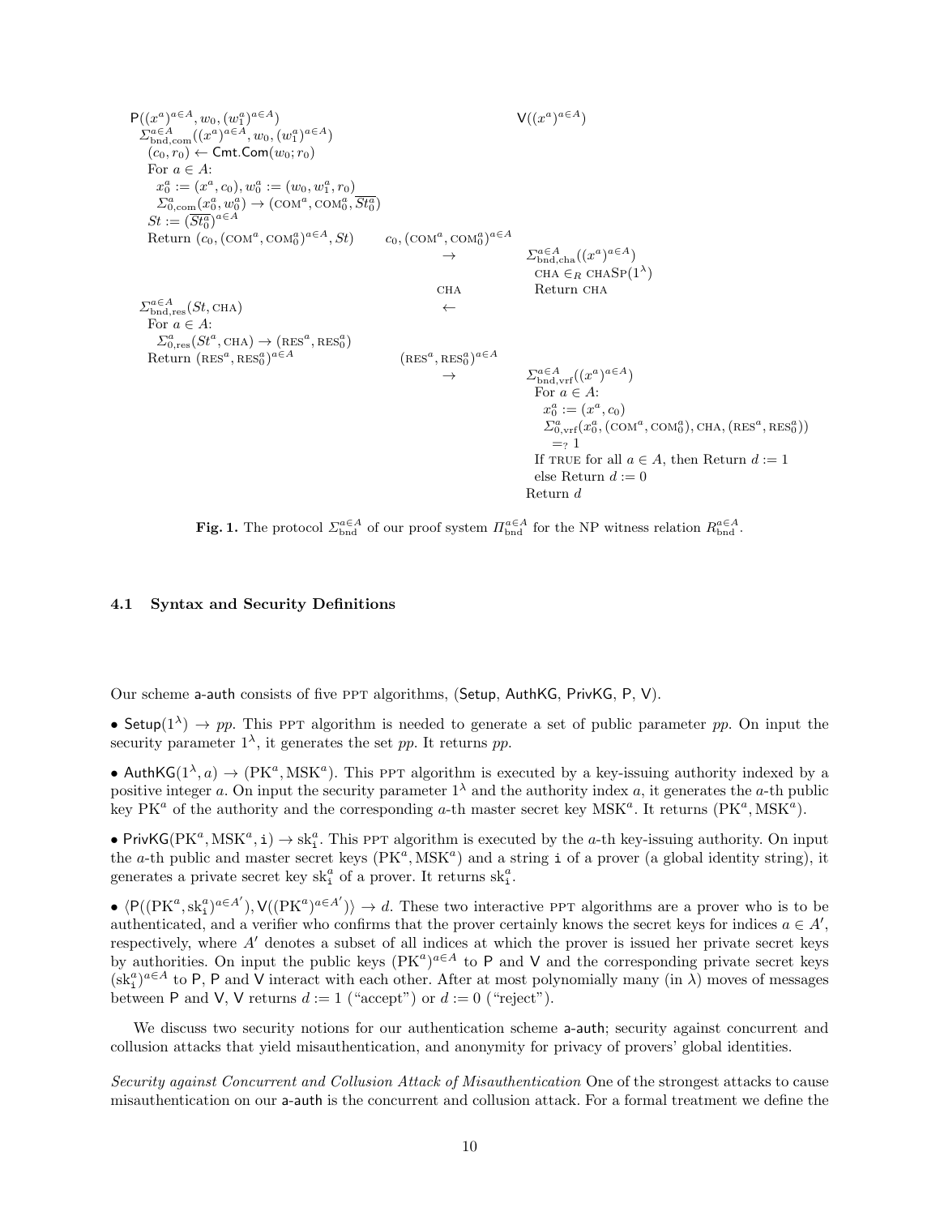$\mathsf{P}((x^a)^{a\in A}, w_0, (w_1^a)^{a\in A})$ $\qquad\qquad\qquad\qquad\qquad\qquad$ $\mathsf{V}((x^a)^{a\in A})$

$\Sigma^{a\in A}_{\text{bnd,com}}((x^a)^{a\in A}, w_0, (w_1^a)^{a\in A})$
  $(c_0, r_0) \leftarrow \mathsf{Cmt.Com}(w_0; r_0)$
  For $a \in A$:
    $x_0^a := (x^a, c_0), w_0^a := (w_0, w_1^a, r_0)$
    $\Sigma^a_{0,\text{com}}(x_0^a, w_0^a) \rightarrow (\text{COM}^a, \text{COM}_0^a, \overline{St_0^a})$
  $St := (\overline{St_0^a})^{a\in A}$
  Return $(c_0, (\text{COM}^a, \text{COM}_0^a)^{a\in A}, St)$ $\qquad$ $c_0, (\text{COM}^a, \text{COM}_0^a)^{a\in A}$ $\rightarrow$

$\qquad\qquad\qquad\qquad\qquad\qquad$ $\Sigma^{a\in A}_{\text{bnd,cha}}((x^a)^{a\in A})$
$\qquad\qquad\qquad\qquad\qquad\qquad$  $\text{CHA} \in_R \text{CHASP}(1^\lambda)$
$\qquad\qquad\qquad\qquad\qquad\qquad$  Return CHA

$\qquad\qquad\qquad\qquad$ CHA $\leftarrow$

$\Sigma^{a\in A}_{\text{bnd,res}}(St, \text{CHA})$
  For $a \in A$:
    $\Sigma^a_{0,\text{res}}(St^a, \text{CHA}) \rightarrow (\text{RES}^a, \text{RES}_0^a)$
  Return $(\text{RES}^a, \text{RES}_0^a)^{a\in A}$ $\qquad$ $(\text{RES}^a, \text{RES}_0^a)^{a\in A}$ $\rightarrow$

$\qquad\qquad\qquad\qquad\qquad\qquad$ $\Sigma^{a\in A}_{\text{bnd,vrf}}((x^a)^{a\in A})$
$\qquad\qquad\qquad\qquad\qquad\qquad$  For $a \in A$:
$\qquad\qquad\qquad\qquad\qquad\qquad$    $x_0^a := (x^a, c_0)$
$\qquad\qquad\qquad\qquad\qquad\qquad$    $\Sigma^a_{0,\text{vrf}}(x_0^a, (\text{COM}^a, \text{COM}_0^a), \text{CHA}, (\text{RES}^a, \text{RES}_0^a))$
$\qquad\qquad\qquad\qquad\qquad\qquad$      $=_? 1$
$\qquad\qquad\qquad\qquad\qquad\qquad$  If TRUE for all $a \in A$, then Return $d := 1$
$\qquad\qquad\qquad\qquad\qquad\qquad$  else Return $d := 0$
$\qquad\qquad\qquad\qquad\qquad\qquad$ Return $d$

**Fig. 1.** The protocol $\Sigma^{a\in A}_{\text{bnd}}$ of our proof system $\Pi^{a\in A}_{\text{bnd}}$ for the NP witness relation $R^{a\in A}_{\text{bnd}}$.

### 4.1 Syntax and Security Definitions

Our scheme a-auth consists of five PPT algorithms, (Setup, AuthKG, PrivKG, P, V).

- $\mathsf{Setup}(1^\lambda) \rightarrow pp$. This PPT algorithm is needed to generate a set of public parameter $pp$. On input the security parameter $1^\lambda$, it generates the set $pp$. It returns $pp$.

- $\mathsf{AuthKG}(1^\lambda, a) \rightarrow (\text{PK}^a, \text{MSK}^a)$. This PPT algorithm is executed by a key-issuing authority indexed by a positive integer $a$. On input the security parameter $1^\lambda$ and the authority index $a$, it generates the $a$-th public key $\text{PK}^a$ of the authority and the corresponding $a$-th master secret key $\text{MSK}^a$. It returns $(\text{PK}^a, \text{MSK}^a)$.

- $\mathsf{PrivKG}(\text{PK}^a, \text{MSK}^a, \mathtt{i}) \rightarrow \text{sk}^a_{\mathtt{i}}$. This PPT algorithm is executed by the $a$-th key-issuing authority. On input the $a$-th public and master secret keys $(\text{PK}^a, \text{MSK}^a)$ and a string $\mathtt{i}$ of a prover (a global identity string), it generates a private secret key $\text{sk}^a_{\mathtt{i}}$ of a prover. It returns $\text{sk}^a_{\mathtt{i}}$.

- $\langle \mathsf{P}((\text{PK}^a, \text{sk}^a_{\mathtt{i}})^{a\in A'}), \mathsf{V}((\text{PK}^a)^{a\in A'})\rangle \rightarrow d$. These two interactive PPT algorithms are a prover who is to be authenticated, and a verifier who confirms that the prover certainly knows the secret keys for indices $a \in A'$, respectively, where $A'$ denotes a subset of all indices at which the prover is issued her private secret keys by authorities. On input the public keys $(\text{PK}^a)^{a\in A}$ to P and V and the corresponding private secret keys $(\text{sk}^a_{\mathtt{i}})^{a\in A}$ to P, P and V interact with each other. After at most polynomially many (in $\lambda$) moves of messages between P and V, V returns $d := 1$ ("accept") or $d := 0$ ("reject").

We discuss two security notions for our authentication scheme a-auth; security against concurrent and collusion attacks that yield misauthentication, and anonymity for privacy of provers' global identities.

*Security against Concurrent and Collusion Attack of Misauthentication* One of the strongest attacks to cause misauthentication on our a-auth is the concurrent and collusion attack. For a formal treatment we define the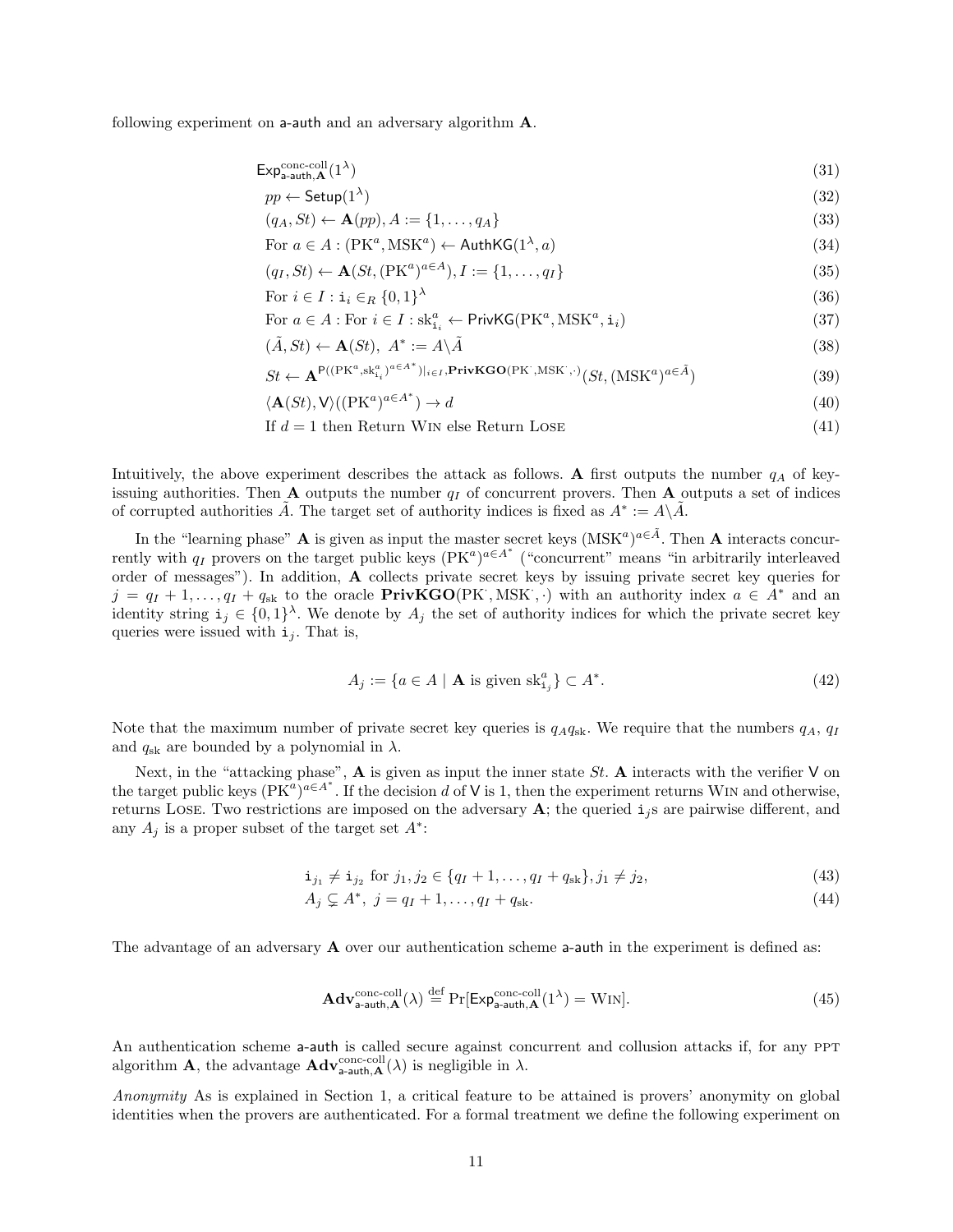following experiment on $\mathsf{a\text{-}auth}$ and an adversary algorithm $\mathbf{A}$.

$$\mathsf{Exp}^{\text{conc-coll}}_{\mathsf{a\text{-}auth},\mathbf{A}}(1^\lambda) \tag{31}$$

$$pp \leftarrow \mathsf{Setup}(1^\lambda) \tag{32}$$

$$(q_A, St) \leftarrow \mathbf{A}(pp), A := \{1, \ldots, q_A\} \tag{33}$$

$$\text{For } a \in A : (\text{PK}^a, \text{MSK}^a) \leftarrow \mathsf{AuthKG}(1^\lambda, a) \tag{34}$$

$$(q_I, St) \leftarrow \mathbf{A}(St, (\text{PK}^a)^{a \in A}), I := \{1, \ldots, q_I\} \tag{35}$$

$$\text{For } i \in I : \mathtt{i}_i \in_R \{0,1\}^\lambda \tag{36}$$

$$\text{For } a \in A : \text{For } i \in I : \text{sk}^a_{\mathtt{i}_i} \leftarrow \mathsf{PrivKG}(\text{PK}^a, \text{MSK}^a, \mathtt{i}_i) \tag{37}$$

$$(\tilde{A}, St) \leftarrow \mathbf{A}(St),\ A^* := A \backslash \tilde{A} \tag{38}$$

$$St \leftarrow \mathbf{A}^{\mathsf{P}((\text{PK}^a, \text{sk}^a_{\mathtt{i}_i})^{a \in A^*})|_{i \in I}, \mathbf{PrivKGO}(\text{PK}^\cdot, \text{MSK}^\cdot, \cdot)}(St, (\text{MSK}^a)^{a \in \tilde{A}}) \tag{39}$$

$$\langle \mathbf{A}(St), \mathsf{V} \rangle ((\text{PK}^a)^{a \in A^*}) \rightarrow d \tag{40}$$

$$\text{If } d = 1 \text{ then Return } \textsc{Win} \text{ else Return } \textsc{Lose} \tag{41}$$

Intuitively, the above experiment describes the attack as follows. $\mathbf{A}$ first outputs the number $q_A$ of key-issuing authorities. Then $\mathbf{A}$ outputs the number $q_I$ of concurrent provers. Then $\mathbf{A}$ outputs a set of indices of corrupted authorities $\tilde{A}$. The target set of authority indices is fixed as $A^* := A \backslash \tilde{A}$.

In the "learning phase" $\mathbf{A}$ is given as input the master secret keys $(\text{MSK}^a)^{a \in \tilde{A}}$. Then $\mathbf{A}$ interacts concurrently with $q_I$ provers on the target public keys $(\text{PK}^a)^{a \in A^*}$ ("concurrent" means "in arbitrarily interleaved order of messages"). In addition, $\mathbf{A}$ collects private secret keys by issuing private secret key queries for $j = q_I + 1, \ldots, q_I + q_{\text{sk}}$ to the oracle $\mathbf{PrivKGO}(\text{PK}^\cdot, \text{MSK}^\cdot, \cdot)$ with an authority index $a \in A^*$ and an identity string $\mathtt{i}_j \in \{0,1\}^\lambda$. We denote by $A_j$ the set of authority indices for which the private secret key queries were issued with $\mathtt{i}_j$. That is,

$$A_j := \{a \in A \mid \mathbf{A} \text{ is given } \text{sk}^a_{\mathtt{i}_j}\} \subset A^*. \tag{42}$$

Note that the maximum number of private secret key queries is $q_A q_{\text{sk}}$. We require that the numbers $q_A$, $q_I$ and $q_{\text{sk}}$ are bounded by a polynomial in $\lambda$.

Next, in the "attacking phase", $\mathbf{A}$ is given as input the inner state $St$. $\mathbf{A}$ interacts with the verifier $\mathsf{V}$ on the target public keys $(\text{PK}^a)^{a \in A^*}$. If the decision $d$ of $\mathsf{V}$ is 1, then the experiment returns $\textsc{Win}$ and otherwise, returns $\textsc{Lose}$. Two restrictions are imposed on the adversary $\mathbf{A}$; the queried $\mathtt{i}_j$s are pairwise different, and any $A_j$ is a proper subset of the target set $A^*$:

$$\mathtt{i}_{j_1} \neq \mathtt{i}_{j_2} \text{ for } j_1, j_2 \in \{q_I + 1, \ldots, q_I + q_{\text{sk}}\}, j_1 \neq j_2, \tag{43}$$

$$A_j \subsetneq A^*,\ j = q_I + 1, \ldots, q_I + q_{\text{sk}}. \tag{44}$$

The advantage of an adversary $\mathbf{A}$ over our authentication scheme $\mathsf{a\text{-}auth}$ in the experiment is defined as:

$$\mathbf{Adv}^{\text{conc-coll}}_{\mathsf{a\text{-}auth},\mathbf{A}}(\lambda) \stackrel{\text{def}}{=} \Pr[\mathsf{Exp}^{\text{conc-coll}}_{\mathsf{a\text{-}auth},\mathbf{A}}(1^\lambda) = \textsc{Win}]. \tag{45}$$

An authentication scheme $\mathsf{a\text{-}auth}$ is called secure against concurrent and collusion attacks if, for any PPT algorithm $\mathbf{A}$, the advantage $\mathbf{Adv}^{\text{conc-coll}}_{\mathsf{a\text{-}auth},\mathbf{A}}(\lambda)$ is negligible in $\lambda$.

*Anonymity* As is explained in Section 1, a critical feature to be attained is provers' anonymity on global identities when the provers are authenticated. For a formal treatment we define the following experiment on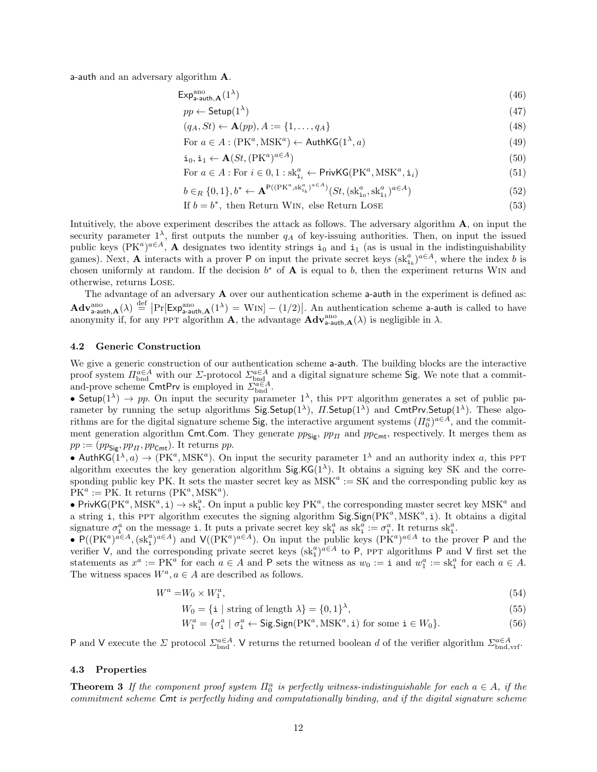a-auth and an adversary algorithm $\mathbf{A}$.

$$\mathsf{Exp}^{\mathrm{ano}}_{\mathsf{a\text{-}auth},\mathbf{A}}(1^\lambda) \tag{46}$$

$$pp \leftarrow \mathsf{Setup}(1^\lambda) \tag{47}$$

$$(q_A, St) \leftarrow \mathbf{A}(pp), A := \{1, \ldots, q_A\} \tag{48}$$

$$\text{For } a \in A : (\mathrm{PK}^a, \mathrm{MSK}^a) \leftarrow \mathsf{AuthKG}(1^\lambda, a) \tag{49}$$

$$\mathtt{i}_0, \mathtt{i}_1 \leftarrow \mathbf{A}(St, (\mathrm{PK}^a)^{a \in A}) \tag{50}$$

$$\text{For } a \in A : \text{For } i \in 0, 1 : \mathrm{sk}^a_{\mathtt{i}_i} \leftarrow \mathsf{PrivKG}(\mathrm{PK}^a, \mathrm{MSK}^a, \mathtt{i}_i) \tag{51}$$

$$b \in_R \{0, 1\}, b^* \leftarrow \mathbf{A}^{\mathsf{P}((\mathrm{PK}^a, \mathrm{sk}^a_{\mathtt{i}_b})^{a \in A})}(St, (\mathrm{sk}^a_{\mathtt{i}_0}, \mathrm{sk}^a_{\mathtt{i}_1})^{a \in A}) \tag{52}$$

$$\text{If } b = b^*, \text{ then Return } \textsc{Win}, \text{ else Return } \textsc{Lose} \tag{53}$$

Intuitively, the above experiment describes the attack as follows. The adversary algorithm $\mathbf{A}$, on input the security parameter $1^\lambda$, first outputs the number $q_A$ of key-issuing authorities. Then, on input the issued public keys $(\mathrm{PK}^a)^{a \in A}$, $\mathbf{A}$ designates two identity strings $\mathtt{i}_0$ and $\mathtt{i}_1$ (as is usual in the indistinguishability games). Next, $\mathbf{A}$ interacts with a prover $\mathsf{P}$ on input the private secret keys $(\mathrm{sk}^a_{\mathtt{i}_b})^{a \in A}$, where the index $b$ is chosen uniformly at random. If the decision $b^*$ of $\mathbf{A}$ is equal to $b$, then the experiment returns Win and otherwise, returns Lose.

The advantage of an adversary $\mathbf{A}$ over our authentication scheme a-auth in the experiment is defined as: $\mathbf{Adv}^{\mathrm{ano}}_{\mathsf{a\text{-}auth},\mathbf{A}}(\lambda) \stackrel{\mathrm{def}}{=} \left|\Pr[\mathsf{Exp}^{\mathrm{ano}}_{\mathsf{a\text{-}auth},\mathbf{A}}(1^\lambda) = \textsc{Win}] - (1/2)\right|$. An authentication scheme a-auth is called to have anonymity if, for any PPT algorithm $\mathbf{A}$, the advantage $\mathbf{Adv}^{\mathrm{ano}}_{\mathsf{a\text{-}auth},\mathbf{A}}(\lambda)$ is negligible in $\lambda$.

### 4.2 Generic Construction

We give a generic construction of our authentication scheme a-auth. The building blocks are the interactive proof system $\Pi^{a \in A}_{\mathrm{bnd}}$ with our $\Sigma$-protocol $\Sigma^{a \in A}_{\mathrm{bnd}}$ and a digital signature scheme Sig. We note that a commit-and-prove scheme CmtPrv is employed in $\Sigma^{a \in A}_{\mathrm{bnd}}$.

- $\mathsf{Setup}(1^\lambda) \to pp$. On input the security parameter $1^\lambda$, this PPT algorithm generates a set of public parameter by running the setup algorithms $\mathsf{Sig.Setup}(1^\lambda)$, $\Pi.\mathsf{Setup}(1^\lambda)$ and $\mathsf{CmtPrv.Setup}(1^\lambda)$. These algorithms are for the digital signature scheme Sig, the interactive argument systems $(\Pi^a_0)^{a \in A}$, and the commitment generation algorithm Cmt.Com. They generate $pp_{\mathsf{Sig}}$, $pp_{\Pi}$ and $pp_{\mathsf{Cmt}}$, respectively. It merges them as $pp := (pp_{\mathsf{Sig}}, pp_{\Pi}, pp_{\mathsf{Cmt}})$. It returns $pp$.
- $\mathsf{AuthKG}(1^\lambda, a) \to (\mathrm{PK}^a, \mathrm{MSK}^a)$. On input the security parameter $1^\lambda$ and an authority index $a$, this PPT algorithm executes the key generation algorithm $\mathsf{Sig.KG}(1^\lambda)$. It obtains a signing key SK and the corresponding public key PK. It sets the master secret key as $\mathrm{MSK}^a := \mathrm{SK}$ and the corresponding public key as $\mathrm{PK}^a := \mathrm{PK}$. It returns $(\mathrm{PK}^a, \mathrm{MSK}^a)$.
- $\mathsf{PrivKG}(\mathrm{PK}^a, \mathrm{MSK}^a, \mathtt{i}) \to \mathrm{sk}^a_{\mathtt{i}}$. On input a public key $\mathrm{PK}^a$, the corresponding master secret key $\mathrm{MSK}^a$ and a string $\mathtt{i}$, this PPT algorithm executes the signing algorithm $\mathsf{Sig.Sign}(\mathrm{PK}^a, \mathrm{MSK}^a, \mathtt{i})$. It obtains a digital signature $\sigma^a_{\mathtt{i}}$ on the message $\mathtt{i}$. It puts a private secret key $\mathrm{sk}^a_{\mathtt{i}}$ as $\mathrm{sk}^a_{\mathtt{i}} := \sigma^a_{\mathtt{i}}$. It returns $\mathrm{sk}^a_{\mathtt{i}}$.
- $\mathsf{P}((\mathrm{PK}^a)^{a \in A}, (\mathrm{sk}^a_{\mathtt{i}})^{a \in A})$ and $\mathsf{V}((\mathrm{PK}^a)^{a \in A})$. On input the public keys $(\mathrm{PK}^a)^{a \in A}$ to the prover $\mathsf{P}$ and the verifier $\mathsf{V}$, and the corresponding private secret keys $(\mathrm{sk}^a_{\mathtt{i}})^{a \in A}$ to $\mathsf{P}$, PPT algorithms $\mathsf{P}$ and $\mathsf{V}$ first set the statements as $x^a := \mathrm{PK}^a$ for each $a \in A$ and $\mathsf{P}$ sets the witness as $w_0 := \mathtt{i}$ and $w^a_1 := \mathrm{sk}^a_{\mathtt{i}}$ for each $a \in A$. The witness spaces $W^a, a \in A$ are described as follows.

$$W^a = W_0 \times W^a_1, \tag{54}$$

$$W_0 = \{\mathtt{i} \mid \text{string of length } \lambda\} = \{0, 1\}^\lambda, \tag{55}$$

$$W^a_1 = \{\sigma^a_{\mathtt{i}} \mid \sigma^a_{\mathtt{i}} \leftarrow \mathsf{Sig.Sign}(\mathrm{PK}^a, \mathrm{MSK}^a, \mathtt{i}) \text{ for some } \mathtt{i} \in W_0\}. \tag{56}$$

$\mathsf{P}$ and $\mathsf{V}$ execute the $\Sigma$ protocol $\Sigma^{a \in A}_{\mathrm{bnd}}$. $\mathsf{V}$ returns the returned boolean $d$ of the verifier algorithm $\Sigma^{a \in A}_{\mathrm{bnd,vrf}}$.

### 4.3 Properties

**Theorem 3** *If the component proof system $\Pi^a_0$ is perfectly witness-indistinguishable for each $a \in A$, if the commitment scheme Cmt is perfectly hiding and computationally binding, and if the digital signature scheme*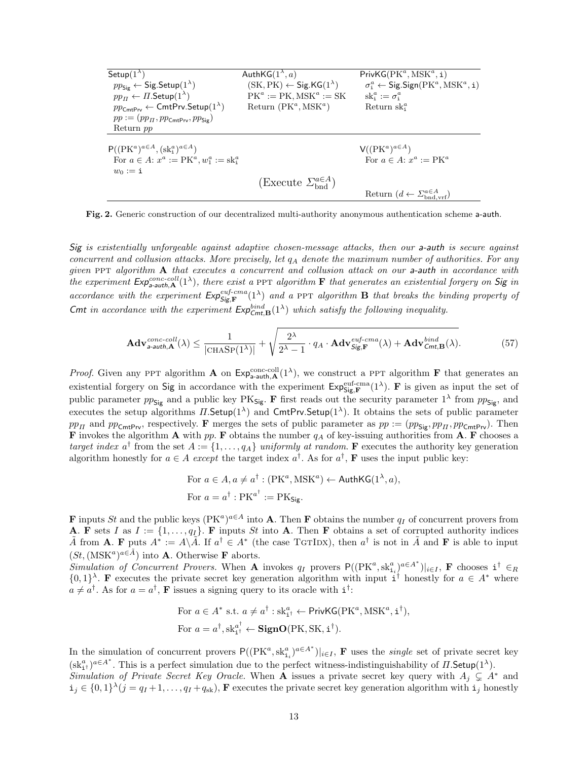| $\mathsf{Setup}(1^\lambda)$ | $\mathsf{AuthKG}(1^\lambda, a)$ | $\mathsf{PrivKG}(\mathrm{PK}^a, \mathrm{MSK}^a, \mathtt{i})$ |
|---|---|---|
| $pp_{\mathsf{Sig}} \leftarrow \mathsf{Sig.Setup}(1^\lambda)$ | $(\mathrm{SK}, \mathrm{PK}) \leftarrow \mathsf{Sig.KG}(1^\lambda)$ | $\sigma^a_{\mathtt{i}} \leftarrow \mathsf{Sig.Sign}(\mathrm{PK}^a, \mathrm{MSK}^a, \mathtt{i})$ |
| $pp_{\Pi} \leftarrow \Pi.\mathsf{Setup}(1^\lambda)$ | $\mathrm{PK}^a := \mathrm{PK}, \mathrm{MSK}^a := \mathrm{SK}$ | $\mathrm{sk}^a_{\mathtt{i}} := \sigma^a_{\mathtt{i}}$ |
| $pp_{\mathsf{CmtPrv}} \leftarrow \mathsf{CmtPrv.Setup}(1^\lambda)$ | Return $(\mathrm{PK}^a, \mathrm{MSK}^a)$ | Return $\mathrm{sk}^a_{\mathtt{i}}$ |
| $pp := (pp_{\Pi}, pp_{\mathsf{CmtPrv}}, pp_{\mathsf{Sig}})$ | | |
| Return $pp$ | | |

| $\mathsf{P}((\mathrm{PK}^a)^{a\in A}, (\mathrm{sk}^a_{\mathtt{i}})^{a\in A})$ | | $\mathsf{V}((\mathrm{PK}^a)^{a\in A})$ |
|---|---|---|
| For $a \in A$: $x^a := \mathrm{PK}^a, w^a_1 := \mathrm{sk}^a_{\mathtt{i}}$ | | For $a \in A$: $x^a := \mathrm{PK}^a$ |
| $w_0 := \mathtt{i}$ | | |
| | (Execute $\Sigma^{a\in A}_{\mathrm{bnd}}$) | |
| | | Return $(d \leftarrow \Sigma^{a\in A}_{\mathrm{bnd,vrf}})$ |

**Fig. 2.** Generic construction of our decentralized multi-authority anonymous authentication scheme a-auth.

*Sig is existentially unforgeable against adaptive chosen-message attacks, then our a-auth is secure against concurrent and collusion attacks. More precisely, let $q_A$ denote the maximum number of authorities. For any given* PPT *algorithm* **A** *that executes a concurrent and collusion attack on our a-auth in accordance with the experiment $\mathsf{Exp}^{conc\text{-}coll}_{\mathsf{a\text{-}auth},\mathbf{A}}(1^\lambda)$, there exist a* PPT *algorithm* **F** *that generates an existential forgery on Sig in accordance with the experiment $\mathsf{Exp}^{euf\text{-}cma}_{\mathsf{Sig},\mathbf{F}}(1^\lambda)$ and a* PPT *algorithm* **B** *that breaks the binding property of Cmt in accordance with the experiment $\mathsf{Exp}^{bind}_{\mathsf{Cmt},\mathbf{B}}(1^\lambda)$ which satisfy the following inequality.*

$$\mathbf{Adv}^{conc\text{-}coll}_{\mathsf{a\text{-}auth},\mathbf{A}}(\lambda) \le \frac{1}{|\mathrm{CHASP}(1^\lambda)|} + \sqrt{\frac{2^\lambda}{2^\lambda - 1} \cdot q_A \cdot \mathbf{Adv}^{euf\text{-}cma}_{\mathsf{Sig},\mathbf{F}}(\lambda)} + \mathbf{Adv}^{bind}_{\mathsf{Cmt},\mathbf{B}}(\lambda). \tag{57}$$

*Proof.* Given any PPT algorithm **A** on $\mathsf{Exp}^{\mathrm{conc\text{-}coll}}_{\mathsf{a\text{-}auth},\mathbf{A}}(1^\lambda)$, we construct a PPT algorithm **F** that generates an existential forgery on Sig in accordance with the experiment $\mathsf{Exp}^{\mathrm{euf\text{-}cma}}_{\mathsf{Sig},\mathbf{F}}(1^\lambda)$. **F** is given as input the set of public parameter $pp_{\mathsf{Sig}}$ and a public key $\mathrm{PK}_{\mathsf{Sig}}$. **F** first reads out the security parameter $1^\lambda$ from $pp_{\mathsf{Sig}}$, and executes the setup algorithms $\Pi.\mathsf{Setup}(1^\lambda)$ and $\mathsf{CmtPrv.Setup}(1^\lambda)$. It obtains the sets of public parameter $pp_{\Pi}$ and $pp_{\mathsf{CmtPrv}}$, respectively. **F** merges the sets of public parameter as $pp := (pp_{\mathsf{Sig}}, pp_{\Pi}, pp_{\mathsf{CmtPrv}})$. Then **F** invokes the algorithm **A** with $pp$. **F** obtains the number $q_A$ of key-issuing authorities from **A**. **F** chooses a *target index* $a^\dagger$ from the set $A := \{1, \ldots, q_A\}$ *uniformly at random*. **F** executes the authority key generation algorithm honestly for $a \in A$ *except* the target index $a^\dagger$. As for $a^\dagger$, **F** uses the input public key:

$$\text{For } a \in A, a \neq a^\dagger : (\mathrm{PK}^a, \mathrm{MSK}^a) \leftarrow \mathsf{AuthKG}(1^\lambda, a),$$
$$\text{For } a = a^\dagger : \mathrm{PK}^{a^\dagger} := \mathrm{PK}_{\mathsf{Sig}}.$$

**F** inputs $St$ and the public keys $(\mathrm{PK}^a)^{a\in A}$ into **A**. Then **F** obtains the number $q_I$ of concurrent provers from **A**. **F** sets $I$ as $I := \{1, \ldots, q_I\}$. **F** inputs $St$ into **A**. Then **F** obtains a set of corrupted authority indices $\tilde{A}$ from **A**. **F** puts $A^* := A \backslash \tilde{A}$. If $a^\dagger \in A^*$ (the case TGTIDX), then $a^\dagger$ is not in $\tilde{A}$ and **F** is able to input $(St, (\mathrm{MSK}^a)^{a\in\tilde{A}})$ into **A**. Otherwise **F** aborts.

*Simulation of Concurrent Provers.* When **A** invokes $q_I$ provers $\mathsf{P}((\mathrm{PK}^a, \mathrm{sk}^a_{\mathtt{i}_i})^{a\in A^*})|_{i\in I}$, **F** chooses $\mathtt{i}^\dagger \in_R \{0,1\}^\lambda$. **F** executes the private secret key generation algorithm with input $\mathtt{i}^\dagger$ honestly for $a \in A^*$ where $a \neq a^\dagger$. As for $a = a^\dagger$, **F** issues a signing query to its oracle with $\mathtt{i}^\dagger$:

$$\text{For } a \in A^* \text{ s.t. } a \neq a^\dagger : \mathrm{sk}^a_{\mathtt{i}^\dagger} \leftarrow \mathsf{PrivKG}(\mathrm{PK}^a, \mathrm{MSK}^a, \mathtt{i}^\dagger),$$
$$\text{For } a = a^\dagger, \mathrm{sk}^{a^\dagger}_{\mathtt{i}^\dagger} \leftarrow \mathbf{SignO}(\mathrm{PK}, \mathrm{SK}, \mathtt{i}^\dagger).$$

In the simulation of concurrent provers $\mathsf{P}((\mathrm{PK}^a, \mathrm{sk}^a_{\mathtt{i}_i})^{a\in A^*})|_{i\in I}$, **F** uses the *single* set of private secret key $(\mathrm{sk}^a_{\mathtt{i}^\dagger})^{a\in A^*}$. This is a perfect simulation due to the perfect witness-indistinguishability of $\Pi.\mathsf{Setup}(1^\lambda)$.

*Simulation of Private Secret Key Oracle.* When **A** issues a private secret key query with $A_j \subsetneq A^*$ and $\mathtt{i}_j \in \{0,1\}^\lambda (j = q_I + 1, \ldots, q_I + q_{\mathrm{sk}})$, **F** executes the private secret key generation algorithm with $\mathtt{i}_j$ honestly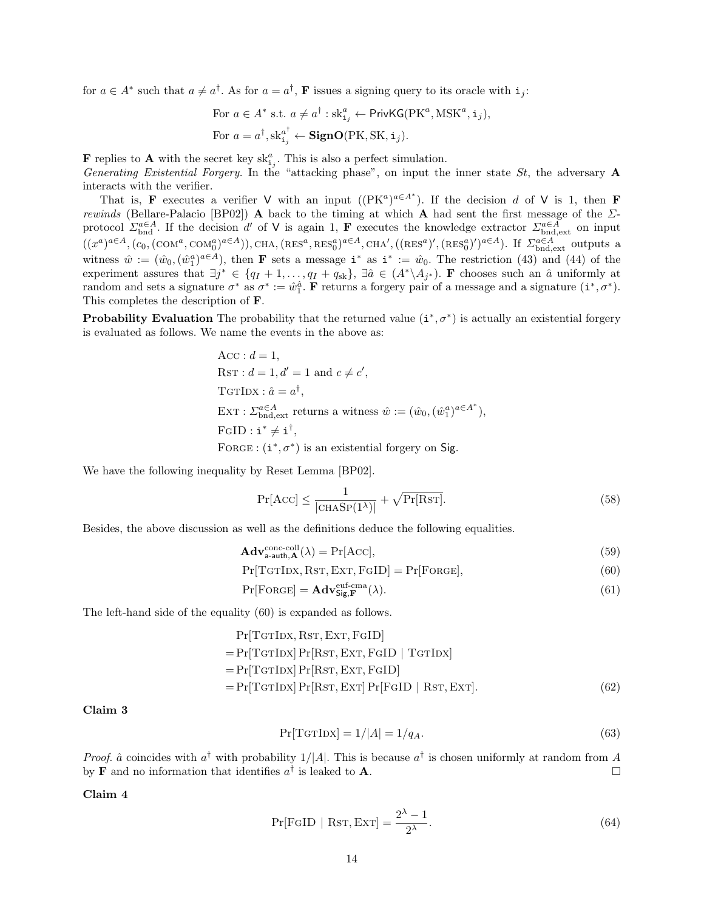for $a \in A^*$ such that $a \neq a^\dagger$. As for $a = a^\dagger$, **F** issues a signing query to its oracle with $\mathtt{i}_j$:

$$\text{For } a \in A^* \text{ s.t. } a \neq a^\dagger : \mathrm{sk}^a_{\mathtt{i}_j} \leftarrow \mathsf{PrivKG}(\mathrm{PK}^a, \mathrm{MSK}^a, \mathtt{i}_j),$$
$$\text{For } a = a^\dagger, \mathrm{sk}^{a^\dagger}_{\mathtt{i}_j} \leftarrow \mathbf{SignO}(\mathrm{PK}, \mathrm{SK}, \mathtt{i}_j).$$

**F** replies to **A** with the secret key $\mathrm{sk}^a_{\mathtt{i}_j}$. This is also a perfect simulation.

*Generating Existential Forgery.* In the "attacking phase", on input the inner state $St$, the adversary **A** interacts with the verifier.

That is, **F** executes a verifier $\mathsf{V}$ with an input $((\mathrm{PK}^a)^{a \in A^*})$. If the decision $d$ of $\mathsf{V}$ is 1, then **F** *rewinds* (Bellare-Palacio [BP02]) **A** back to the timing at which **A** had sent the first message of the $\Sigma$-protocol $\Sigma^{a \in A}_{\mathrm{bnd}}$. If the decision $d'$ of $\mathsf{V}$ is again 1, **F** executes the knowledge extractor $\Sigma^{a \in A}_{\mathrm{bnd,ext}}$ on input $((x^a)^{a \in A}, (c_0, (\mathrm{COM}^a, \mathrm{COM}^a_0)^{a \in A})), \mathrm{CHA}, (\mathrm{RES}^a, \mathrm{RES}^a_0)^{a \in A}, \mathrm{CHA}', ((\mathrm{RES}^a)', (\mathrm{RES}^a_0)')^{a \in A})$. If $\Sigma^{a \in A}_{\mathrm{bnd,ext}}$ outputs a witness $\hat{w} := (\hat{w}_0, (\hat{w}^a_1)^{a \in A})$, then **F** sets a message $\mathtt{i}^*$ as $\mathtt{i}^* := \hat{w}_0$. The restriction (43) and (44) of the experiment assures that $\exists j^* \in \{q_I + 1, \ldots, q_I + q_{\mathrm{sk}}\}$, $\exists \hat{a} \in (A^* \backslash A_{j^*})$. **F** chooses such an $\hat{a}$ uniformly at random and sets a signature $\sigma^*$ as $\sigma^* := \hat{w}^{\hat{a}}_1$. **F** returns a forgery pair of a message and a signature $(\mathtt{i}^*, \sigma^*)$. This completes the description of **F**.

**Probability Evaluation** The probability that the returned value $(\mathtt{i}^*, \sigma^*)$ is actually an existential forgery is evaluated as follows. We name the events in the above as:

$$\begin{aligned}
&\textsc{Acc} : d = 1, \\
&\textsc{Rst} : d = 1, d' = 1 \text{ and } c \neq c', \\
&\textsc{TgtIdx} : \hat{a} = a^\dagger, \\
&\textsc{Ext} : \Sigma^{a \in A}_{\mathrm{bnd,ext}} \text{ returns a witness } \hat{w} := (\hat{w}_0, (\hat{w}^a_1)^{a \in A^*}), \\
&\textsc{FgID} : \mathtt{i}^* \neq \mathtt{i}^\dagger, \\
&\textsc{Forge} : (\mathtt{i}^*, \sigma^*) \text{ is an existential forgery on } \mathsf{Sig}.
\end{aligned}$$

We have the following inequality by Reset Lemma [BP02].

$$\Pr[\textsc{Acc}] \leq \frac{1}{|\textsc{chaSp}(1^\lambda)|} + \sqrt{\Pr[\textsc{Rst}]}. \tag{58}$$

Besides, the above discussion as well as the definitions deduce the following equalities.

$$\mathbf{Adv}^{\text{conc-coll}}_{\mathsf{a\text{-}auth},\mathbf{A}}(\lambda) = \Pr[\textsc{Acc}], \tag{59}$$
$$\Pr[\textsc{TgtIdx}, \textsc{Rst}, \textsc{Ext}, \textsc{FgID}] = \Pr[\textsc{Forge}], \tag{60}$$
$$\Pr[\textsc{Forge}] = \mathbf{Adv}^{\text{euf-cma}}_{\mathsf{Sig},\mathbf{F}}(\lambda). \tag{61}$$

The left-hand side of the equality (60) is expanded as follows.

$$\begin{aligned}
&\Pr[\textsc{TgtIdx}, \textsc{Rst}, \textsc{Ext}, \textsc{FgID}] \\
&= \Pr[\textsc{TgtIdx}] \Pr[\textsc{Rst}, \textsc{Ext}, \textsc{FgID} \mid \textsc{TgtIdx}] \\
&= \Pr[\textsc{TgtIdx}] \Pr[\textsc{Rst}, \textsc{Ext}, \textsc{FgID}] \\
&= \Pr[\textsc{TgtIdx}] \Pr[\textsc{Rst}, \textsc{Ext}] \Pr[\textsc{FgID} \mid \textsc{Rst}, \textsc{Ext}].
\end{aligned} \tag{62}$$

**Claim 3**

$$\Pr[\textsc{TgtIdx}] = 1/|A| = 1/q_A. \tag{63}$$

*Proof.* $\hat{a}$ coincides with $a^\dagger$ with probability $1/|A|$. This is because $a^\dagger$ is chosen uniformly at random from $A$ by **F** and no information that identifies $a^\dagger$ is leaked to **A**. □

**Claim 4**

$$\Pr[\textsc{FgID} \mid \textsc{Rst}, \textsc{Ext}] = \frac{2^\lambda - 1}{2^\lambda}. \tag{64}$$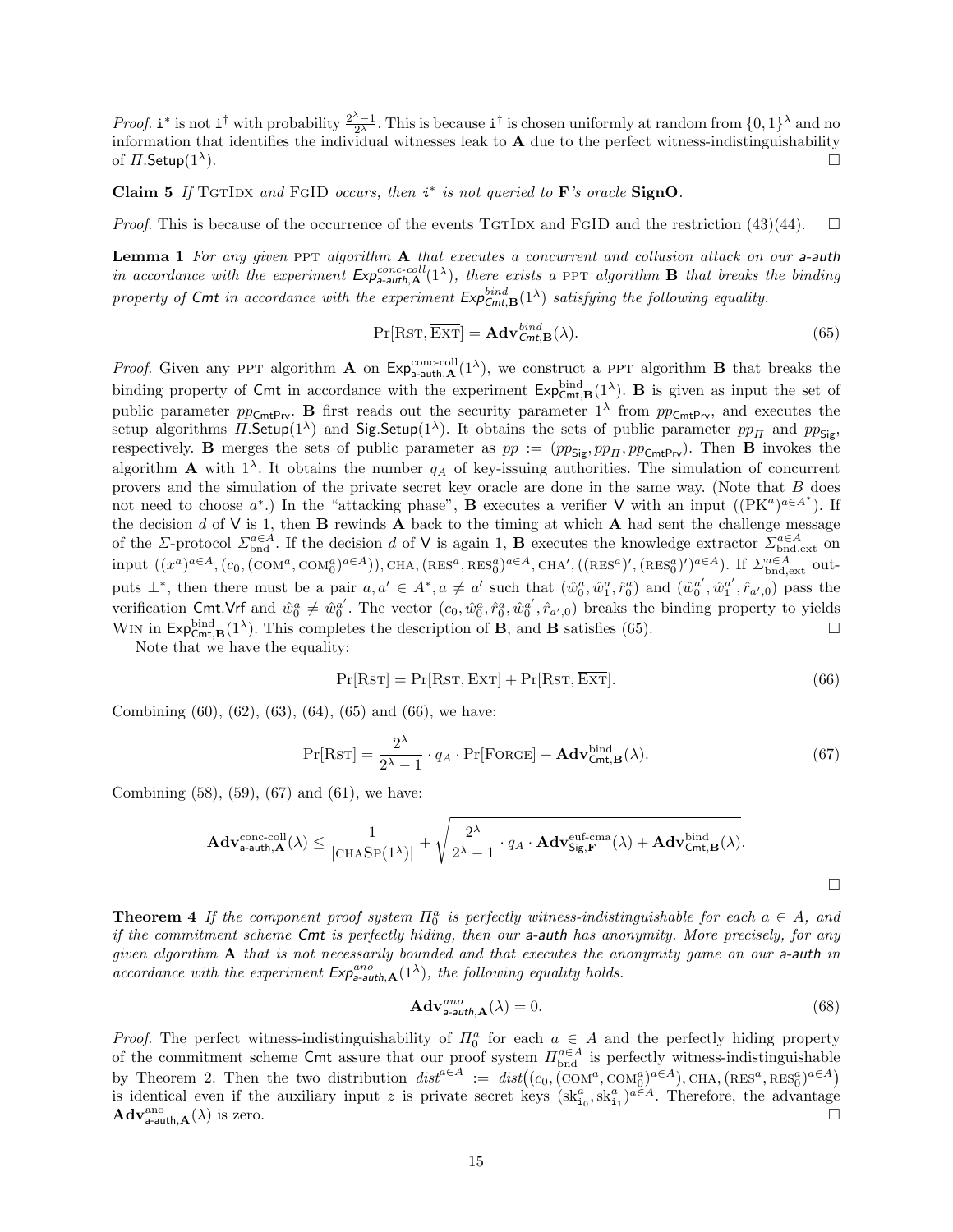*Proof.* $\mathtt{i}^*$ is not $\mathtt{i}^\dagger$ with probability $\frac{2^\lambda - 1}{2^\lambda}$. This is because $\mathtt{i}^\dagger$ is chosen uniformly at random from $\{0,1\}^\lambda$ and no information that identifies the individual witnesses leak to $\mathbf{A}$ due to the perfect witness-indistinguishability of $\Pi.\mathsf{Setup}(1^\lambda)$. □

**Claim 5** *If* TgtIdx *and* FgID *occurs, then* $\mathtt{i}^*$ *is not queried to* $\mathbf{F}$*'s oracle* $\mathbf{SignO}$.

*Proof.* This is because of the occurrence of the events TgtIdx and FgID and the restriction (43)(44). □

**Lemma 1** *For any given* PPT *algorithm* $\mathbf{A}$ *that executes a concurrent and collusion attack on our* a-auth *in accordance with the experiment* $\mathsf{Exp}^{conc\text{-}coll}_{\mathsf{a\text{-}auth},\mathbf{A}}(1^\lambda)$*, there exists a* PPT *algorithm* $\mathbf{B}$ *that breaks the binding property of* Cmt *in accordance with the experiment* $\mathsf{Exp}^{bind}_{\mathsf{Cmt},\mathbf{B}}(1^\lambda)$ *satisfying the following equality.*

$$\Pr[\text{Rst}, \overline{\text{Ext}}] = \mathbf{Adv}^{bind}_{\mathsf{Cmt},\mathbf{B}}(\lambda). \tag{65}$$

*Proof.* Given any PPT algorithm $\mathbf{A}$ on $\mathsf{Exp}^{\text{conc-coll}}_{\mathsf{a\text{-}auth},\mathbf{A}}(1^\lambda)$, we construct a PPT algorithm $\mathbf{B}$ that breaks the binding property of $\mathsf{Cmt}$ in accordance with the experiment $\mathsf{Exp}^{\text{bind}}_{\mathsf{Cmt},\mathbf{B}}(1^\lambda)$. $\mathbf{B}$ is given as input the set of public parameter $pp_{\mathsf{CmtPrv}}$. $\mathbf{B}$ first reads out the security parameter $1^\lambda$ from $pp_{\mathsf{CmtPrv}}$, and executes the setup algorithms $\Pi.\mathsf{Setup}(1^\lambda)$ and $\mathsf{Sig.Setup}(1^\lambda)$. It obtains the sets of public parameter $pp_\Pi$ and $pp_{\mathsf{Sig}}$, respectively. $\mathbf{B}$ merges the sets of public parameter as $pp := (pp_{\mathsf{Sig}}, pp_\Pi, pp_{\mathsf{CmtPrv}})$. Then $\mathbf{B}$ invokes the algorithm $\mathbf{A}$ with $1^\lambda$. It obtains the number $q_A$ of key-issuing authorities. The simulation of concurrent provers and the simulation of the private secret key oracle are done in the same way. (Note that $B$ does not need to choose $a^*$.) In the "attacking phase", $\mathbf{B}$ executes a verifier $\mathsf{V}$ with an input $((\mathrm{PK}^a)^{a\in A^*})$. If the decision $d$ of $\mathsf{V}$ is 1, then $\mathbf{B}$ rewinds $\mathbf{A}$ back to the timing at which $\mathbf{A}$ had sent the challenge message of the $\Sigma$-protocol $\Sigma^{a\in A}_{\text{bnd}}$. If the decision $d$ of $\mathsf{V}$ is again 1, $\mathbf{B}$ executes the knowledge extractor $\Sigma^{a\in A}_{\text{bnd,ext}}$ on input $((x^a)^{a\in A}, (c_0, (\mathrm{COM}^a, \mathrm{COM}^a_0)^{a\in A})), \mathrm{CHA}, (\mathrm{RES}^a, \mathrm{RES}^a_0)^{a\in A}, \mathrm{CHA}', ((\mathrm{RES}^a)', (\mathrm{RES}^a_0)')^{a\in A})$. If $\Sigma^{a\in A}_{\text{bnd,ext}}$ outputs $\perp^*$, then there must be a pair $a, a' \in A^*, a \neq a'$ such that $(\hat{w}^a_0, \hat{w}^a_1, \hat{r}^a_0)$ and $(\hat{w}^{a'}_0, \hat{w}^{a'}_1, \hat{r}_{a',0})$ pass the verification $\mathsf{Cmt.Vrf}$ and $\hat{w}^a_0 \neq \hat{w}^{a'}_0$. The vector $(c_0, \hat{w}^a_0, \hat{r}^a_0, \hat{w}^{a'}_0, \hat{r}_{a',0})$ breaks the binding property to yields Win in $\mathsf{Exp}^{\text{bind}}_{\mathsf{Cmt},\mathbf{B}}(1^\lambda)$. This completes the description of $\mathbf{B}$, and $\mathbf{B}$ satisfies (65). □

Note that we have the equality:

$$\Pr[\text{Rst}] = \Pr[\text{Rst}, \text{Ext}] + \Pr[\text{Rst}, \overline{\text{Ext}}]. \tag{66}$$

Combining (60), (62), (63), (64), (65) and (66), we have:

$$\Pr[\text{Rst}] = \frac{2^\lambda}{2^\lambda - 1} \cdot q_A \cdot \Pr[\text{Forge}] + \mathbf{Adv}^{\text{bind}}_{\mathsf{Cmt},\mathbf{B}}(\lambda). \tag{67}$$

Combining (58), (59), (67) and (61), we have:

$$\mathbf{Adv}^{\text{conc-coll}}_{\mathsf{a\text{-}auth},\mathbf{A}}(\lambda) \leq \frac{1}{|\text{ChaSp}(1^\lambda)|} + \sqrt{\frac{2^\lambda}{2^\lambda - 1} \cdot q_A \cdot \mathbf{Adv}^{\text{euf-cma}}_{\mathsf{Sig},\mathbf{F}}(\lambda) + \mathbf{Adv}^{\text{bind}}_{\mathsf{Cmt},\mathbf{B}}(\lambda)}.$$

□

**Theorem 4** *If the component proof system* $\Pi^a_0$ *is perfectly witness-indistinguishable for each* $a \in A$*, and if the commitment scheme* Cmt *is perfectly hiding, then our* a-auth *has anonymity. More precisely, for any given algorithm* $\mathbf{A}$ *that is not necessarily bounded and that executes the anonymity game on our* a-auth *in accordance with the experiment* $\mathsf{Exp}^{ano}_{\mathsf{a\text{-}auth},\mathbf{A}}(1^\lambda)$*, the following equality holds.*

$$\mathbf{Adv}^{ano}_{\mathsf{a\text{-}auth},\mathbf{A}}(\lambda) = 0. \tag{68}$$

*Proof.* The perfect witness-indistinguishability of $\Pi^a_0$ for each $a \in A$ and the perfectly hiding property of the commitment scheme $\mathsf{Cmt}$ assure that our proof system $\Pi^{a\in A}_{\text{bnd}}$ is perfectly witness-indistinguishable by Theorem 2. Then the two distribution $dist^{a\in A} := dist\big((c_0, (\mathrm{COM}^a, \mathrm{COM}^a_0)^{a\in A}), \mathrm{CHA}, (\mathrm{RES}^a, \mathrm{RES}^a_0)^{a\in A}\big)$ is identical even if the auxiliary input $z$ is private secret keys $(\mathrm{sk}^a_{\mathtt{i}_0}, \mathrm{sk}^a_{\mathtt{i}_1})^{a\in A}$. Therefore, the advantage $\mathbf{Adv}^{\text{ano}}_{\mathsf{a\text{-}auth},\mathbf{A}}(\lambda)$ is zero. □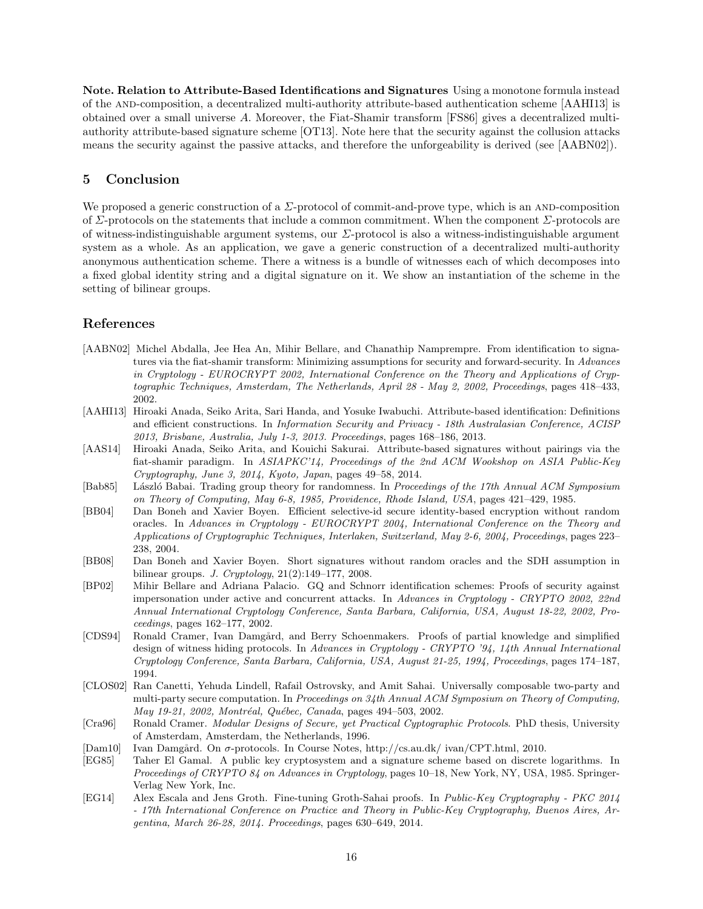**Note. Relation to Attribute-Based Identifications and Signatures** Using a monotone formula instead of the AND-composition, a decentralized multi-authority attribute-based authentication scheme [AAHI13] is obtained over a small universe $A$. Moreover, the Fiat-Shamir transform [FS86] gives a decentralized multi-authority attribute-based signature scheme [OT13]. Note here that the security against the collusion attacks means the security against the passive attacks, and therefore the unforgeability is derived (see [AABN02]).

## 5 Conclusion

We proposed a generic construction of a $\Sigma$-protocol of commit-and-prove type, which is an AND-composition of $\Sigma$-protocols on the statements that include a common commitment. When the component $\Sigma$-protocols are of witness-indistinguishable argument systems, our $\Sigma$-protocol is also a witness-indistinguishable argument system as a whole. As an application, we gave a generic construction of a decentralized multi-authority anonymous authentication scheme. There a witness is a bundle of witnesses each of which decomposes into a fixed global identity string and a digital signature on it. We show an instantiation of the scheme in the setting of bilinear groups.

## References

[AABN02] Michel Abdalla, Jee Hea An, Mihir Bellare, and Chanathip Namprempre. From identification to signatures via the fiat-shamir transform: Minimizing assumptions for security and forward-security. In *Advances in Cryptology - EUROCRYPT 2002, International Conference on the Theory and Applications of Cryptographic Techniques, Amsterdam, The Netherlands, April 28 - May 2, 2002, Proceedings*, pages 418–433, 2002.

[AAHI13] Hiroaki Anada, Seiko Arita, Sari Handa, and Yosuke Iwabuchi. Attribute-based identification: Definitions and efficient constructions. In *Information Security and Privacy - 18th Australasian Conference, ACISP 2013, Brisbane, Australia, July 1-3, 2013. Proceedings*, pages 168–186, 2013.

[AAS14] Hiroaki Anada, Seiko Arita, and Kouichi Sakurai. Attribute-based signatures without pairings via the fiat-shamir paradigm. In *ASIAPKC'14, Proceedings of the 2nd ACM Wookshop on ASIA Public-Key Cryptography, June 3, 2014, Kyoto, Japan*, pages 49–58, 2014.

[Bab85] László Babai. Trading group theory for randomness. In *Proceedings of the 17th Annual ACM Symposium on Theory of Computing, May 6-8, 1985, Providence, Rhode Island, USA*, pages 421–429, 1985.

[BB04] Dan Boneh and Xavier Boyen. Efficient selective-id secure identity-based encryption without random oracles. In *Advances in Cryptology - EUROCRYPT 2004, International Conference on the Theory and Applications of Cryptographic Techniques, Interlaken, Switzerland, May 2-6, 2004, Proceedings*, pages 223–238, 2004.

[BB08] Dan Boneh and Xavier Boyen. Short signatures without random oracles and the SDH assumption in bilinear groups. *J. Cryptology*, 21(2):149–177, 2008.

[BP02] Mihir Bellare and Adriana Palacio. GQ and Schnorr identification schemes: Proofs of security against impersonation under active and concurrent attacks. In *Advances in Cryptology - CRYPTO 2002, 22nd Annual International Cryptology Conference, Santa Barbara, California, USA, August 18-22, 2002, Proceedings*, pages 162–177, 2002.

[CDS94] Ronald Cramer, Ivan Damgård, and Berry Schoenmakers. Proofs of partial knowledge and simplified design of witness hiding protocols. In *Advances in Cryptology - CRYPTO '94, 14th Annual International Cryptology Conference, Santa Barbara, California, USA, August 21-25, 1994, Proceedings*, pages 174–187, 1994.

[CLOS02] Ran Canetti, Yehuda Lindell, Rafail Ostrovsky, and Amit Sahai. Universally composable two-party and multi-party secure computation. In *Proceedings on 34th Annual ACM Symposium on Theory of Computing, May 19-21, 2002, Montréal, Québec, Canada*, pages 494–503, 2002.

[Cra96] Ronald Cramer. *Modular Designs of Secure, yet Practical Cyptographic Protocols*. PhD thesis, University of Amsterdam, Amsterdam, the Netherlands, 1996.

[Dam10] Ivan Damgård. On $\sigma$-protocols. In Course Notes, http://cs.au.dk/ ivan/CPT.html, 2010.

[EG85] Taher El Gamal. A public key cryptosystem and a signature scheme based on discrete logarithms. In *Proceedings of CRYPTO 84 on Advances in Cryptology*, pages 10–18, New York, NY, USA, 1985. Springer-Verlag New York, Inc.

[EG14] Alex Escala and Jens Groth. Fine-tuning Groth-Sahai proofs. In *Public-Key Cryptography - PKC 2014 - 17th International Conference on Practice and Theory in Public-Key Cryptography, Buenos Aires, Argentina, March 26-28, 2014. Proceedings*, pages 630–649, 2014.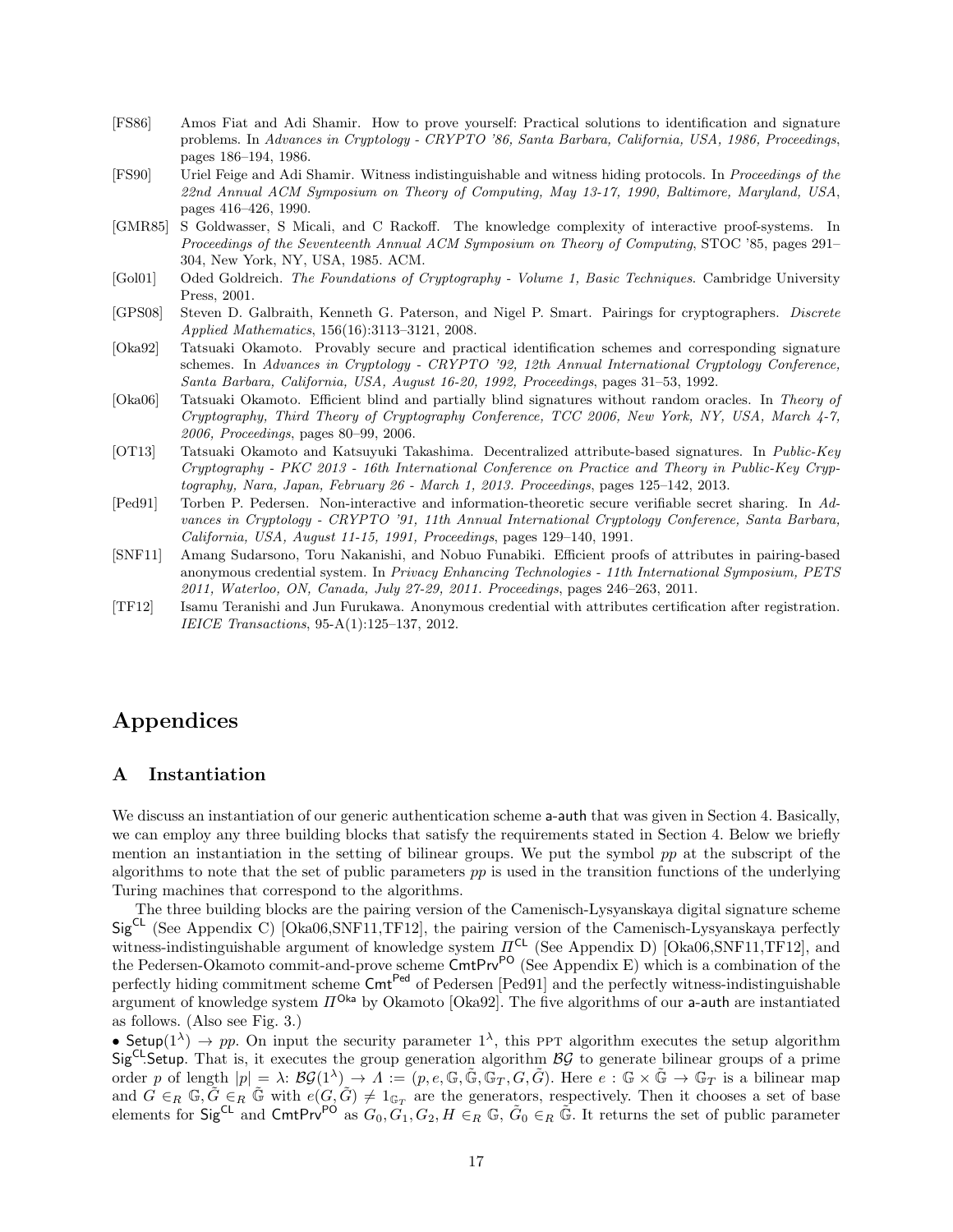[FS86] Amos Fiat and Adi Shamir. How to prove yourself: Practical solutions to identification and signature problems. In *Advances in Cryptology - CRYPTO '86, Santa Barbara, California, USA, 1986, Proceedings*, pages 186–194, 1986.

[FS90] Uriel Feige and Adi Shamir. Witness indistinguishable and witness hiding protocols. In *Proceedings of the 22nd Annual ACM Symposium on Theory of Computing, May 13-17, 1990, Baltimore, Maryland, USA*, pages 416–426, 1990.

[GMR85] S Goldwasser, S Micali, and C Rackoff. The knowledge complexity of interactive proof-systems. In *Proceedings of the Seventeenth Annual ACM Symposium on Theory of Computing*, STOC '85, pages 291–304, New York, NY, USA, 1985. ACM.

[Gol01] Oded Goldreich. *The Foundations of Cryptography - Volume 1, Basic Techniques*. Cambridge University Press, 2001.

[GPS08] Steven D. Galbraith, Kenneth G. Paterson, and Nigel P. Smart. Pairings for cryptographers. *Discrete Applied Mathematics*, 156(16):3113–3121, 2008.

[Oka92] Tatsuaki Okamoto. Provably secure and practical identification schemes and corresponding signature schemes. In *Advances in Cryptology - CRYPTO '92, 12th Annual International Cryptology Conference, Santa Barbara, California, USA, August 16-20, 1992, Proceedings*, pages 31–53, 1992.

[Oka06] Tatsuaki Okamoto. Efficient blind and partially blind signatures without random oracles. In *Theory of Cryptography, Third Theory of Cryptography Conference, TCC 2006, New York, NY, USA, March 4-7, 2006, Proceedings*, pages 80–99, 2006.

[OT13] Tatsuaki Okamoto and Katsuyuki Takashima. Decentralized attribute-based signatures. In *Public-Key Cryptography - PKC 2013 - 16th International Conference on Practice and Theory in Public-Key Cryptography, Nara, Japan, February 26 - March 1, 2013. Proceedings*, pages 125–142, 2013.

[Ped91] Torben P. Pedersen. Non-interactive and information-theoretic secure verifiable secret sharing. In *Advances in Cryptology - CRYPTO '91, 11th Annual International Cryptology Conference, Santa Barbara, California, USA, August 11-15, 1991, Proceedings*, pages 129–140, 1991.

[SNF11] Amang Sudarsono, Toru Nakanishi, and Nobuo Funabiki. Efficient proofs of attributes in pairing-based anonymous credential system. In *Privacy Enhancing Technologies - 11th International Symposium, PETS 2011, Waterloo, ON, Canada, July 27-29, 2011. Proceedings*, pages 246–263, 2011.

[TF12] Isamu Teranishi and Jun Furukawa. Anonymous credential with attributes certification after registration. *IEICE Transactions*, 95-A(1):125–137, 2012.

# Appendices

## A Instantiation

We discuss an instantiation of our generic authentication scheme a-auth that was given in Section 4. Basically, we can employ any three building blocks that satisfy the requirements stated in Section 4. Below we briefly mention an instantiation in the setting of bilinear groups. We put the symbol *pp* at the subscript of the algorithms to note that the set of public parameters *pp* is used in the transition functions of the underlying Turing machines that correspond to the algorithms.

The three building blocks are the pairing version of the Camenisch-Lysyanskaya digital signature scheme $\mathsf{Sig}^{\mathsf{CL}}$ (See Appendix C) [Oka06,SNF11,TF12], the pairing version of the Camenisch-Lysyanskaya perfectly witness-indistinguishable argument of knowledge system $\Pi^{\mathsf{CL}}$ (See Appendix D) [Oka06,SNF11,TF12], and the Pedersen-Okamoto commit-and-prove scheme $\mathsf{CmtPrv}^{\mathsf{PO}}$ (See Appendix E) which is a combination of the perfectly hiding commitment scheme $\mathsf{Cmt}^{\mathsf{Ped}}$ of Pedersen [Ped91] and the perfectly witness-indistinguishable argument of knowledge system $\Pi^{\mathsf{Oka}}$ by Okamoto [Oka92]. The five algorithms of our a-auth are instantiated as follows. (Also see Fig. 3.)

• $\mathsf{Setup}(1^\lambda) \to pp$. On input the security parameter $1^\lambda$, this PPT algorithm executes the setup algorithm $\mathsf{Sig}^{\mathsf{CL}}.\mathsf{Setup}$. That is, it executes the group generation algorithm $\mathcal{BG}$ to generate bilinear groups of a prime order $p$ of length $|p| = \lambda$: $\mathcal{BG}(1^\lambda) \to \Lambda := (p, e, \mathbb{G}, \tilde{\mathbb{G}}, \mathbb{G}_T, G, \tilde{G})$. Here $e : \mathbb{G} \times \tilde{\mathbb{G}} \to \mathbb{G}_T$ is a bilinear map and $G \in_R \mathbb{G}, \tilde{G} \in_R \tilde{\mathbb{G}}$ with $e(G, \tilde{G}) \neq 1_{\mathbb{G}_T}$ are the generators, respectively. Then it chooses a set of base elements for $\mathsf{Sig}^{\mathsf{CL}}$ and $\mathsf{CmtPrv}^{\mathsf{PO}}$ as $G_0, G_1, G_2, H \in_R \mathbb{G}$, $\tilde{G}_0 \in_R \tilde{\mathbb{G}}$. It returns the set of public parameter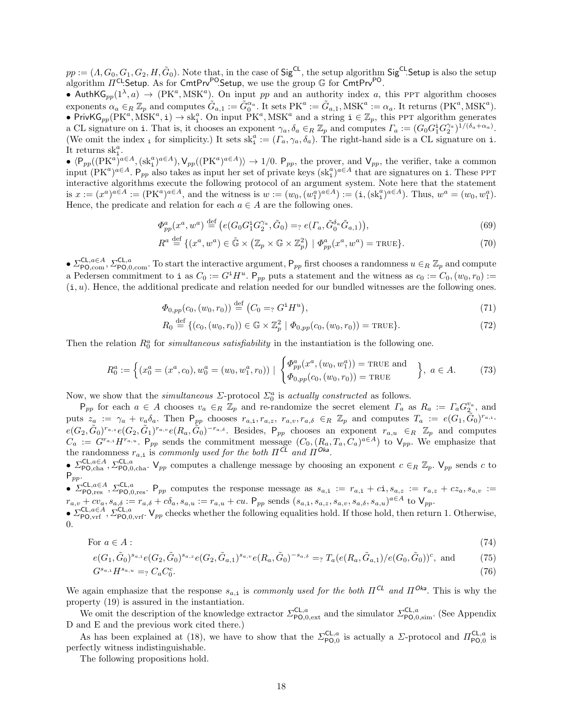$pp := (\Lambda, G_0, G_1, G_2, H, \tilde{G}_0)$. Note that, in the case of $\mathsf{Sig}^{\mathsf{CL}}$, the setup algorithm $\mathsf{Sig}^{\mathsf{CL}}$.Setup is also the setup algorithm $\Pi^{\mathsf{CL}}$.Setup. As for $\mathsf{CmtPrv}^{\mathsf{PO}}$.Setup, we use the group $\mathbb{G}$ for $\mathsf{CmtPrv}^{\mathsf{PO}}$.

- $\mathsf{AuthKG}_{pp}(1^\lambda, a) \to (\mathrm{PK}^a, \mathrm{MSK}^a)$. On input $pp$ and an authority index $a$, this PPT algorithm chooses exponents $\alpha_a \in_R \mathbb{Z}_p$ and computes $\tilde{G}_{a,1} := \tilde{G}_0^{\alpha_a}$. It sets $\mathrm{PK}^a := \tilde{G}_{a,1}, \mathrm{MSK}^a := \alpha_a$. It returns $(\mathrm{PK}^a, \mathrm{MSK}^a)$.
- $\mathsf{PrivKG}_{pp}(\mathrm{PK}^a, \mathrm{MSK}^a, \mathtt{i}) \to \mathrm{sk}^a_{\mathtt{i}}$. On input $\mathrm{PK}^a, \mathrm{MSK}^a$ and a string $\mathtt{i} \in \mathbb{Z}_p$, this PPT algorithm generates a CL signature on $\mathtt{i}$. That is, it chooses an exponent $\gamma_a, \delta_a \in_R \mathbb{Z}_p$ and computes $\Gamma_a := (G_0 G_1^{\mathtt{i}} G_2^{\gamma_a})^{1/(\delta_a+\alpha_a)}$. (We omit the index $_\mathtt{i}$ for simplicity.) It sets $\mathrm{sk}^a_{\mathtt{i}} := (\Gamma_a, \gamma_a, \delta_a)$. The right-hand side is a CL signature on $\mathtt{i}$. It returns $\mathrm{sk}^a_{\mathtt{i}}$.
- $\langle \mathsf{P}_{pp}((\mathrm{PK}^a)^{a\in A}, (\mathrm{sk}^a_{\mathtt{i}})^{a\in A}), \mathsf{V}_{pp}((\mathrm{PK}^a)^{a\in A})\rangle \to 1/0$. $\mathsf{P}_{pp}$, the prover, and $\mathsf{V}_{pp}$, the verifier, take a common input $(\mathrm{PK}^a)^{a\in A}$. $\mathsf{P}_{pp}$ also takes as input her set of private keys $(\mathrm{sk}^a_{\mathtt{i}})^{a\in A}$ that are signatures on $\mathtt{i}$. These PPT interactive algorithms execute the following protocol of an argument system. Note here that the statement is $x := (x^a)^{a\in A} := (\mathrm{PK}^a)^{a\in A}$, and the witness is $w := (w_0, (w_1^a)^{a\in A}) := (\mathtt{i}, (\mathrm{sk}^a_{\mathtt{i}})^{a\in A})$. Thus, $w^a = (w_0, w_1^a)$. Hence, the predicate and relation for each $a \in A$ are the following ones.

$$\Phi^a_{pp}(x^a, w^a) \stackrel{\text{def}}{=} \big(e(G_0 G_1^{\mathtt{i}} G_2^{\gamma_a}, \tilde{G}_0) =_? e(\Gamma_a, \tilde{G}_0^{\delta_a}\tilde{G}_{a,1})\big), \tag{69}$$

$$R^a \stackrel{\text{def}}{=} \{(x^a, w^a) \in \tilde{\mathbb{G}} \times (\mathbb{Z}_p \times \mathbb{G} \times \mathbb{Z}_p^2) \mid \Phi^a_{pp}(x^a, w^a) = \text{TRUE}\}. \tag{70}$$

- $\Sigma^{\mathsf{CL},a\in A}_{\mathsf{PO},\mathrm{com}}, \Sigma^{\mathsf{CL},a}_{\mathsf{PO},0,\mathrm{com}}$. To start the interactive argument, $\mathsf{P}_{pp}$ first chooses a randomness $u \in_R \mathbb{Z}_p$ and compute a Pedersen commitment to $\mathtt{i}$ as $C_0 := G^{\mathtt{i}} H^u$. $\mathsf{P}_{pp}$ puts a statement and the witness as $c_0 := C_0, (w_0, r_0) := (\mathtt{i}, u)$. Hence, the additional predicate and relation needed for our bundled witnesses are the following ones.

$$\Phi_{0,pp}(c_0, (w_0, r_0)) \stackrel{\text{def}}{=} \big(C_0 =_? G^{\mathtt{i}} H^u\big), \tag{71}$$

$$R_0 \stackrel{\text{def}}{=} \{(c_0, (w_0, r_0)) \in \mathbb{G} \times \mathbb{Z}_p^2 \mid \Phi_{0,pp}(c_0, (w_0, r_0)) = \text{TRUE}\}. \tag{72}$$

Then the relation $R^a_0$ for *simultaneous satisfiability* in the instantiation is the following one.

$$R^a_0 := \left\{(x^a_0 = (x^a, c_0), w^a_0 = (w_0, w^a_1, r_0)) \;\middle|\; \begin{cases}\Phi^a_{pp}(x^a, (w_0, w^a_1)) = \text{TRUE and} \\ \Phi_{0,pp}(c_0, (w_0, r_0)) = \text{TRUE}\end{cases}\right\},\ a \in A. \tag{73}$$

Now, we show that the *simultaneous* $\Sigma$-protocol $\Sigma^a_0$ is *actually constructed* as follows.

$\mathsf{P}_{pp}$ for each $a \in A$ chooses $v_a \in_R \mathbb{Z}_p$ and re-randomize the secret element $\Gamma_a$ as $R_a := \Gamma_a G_2^{v_a}$, and puts $z_a := \gamma_a + v_a\delta_a$. Then $\mathsf{P}_{pp}$ chooses $r_{a,\mathtt{i}}, r_{a,z}, r_{a,v}, r_{a,\delta} \in_R \mathbb{Z}_p$ and computes $T_a := e(G_1, \tilde{G}_0)^{r_{a,\mathtt{i}}} \cdot e(G_2, \tilde{G}_0)^{r_{a,z}} e(G_2, \tilde{G}_1)^{r_{a,v}} e(R_a, \tilde{G}_0)^{-r_{a,\delta}}$. Besides, $\mathsf{P}_{pp}$ chooses an exponent $r_{a,u} \in_R \mathbb{Z}_p$ and computes $C_a := G^{r_{a,\mathtt{i}}} H^{r_{a,u}}$. $\mathsf{P}_{pp}$ sends the commitment message $(C_0, (R_a, T_a, C_a)^{a\in A})$ to $\mathsf{V}_{pp}$. We emphasize that the randomness $r_{a,\mathtt{i}}$ is *commonly used for the both $\Pi^{\mathsf{CL}}$ and $\Pi^{\mathsf{Oka}}$*.

- $\Sigma^{\mathsf{CL},a\in A}_{\mathsf{PO},\mathrm{cha}}, \Sigma^{\mathsf{CL},a}_{\mathsf{PO},0,\mathrm{cha}}$. $\mathsf{V}_{pp}$ computes a challenge message by choosing an exponent $c \in_R \mathbb{Z}_p$. $\mathsf{V}_{pp}$ sends $c$ to $\mathsf{P}_{pp}$.
- $\Sigma^{\mathsf{CL},a\in A}_{\mathsf{PO},\mathrm{res}}, \Sigma^{\mathsf{CL},a}_{\mathsf{PO},0,\mathrm{res}}$. $\mathsf{P}_{pp}$ computes the response message as $s_{a,\mathtt{i}} := r_{a,\mathtt{i}} + c\mathtt{i}, s_{a,z} := r_{a,z} + cz_a, s_{a,v} := r_{a,v} + cv_a, s_{a,\delta} := r_{a,\delta} + c\delta_a, s_{a,u} := r_{a,u} + cu$. $\mathsf{P}_{pp}$ sends $(s_{a,\mathtt{i}}, s_{a,z}, s_{a,v}, s_{a,\delta}, s_{a,u})^{a\in A}$ to $\mathsf{V}_{pp}$.
- $\Sigma^{\mathsf{CL},a\in A}_{\mathsf{PO},\mathrm{vrf}}, \Sigma^{\mathsf{CL},a}_{\mathsf{PO},0,\mathrm{vrf}}$. $\mathsf{V}_{pp}$ checks whether the following equalities hold. If those hold, then return 1. Otherwise, 0.

$$\text{For } a \in A: \tag{74}$$

$$e(G_1, \tilde{G}_0)^{s_{a,\mathtt{i}}} e(G_2, \tilde{G}_0)^{s_{a,z}} e(G_2, \tilde{G}_{a,1})^{s_{a,v}} e(R_a, \tilde{G}_0)^{-s_{a,\delta}} =_? T_a(e(R_a, \tilde{G}_{a,1})/e(G_0, \tilde{G}_0))^c, \text{ and} \tag{75}$$

$$G^{s_{a,\mathtt{i}}} H^{s_{a,u}} =_? C_a C_0^c. \tag{76}$$

We again emphasize that the response $s_{a,\mathtt{i}}$ is *commonly used for the both $\Pi^{\mathsf{CL}}$ and $\Pi^{\mathsf{Oka}}$*. This is why the property (19) is assured in the instantiation.

We omit the description of the knowledge extractor $\Sigma^{\mathsf{CL},a}_{\mathsf{PO},0,\mathrm{ext}}$ and the simulator $\Sigma^{\mathsf{CL},a}_{\mathsf{PO},0,\mathrm{sim}}$. (See Appendix D and E and the previous work cited there.)

As has been explained at (18), we have to show that the $\Sigma^{\mathsf{CL},a}_{\mathsf{PO},0}$ is actually a $\Sigma$-protocol and $\Pi^{\mathsf{CL},a}_{\mathsf{PO},0}$ is perfectly witness indistinguishable.

The following propositions hold.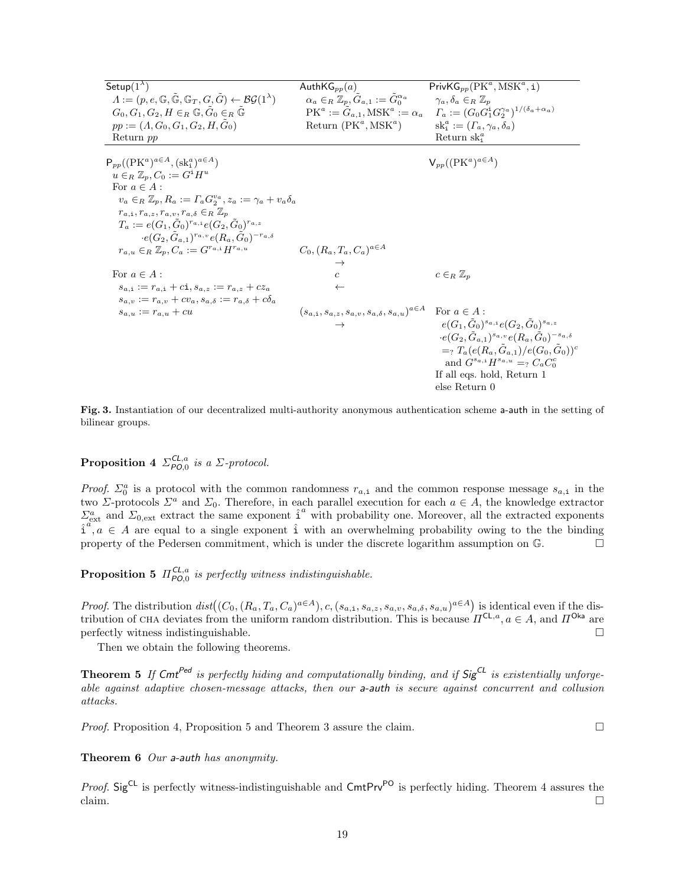| $\mathsf{Setup}(1^\lambda)$ | $\mathsf{AuthKG}_{pp}(a)$ | $\mathsf{PrivKG}_{pp}(\mathrm{PK}^a, \mathrm{MSK}^a, \mathtt{i})$ |
|---|---|---|
| $\Lambda := (p, e, \mathbb{G}, \tilde{\mathbb{G}}, \mathbb{G}_T, G, \tilde{G}) \leftarrow \mathcal{BG}(1^\lambda)$ | $\alpha_a \in_R \mathbb{Z}_p, \tilde{G}_{a,1} := \tilde{G}_0^{\alpha_a}$ | $\gamma_a, \delta_a \in_R \mathbb{Z}_p$ |
| $G_0, G_1, G_2, H \in_R \mathbb{G}, \tilde{G}_0 \in_R \tilde{\mathbb{G}}$ | $\mathrm{PK}^a := \tilde{G}_{a,1}, \mathrm{MSK}^a := \alpha_a$ | $\Gamma_a := (G_0 G_1^{\mathtt{i}} G_2^{\gamma_a})^{1/(\delta_a+\alpha_a)}$ |
| $pp := (\Lambda, G_0, G_1, G_2, H, \tilde{G}_0)$ | Return $(\mathrm{PK}^a, \mathrm{MSK}^a)$ | $\mathrm{sk}_{\mathtt{i}}^a := (\Gamma_a, \gamma_a, \delta_a)$ |
| Return $pp$ | | Return $\mathrm{sk}_{\mathtt{i}}^a$ |

| $\mathsf{P}_{pp}((\mathrm{PK}^a)^{a\in A}, (\mathrm{sk}_{\mathtt{i}}^a)^{a\in A})$ | | $\mathsf{V}_{pp}((\mathrm{PK}^a)^{a\in A})$ |
|---|---|---|
| $u \in_R \mathbb{Z}_p, C_0 := G^{\mathtt{i}} H^u$ | | |
| For $a \in A$: | | |
| $v_a \in_R \mathbb{Z}_p, R_a := \Gamma_a G_2^{v_a}, z_a := \gamma_a + v_a \delta_a$ | | |
| $r_{a,\mathtt{i}}, r_{a,z}, r_{a,v}, r_{a,\delta} \in_R \mathbb{Z}_p$ | | |
| $T_a := e(G_1, \tilde{G}_0)^{r_{a,\mathtt{i}}} e(G_2, \tilde{G}_0)^{r_{a,z}}$ $\cdot e(G_2, \tilde{G}_{a,1})^{r_{a,v}} e(R_a, \tilde{G}_0)^{-r_{a,\delta}}$ | | |
| $r_{a,u} \in_R \mathbb{Z}_p, C_a := G^{r_{a,\mathtt{i}}} H^{r_{a,u}}$ | $C_0, (R_a, T_a, C_a)^{a\in A}$ $\rightarrow$ | |
| For $a \in A$: | $c$ $\leftarrow$ | $c \in_R \mathbb{Z}_p$ |
| $s_{a,\mathtt{i}} := r_{a,\mathtt{i}} + c\mathtt{i}, s_{a,z} := r_{a,z} + cz_a$ | | |
| $s_{a,v} := r_{a,v} + cv_a, s_{a,\delta} := r_{a,\delta} + c\delta_a$ | | |
| $s_{a,u} := r_{a,u} + cu$ | $(s_{a,\mathtt{i}}, s_{a,z}, s_{a,v}, s_{a,\delta}, s_{a,u})^{a\in A}$ $\rightarrow$ | For $a \in A$: $e(G_1, \tilde{G}_0)^{s_{a,\mathtt{i}}} e(G_2, \tilde{G}_0)^{s_{a,z}}$ $\cdot e(G_2, \tilde{G}_{a,1})^{s_{a,v}} e(R_a, \tilde{G}_0)^{-s_{a,\delta}}$ $=_? T_a (e(R_a, \tilde{G}_{a,1})/e(G_0, \tilde{G}_0))^c$ and $G^{s_{a,\mathtt{i}}} H^{s_{a,u}} =_? C_a C_0^c$ |
| | | If all eqs. hold, Return 1 else Return 0 |

**Fig. 3.** Instantiation of our decentralized multi-authority anonymous authentication scheme a-auth in the setting of bilinear groups.

**Proposition 4** *$\Sigma_{PO,0}^{CL,a}$ is a $\Sigma$-protocol.*

*Proof.* $\Sigma_0^a$ is a protocol with the common randomness $r_{a,\mathtt{i}}$ and the common response message $s_{a,\mathtt{i}}$ in the two $\Sigma$-protocols $\Sigma^a$ and $\Sigma_0$. Therefore, in each parallel execution for each $a \in A$, the knowledge extractor $\Sigma_{\mathrm{ext}}^a$ and $\Sigma_{0,\mathrm{ext}}$ extract the same exponent $\hat{\mathtt{i}}^a$ with probability one. Moreover, all the extracted exponents $\hat{\mathtt{i}}^a, a \in A$ are equal to a single exponent $\hat{\mathtt{i}}$ with an overwhelming probability owing to the the binding property of the Pedersen commitment, which is under the discrete logarithm assumption on $\mathbb{G}$. □

**Proposition 5** *$\Pi_{PO,0}^{CL,a}$ is perfectly witness indistinguishable.*

*Proof.* The distribution $dist\big((C_0, (R_a, T_a, C_a)^{a\in A}), c, (s_{a,\mathtt{i}}, s_{a,z}, s_{a,v}, s_{a,\delta}, s_{a,u})^{a\in A}\big)$ is identical even if the distribution of CHA deviates from the uniform random distribution. This is because $\Pi^{\mathsf{CL},a}, a \in A$, and $\Pi^{\mathsf{Oka}}$ are perfectly witness indistinguishable. □

Then we obtain the following theorems.

**Theorem 5** *If $Cmt^{Ped}$ is perfectly hiding and computationally binding, and if $Sig^{CL}$ is existentially unforgeable against adaptive chosen-message attacks, then our a-auth is secure against concurrent and collusion attacks.*

*Proof.* Proposition 4, Proposition 5 and Theorem 3 assure the claim. □

**Theorem 6** *Our a-auth has anonymity.*

*Proof.* $\mathsf{Sig}^{\mathsf{CL}}$ is perfectly witness-indistinguishable and $\mathsf{CmtPrv}^{\mathsf{PO}}$ is perfectly hiding. Theorem 4 assures the claim. □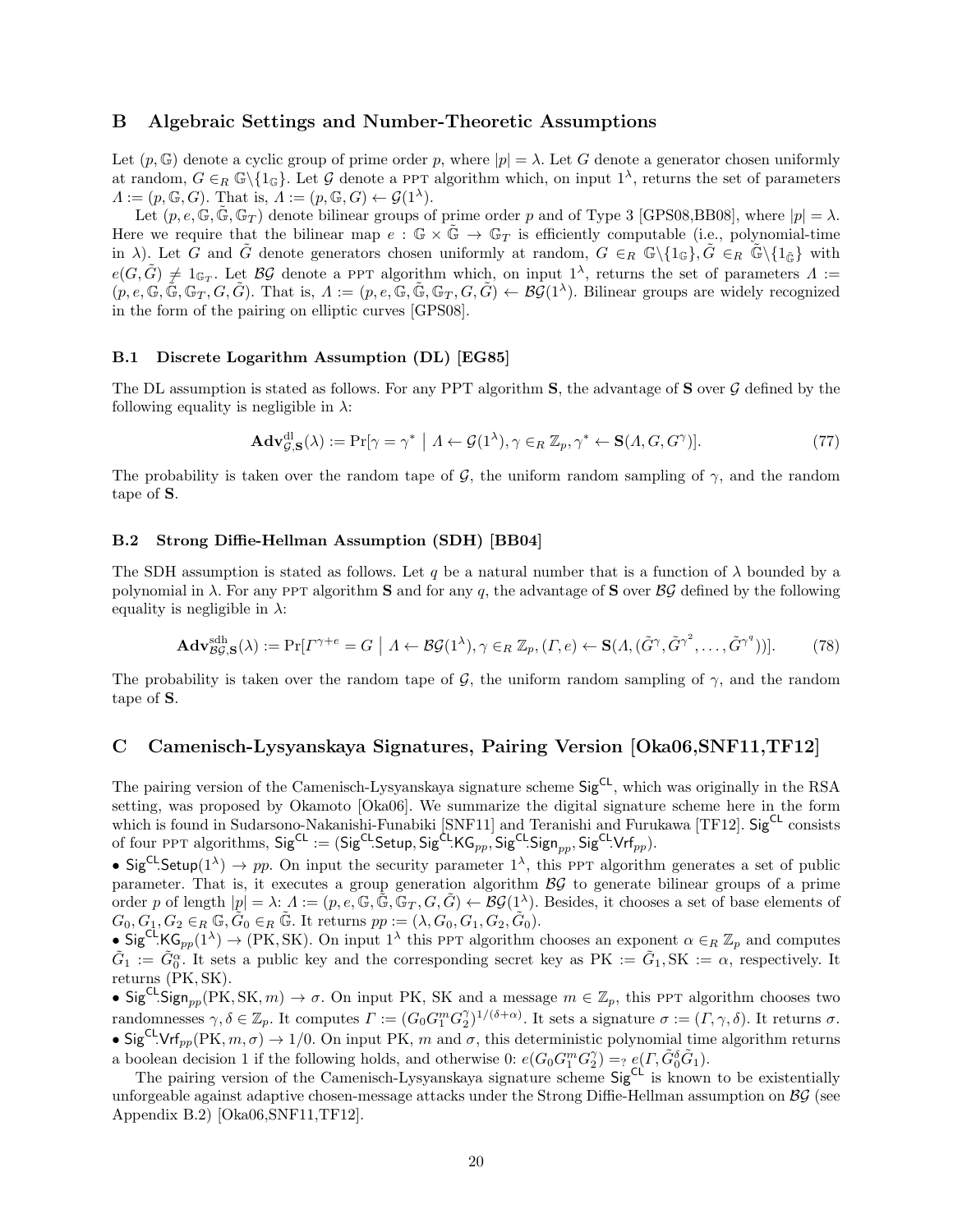## B Algebraic Settings and Number-Theoretic Assumptions

Let $(p, \mathbb{G})$ denote a cyclic group of prime order $p$, where $|p| = \lambda$. Let $G$ denote a generator chosen uniformly at random, $G \in_R \mathbb{G}\backslash\{1_{\mathbb{G}}\}$. Let $\mathcal{G}$ denote a PPT algorithm which, on input $1^\lambda$, returns the set of parameters $\Lambda := (p, \mathbb{G}, G)$. That is, $\Lambda := (p, \mathbb{G}, G) \leftarrow \mathcal{G}(1^\lambda)$.

Let $(p, e, \mathbb{G}, \tilde{\mathbb{G}}, \mathbb{G}_T)$ denote bilinear groups of prime order $p$ and of Type 3 [GPS08,BB08], where $|p| = \lambda$. Here we require that the bilinear map $e : \mathbb{G} \times \tilde{\mathbb{G}} \to \mathbb{G}_T$ is efficiently computable (i.e., polynomial-time in $\lambda$). Let $G$ and $\tilde{G}$ denote generators chosen uniformly at random, $G \in_R \mathbb{G}\backslash\{1_{\mathbb{G}}\}, \tilde{G} \in_R \tilde{\mathbb{G}}\backslash\{1_{\tilde{\mathbb{G}}}\}$ with $e(G, \tilde{G}) \neq 1_{\mathbb{G}_T}$. Let $\mathcal{BG}$ denote a PPT algorithm which, on input $1^\lambda$, returns the set of parameters $\Lambda := (p, e, \mathbb{G}, \tilde{\mathbb{G}}, \mathbb{G}_T, G, \tilde{G})$. That is, $\Lambda := (p, e, \mathbb{G}, \tilde{\mathbb{G}}, \mathbb{G}_T, G, \tilde{G}) \leftarrow \mathcal{BG}(1^\lambda)$. Bilinear groups are widely recognized in the form of the pairing on elliptic curves [GPS08].

### B.1 Discrete Logarithm Assumption (DL) [EG85]

The DL assumption is stated as follows. For any PPT algorithm $\mathbf{S}$, the advantage of $\mathbf{S}$ over $\mathcal{G}$ defined by the following equality is negligible in $\lambda$:

$$\mathbf{Adv}^{\mathrm{dl}}_{\mathcal{G},\mathbf{S}}(\lambda) := \Pr[\gamma = \gamma^* \mid \Lambda \leftarrow \mathcal{G}(1^\lambda), \gamma \in_R \mathbb{Z}_p, \gamma^* \leftarrow \mathbf{S}(\Lambda, G, G^\gamma)]. \tag{77}$$

The probability is taken over the random tape of $\mathcal{G}$, the uniform random sampling of $\gamma$, and the random tape of $\mathbf{S}$.

### B.2 Strong Diffie-Hellman Assumption (SDH) [BB04]

The SDH assumption is stated as follows. Let $q$ be a natural number that is a function of $\lambda$ bounded by a polynomial in $\lambda$. For any PPT algorithm $\mathbf{S}$ and for any $q$, the advantage of $\mathbf{S}$ over $\mathcal{BG}$ defined by the following equality is negligible in $\lambda$:

$$\mathbf{Adv}^{\mathrm{sdh}}_{\mathcal{BG},\mathbf{S}}(\lambda) := \Pr[\Gamma^{\gamma+e} = G \mid \Lambda \leftarrow \mathcal{BG}(1^\lambda), \gamma \in_R \mathbb{Z}_p, (\Gamma, e) \leftarrow \mathbf{S}(\Lambda, (\tilde{G}^\gamma, \tilde{G}^{\gamma^2}, \ldots, \tilde{G}^{\gamma^q}))]. \tag{78}$$

The probability is taken over the random tape of $\mathcal{G}$, the uniform random sampling of $\gamma$, and the random tape of $\mathbf{S}$.

## C Camenisch-Lysyanskaya Signatures, Pairing Version [Oka06,SNF11,TF12]

The pairing version of the Camenisch-Lysyanskaya signature scheme $\mathsf{Sig}^{\mathsf{CL}}$, which was originally in the RSA setting, was proposed by Okamoto [Oka06]. We summarize the digital signature scheme here in the form which is found in Sudarsono-Nakanishi-Funabiki [SNF11] and Teranishi and Furukawa [TF12]. $\mathsf{Sig}^{\mathsf{CL}}$ consists of four PPT algorithms, $\mathsf{Sig}^{\mathsf{CL}} := (\mathsf{Sig}^{\mathsf{CL}}.\mathsf{Setup}, \mathsf{Sig}^{\mathsf{CL}}.\mathsf{KG}_{pp}, \mathsf{Sig}^{\mathsf{CL}}.\mathsf{Sign}_{pp}, \mathsf{Sig}^{\mathsf{CL}}.\mathsf{Vrf}_{pp})$.

- $\mathsf{Sig}^{\mathsf{CL}}.\mathsf{Setup}(1^\lambda) \to pp$. On input the security parameter $1^\lambda$, this PPT algorithm generates a set of public parameter. That is, it executes a group generation algorithm $\mathcal{BG}$ to generate bilinear groups of a prime order $p$ of length $|p| = \lambda$: $\Lambda := (p, e, \mathbb{G}, \tilde{\mathbb{G}}, \mathbb{G}_T, G, \tilde{G}) \leftarrow \mathcal{BG}(1^\lambda)$. Besides, it chooses a set of base elements of $G_0, G_1, G_2 \in_R \mathbb{G}, \tilde{G}_0 \in_R \tilde{\mathbb{G}}$. It returns $pp := (\lambda, G_0, G_1, G_2, \tilde{G}_0)$.
- $\mathsf{Sig}^{\mathsf{CL}}.\mathsf{KG}_{pp}(1^\lambda) \to (\mathrm{PK}, \mathrm{SK})$. On input $1^\lambda$ this PPT algorithm chooses an exponent $\alpha \in_R \mathbb{Z}_p$ and computes $\tilde{G}_1 := \tilde{G}_0^\alpha$. It sets a public key and the corresponding secret key as $\mathrm{PK} := \tilde{G}_1, \mathrm{SK} := \alpha$, respectively. It returns $(\mathrm{PK}, \mathrm{SK})$.
- $\mathsf{Sig}^{\mathsf{CL}}.\mathsf{Sign}_{pp}(\mathrm{PK}, \mathrm{SK}, m) \to \sigma$. On input PK, SK and a message $m \in \mathbb{Z}_p$, this PPT algorithm chooses two randomnesses $\gamma, \delta \in \mathbb{Z}_p$. It computes $\Gamma := (G_0 G_1^m G_2^\gamma)^{1/(\delta+\alpha)}$. It sets a signature $\sigma := (\Gamma, \gamma, \delta)$. It returns $\sigma$.
- $\mathsf{Sig}^{\mathsf{CL}}.\mathsf{Vrf}_{pp}(\mathrm{PK}, m, \sigma) \to 1/0$. On input PK, $m$ and $\sigma$, this deterministic polynomial time algorithm returns a boolean decision 1 if the following holds, and otherwise 0: $e(G_0 G_1^m G_2^\gamma) =_? e(\Gamma, \tilde{G}_0^\delta \tilde{G}_1)$.

The pairing version of the Camenisch-Lysyanskaya signature scheme $\mathsf{Sig}^{\mathsf{CL}}$ is known to be existentially unforgeable against adaptive chosen-message attacks under the Strong Diffie-Hellman assumption on $\mathcal{BG}$ (see Appendix B.2) [Oka06,SNF11,TF12].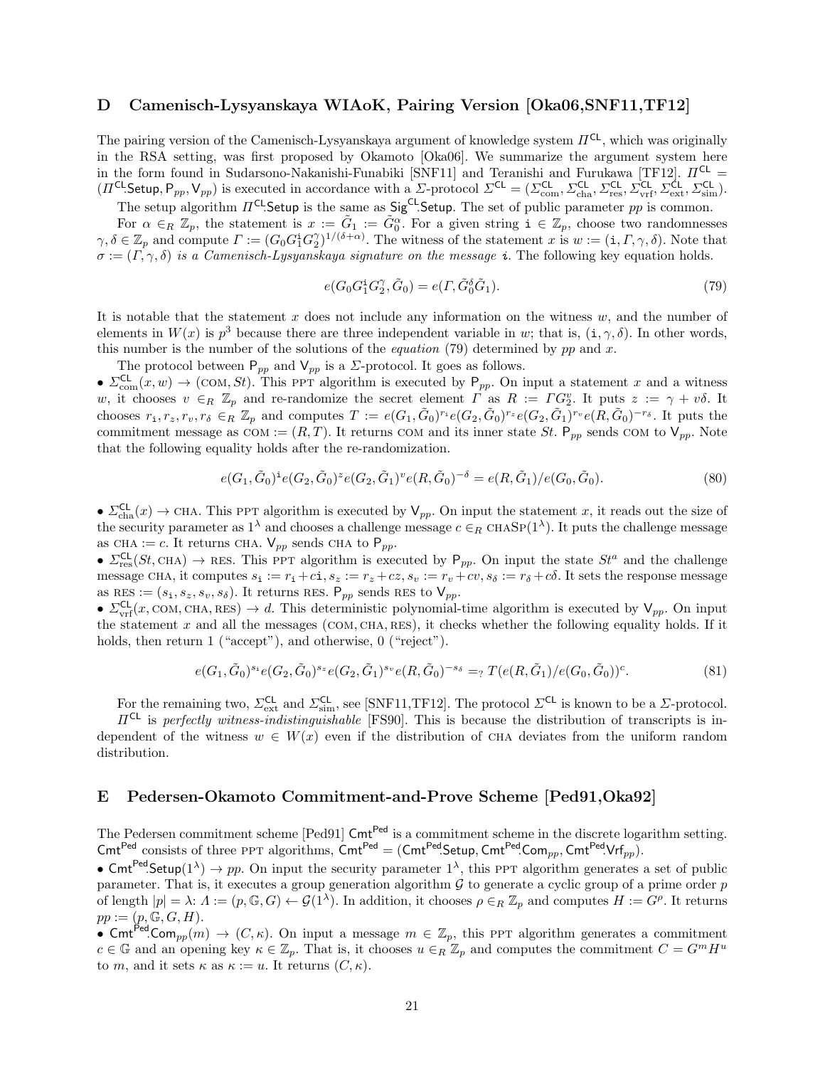## D Camenisch-Lysyanskaya WIAoK, Pairing Version [Oka06,SNF11,TF12]

The pairing version of the Camenisch-Lysyanskaya argument of knowledge system $\Pi^{\mathsf{CL}}$, which was originally in the RSA setting, was first proposed by Okamoto [Oka06]. We summarize the argument system here in the form found in Sudarsono-Nakanishi-Funabiki [SNF11] and Teranishi and Furukawa [TF12]. $\Pi^{\mathsf{CL}} = (\Pi^{\mathsf{CL}}.\mathsf{Setup}, \mathsf{P}_{pp}, \mathsf{V}_{pp})$ is executed in accordance with a $\Sigma$-protocol $\Sigma^{\mathsf{CL}} = (\Sigma^{\mathsf{CL}}_{\mathrm{com}}, \Sigma^{\mathsf{CL}}_{\mathrm{cha}}, \Sigma^{\mathsf{CL}}_{\mathrm{res}}, \Sigma^{\mathsf{CL}}_{\mathrm{vrf}}, \Sigma^{\mathsf{CL}}_{\mathrm{ext}}, \Sigma^{\mathsf{CL}}_{\mathrm{sim}})$.

The setup algorithm $\Pi^{\mathsf{CL}}.\mathsf{Setup}$ is the same as $\mathsf{Sig}^{\mathsf{CL}}.\mathsf{Setup}$. The set of public parameter $pp$ is common.

For $\alpha \in_R \mathbb{Z}_p$, the statement is $x := \tilde{G}_1 := \tilde{G}_0^{\alpha}$. For a given string $\mathtt{i} \in \mathbb{Z}_p$, choose two randomnesses $\gamma, \delta \in \mathbb{Z}_p$ and compute $\Gamma := (G_0 G_1^{\mathtt{i}} G_2^{\gamma})^{1/(\delta+\alpha)}$. The witness of the statement $x$ is $w := (\mathtt{i}, \Gamma, \gamma, \delta)$. Note that $\sigma := (\Gamma, \gamma, \delta)$ *is a Camenisch-Lysyanskaya signature on the message* $\mathtt{i}$. The following key equation holds.

$$e(G_0 G_1^{\mathtt{i}} G_2^{\gamma}, \tilde{G}_0) = e(\Gamma, \tilde{G}_0^{\delta}\tilde{G}_1). \tag{79}$$

It is notable that the statement $x$ does not include any information on the witness $w$, and the number of elements in $W(x)$ is $p^3$ because there are three independent variable in $w$; that is, $(\mathtt{i}, \gamma, \delta)$. In other words, this number is the number of the solutions of the *equation* (79) determined by $pp$ and $x$.

The protocol between $\mathsf{P}_{pp}$ and $\mathsf{V}_{pp}$ is a $\Sigma$-protocol. It goes as follows.

- $\Sigma^{\mathsf{CL}}_{\mathrm{com}}(x, w) \to (\mathrm{COM}, St)$. This PPT algorithm is executed by $\mathsf{P}_{pp}$. On input a statement $x$ and a witness $w$, it chooses $v \in_R \mathbb{Z}_p$ and re-randomize the secret element $\Gamma$ as $R := \Gamma G_2^{v}$. It puts $z := \gamma + v\delta$. It chooses $r_{\mathtt{i}}, r_z, r_v, r_\delta \in_R \mathbb{Z}_p$ and computes $T := e(G_1, \tilde{G}_0)^{r_{\mathtt{i}}} e(G_2, \tilde{G}_0)^{r_z} e(G_2, \tilde{G}_1)^{r_v} e(R, \tilde{G}_0)^{-r_\delta}$. It puts the commitment message as $\mathrm{COM} := (R, T)$. It returns COM and its inner state $St$. $\mathsf{P}_{pp}$ sends COM to $\mathsf{V}_{pp}$. Note that the following equality holds after the re-randomization.

$$e(G_1, \tilde{G}_0)^{\mathtt{i}} e(G_2, \tilde{G}_0)^{z} e(G_2, \tilde{G}_1)^{v} e(R, \tilde{G}_0)^{-\delta} = e(R, \tilde{G}_1)/e(G_0, \tilde{G}_0). \tag{80}$$

- $\Sigma^{\mathsf{CL}}_{\mathrm{cha}}(x) \to \mathrm{CHA}$. This PPT algorithm is executed by $\mathsf{V}_{pp}$. On input the statement $x$, it reads out the size of the security parameter as $1^\lambda$ and chooses a challenge message $c \in_R \mathrm{CHASP}(1^\lambda)$. It puts the challenge message as $\mathrm{CHA} := c$. It returns CHA. $\mathsf{V}_{pp}$ sends CHA to $\mathsf{P}_{pp}$.
- $\Sigma^{\mathsf{CL}}_{\mathrm{res}}(St, \mathrm{CHA}) \to \mathrm{RES}$. This PPT algorithm is executed by $\mathsf{P}_{pp}$. On input the state $St^a$ and the challenge message CHA, it computes $s_{\mathtt{i}} := r_{\mathtt{i}} + c\mathtt{i}, s_z := r_z + cz, s_v := r_v + cv, s_\delta := r_\delta + c\delta$. It sets the response message as $\mathrm{RES} := (s_{\mathtt{i}}, s_z, s_v, s_\delta)$. It returns RES. $\mathsf{P}_{pp}$ sends RES to $\mathsf{V}_{pp}$.
- $\Sigma^{\mathsf{CL}}_{\mathrm{vrf}}(x, \mathrm{COM}, \mathrm{CHA}, \mathrm{RES}) \to d$. This deterministic polynomial-time algorithm is executed by $\mathsf{V}_{pp}$. On input the statement $x$ and all the messages (COM, CHA, RES), it checks whether the following equality holds. If it holds, then return 1 ("accept"), and otherwise, 0 ("reject").

$$e(G_1, \tilde{G}_0)^{s_{\mathtt{i}}} e(G_2, \tilde{G}_0)^{s_z} e(G_2, \tilde{G}_1)^{s_v} e(R, \tilde{G}_0)^{-s_\delta} =_? T(e(R, \tilde{G}_1)/e(G_0, \tilde{G}_0))^{c}. \tag{81}$$

For the remaining two, $\Sigma^{\mathsf{CL}}_{\mathrm{ext}}$ and $\Sigma^{\mathsf{CL}}_{\mathrm{sim}}$, see [SNF11,TF12]. The protocol $\Sigma^{\mathsf{CL}}$ is known to be a $\Sigma$-protocol.

$\Pi^{\mathsf{CL}}$ is *perfectly witness-indistinguishable* [FS90]. This is because the distribution of transcripts is independent of the witness $w \in W(x)$ even if the distribution of CHA deviates from the uniform random distribution.

## E Pedersen-Okamoto Commitment-and-Prove Scheme [Ped91,Oka92]

The Pedersen commitment scheme [Ped91] $\mathsf{Cmt}^{\mathsf{Ped}}$ is a commitment scheme in the discrete logarithm setting. $\mathsf{Cmt}^{\mathsf{Ped}}$ consists of three PPT algorithms, $\mathsf{Cmt}^{\mathsf{Ped}} = (\mathsf{Cmt}^{\mathsf{Ped}}.\mathsf{Setup}, \mathsf{Cmt}^{\mathsf{Ped}}.\mathsf{Com}_{pp}, \mathsf{Cmt}^{\mathsf{Ped}}.\mathsf{Vrf}_{pp})$.

- $\mathsf{Cmt}^{\mathsf{Ped}}.\mathsf{Setup}(1^\lambda) \to pp$. On input the security parameter $1^\lambda$, this PPT algorithm generates a set of public parameter. That is, it executes a group generation algorithm $\mathcal{G}$ to generate a cyclic group of a prime order $p$ of length $|p| = \lambda$: $\Lambda := (p, \mathbb{G}, G) \leftarrow \mathcal{G}(1^\lambda)$. In addition, it chooses $\rho \in_R \mathbb{Z}_p$ and computes $H := G^{\rho}$. It returns $pp := (p, \mathbb{G}, G, H)$.
- $\mathsf{Cmt}^{\mathsf{Ped}}.\mathsf{Com}_{pp}(m) \to (C, \kappa)$. On input a message $m \in \mathbb{Z}_p$, this PPT algorithm generates a commitment $c \in \mathbb{G}$ and an opening key $\kappa \in \mathbb{Z}_p$. That is, it chooses $u \in_R \mathbb{Z}_p$ and computes the commitment $C = G^m H^u$ to $m$, and it sets $\kappa$ as $\kappa := u$. It returns $(C, \kappa)$.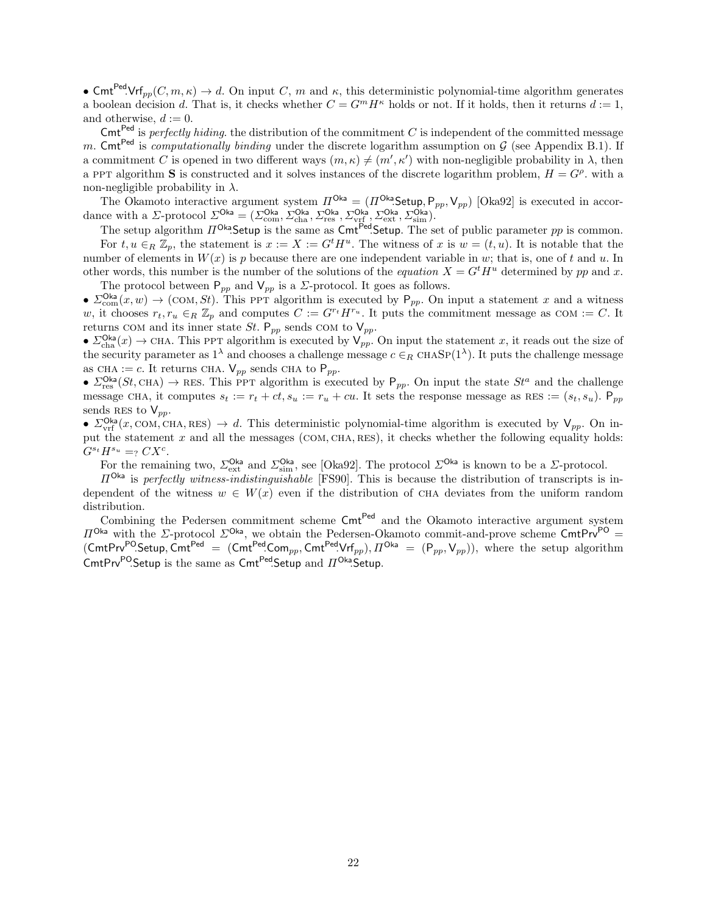• $\mathsf{Cmt}^{\mathsf{Ped}}.\mathsf{Vrf}_{pp}(C, m, \kappa) \to d$. On input $C$, $m$ and $\kappa$, this deterministic polynomial-time algorithm generates a boolean decision $d$. That is, it checks whether $C = G^m H^\kappa$ holds or not. If it holds, then it returns $d := 1$, and otherwise, $d := 0$.

$\mathsf{Cmt}^{\mathsf{Ped}}$ is *perfectly hiding*. the distribution of the commitment $C$ is independent of the committed message $m$. $\mathsf{Cmt}^{\mathsf{Ped}}$ is *computationally binding* under the discrete logarithm assumption on $\mathcal{G}$ (see Appendix B.1). If a commitment $C$ is opened in two different ways $(m, \kappa) \neq (m', \kappa')$ with non-negligible probability in $\lambda$, then a PPT algorithm $\mathbf{S}$ is constructed and it solves instances of the discrete logarithm problem, $H = G^\rho$. with a non-negligible probability in $\lambda$.

The Okamoto interactive argument system $\Pi^{\mathsf{Oka}} = (\Pi^{\mathsf{Oka}}.\mathsf{Setup}, \mathsf{P}_{pp}, \mathsf{V}_{pp})$ [Oka92] is executed in accordance with a $\Sigma$-protocol $\Sigma^{\mathsf{Oka}} = (\Sigma^{\mathsf{Oka}}_{\mathrm{com}}, \Sigma^{\mathsf{Oka}}_{\mathrm{cha}}, \Sigma^{\mathsf{Oka}}_{\mathrm{res}}, \Sigma^{\mathsf{Oka}}_{\mathrm{vrf}}, \Sigma^{\mathsf{Oka}}_{\mathrm{ext}}, \Sigma^{\mathsf{Oka}}_{\mathrm{sim}})$.

The setup algorithm $\Pi^{\mathsf{Oka}}.\mathsf{Setup}$ is the same as $\mathsf{Cmt}^{\mathsf{Ped}}.\mathsf{Setup}$. The set of public parameter $pp$ is common.

For $t, u \in_R \mathbb{Z}_p$, the statement is $x := X := G^t H^u$. The witness of $x$ is $w = (t, u)$. It is notable that the number of elements in $W(x)$ is $p$ because there are one independent variable in $w$; that is, one of $t$ and $u$. In other words, this number is the number of the solutions of the *equation* $X = G^t H^u$ determined by $pp$ and $x$.

The protocol between $\mathsf{P}_{pp}$ and $\mathsf{V}_{pp}$ is a $\Sigma$-protocol. It goes as follows.

• $\Sigma^{\mathsf{Oka}}_{\mathrm{com}}(x, w) \to (\textsc{com}, St)$. This PPT algorithm is executed by $\mathsf{P}_{pp}$. On input a statement $x$ and a witness $w$, it chooses $r_t, r_u \in_R \mathbb{Z}_p$ and computes $C := G^{r_t} H^{r_u}$. It puts the commitment message as $\textsc{com} := C$. It returns $\textsc{com}$ and its inner state $St$. $\mathsf{P}_{pp}$ sends $\textsc{com}$ to $\mathsf{V}_{pp}$.

• $\Sigma^{\mathsf{Oka}}_{\mathrm{cha}}(x) \to \textsc{cha}$. This PPT algorithm is executed by $\mathsf{V}_{pp}$. On input the statement $x$, it reads out the size of the security parameter as $1^\lambda$ and chooses a challenge message $c \in_R \textsc{chaSp}(1^\lambda)$. It puts the challenge message as $\textsc{cha} := c$. It returns $\textsc{cha}$. $\mathsf{V}_{pp}$ sends $\textsc{cha}$ to $\mathsf{P}_{pp}$.

• $\Sigma^{\mathsf{Oka}}_{\mathrm{res}}(St, \textsc{cha}) \to \textsc{res}$. This PPT algorithm is executed by $\mathsf{P}_{pp}$. On input the state $St^a$ and the challenge message $\textsc{cha}$, it computes $s_t := r_t + ct, s_u := r_u + cu$. It sets the response message as $\textsc{res} := (s_t, s_u)$. $\mathsf{P}_{pp}$ sends $\textsc{res}$ to $\mathsf{V}_{pp}$.

• $\Sigma^{\mathsf{Oka}}_{\mathrm{vrf}}(x, \textsc{com}, \textsc{cha}, \textsc{res}) \to d$. This deterministic polynomial-time algorithm is executed by $\mathsf{V}_{pp}$. On input the statement $x$ and all the messages $(\textsc{com}, \textsc{cha}, \textsc{res})$, it checks whether the following equality holds: $G^{s_t} H^{s_u} =_? CX^c$.

For the remaining two, $\Sigma^{\mathsf{Oka}}_{\mathrm{ext}}$ and $\Sigma^{\mathsf{Oka}}_{\mathrm{sim}}$, see [Oka92]. The protocol $\Sigma^{\mathsf{Oka}}$ is known to be a $\Sigma$-protocol.

$\Pi^{\mathsf{Oka}}$ is *perfectly witness-indistinguishable* [FS90]. This is because the distribution of transcripts is independent of the witness $w \in W(x)$ even if the distribution of $\textsc{cha}$ deviates from the uniform random distribution.

Combining the Pedersen commitment scheme $\mathsf{Cmt}^{\mathsf{Ped}}$ and the Okamoto interactive argument system $\Pi^{\mathsf{Oka}}$ with the $\Sigma$-protocol $\Sigma^{\mathsf{Oka}}$, we obtain the Pedersen-Okamoto commit-and-prove scheme $\mathsf{CmtPrv}^{\mathsf{PO}} = (\mathsf{CmtPrv}^{\mathsf{PO}}.\mathsf{Setup}, \mathsf{Cmt}^{\mathsf{Ped}} = (\mathsf{Cmt}^{\mathsf{Ped}}.\mathsf{Com}_{pp}, \mathsf{Cmt}^{\mathsf{Ped}}.\mathsf{Vrf}_{pp}), \Pi^{\mathsf{Oka}} = (\mathsf{P}_{pp}, \mathsf{V}_{pp}))$, where the setup algorithm $\mathsf{CmtPrv}^{\mathsf{PO}}.\mathsf{Setup}$ is the same as $\mathsf{Cmt}^{\mathsf{Ped}}.\mathsf{Setup}$ and $\Pi^{\mathsf{Oka}}.\mathsf{Setup}$.